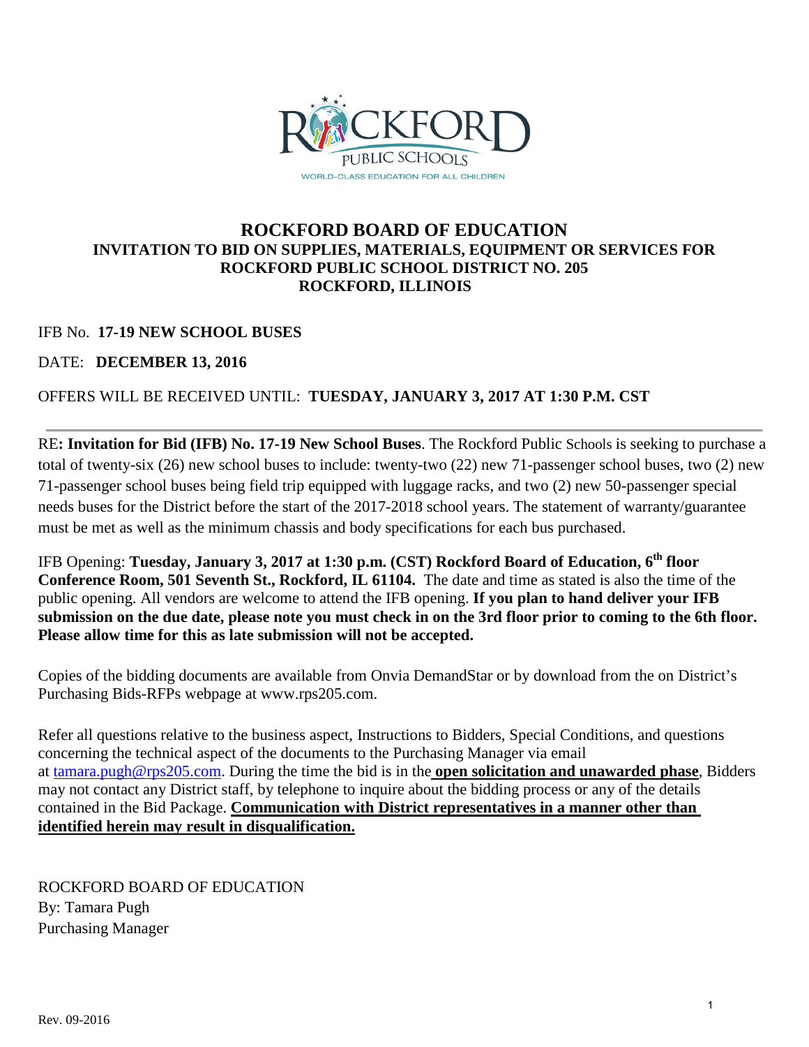# ROCKFORD BOARD OF EDUCATION

## INVITATION TO BID ON SUPPLIES, MATERIALS, EQUIPMENT OR SERVICES FOR ROCKFORD PUBLIC SCHOOL DISTRICT NO. 205 ROCKFORD, ILLINOIS

IFB No. **17-19 NEW SCHOOL BUSES**

DATE: **DECEMBER 13, 2016**

OFFERS WILL BE RECEIVED UNTIL: **TUESDAY, JANUARY 3, 2017 AT 1:30 P.M. CST**

---

RE**: Invitation for Bid (IFB) No. 17-19 New School Buses**. The Rockford Public Schools is seeking to purchase a total of twenty-six (26) new school buses to include: twenty-two (22) new 71-passenger school buses, two (2) new 71-passenger school buses being field trip equipped with luggage racks, and two (2) new 50-passenger special needs buses for the District before the start of the 2017-2018 school years. The statement of warranty/guarantee must be met as well as the minimum chassis and body specifications for each bus purchased.

IFB Opening: **Tuesday, January 3, 2017 at 1:30 p.m. (CST) Rockford Board of Education, 6th floor Conference Room, 501 Seventh St., Rockford, IL 61104.** The date and time as stated is also the time of the public opening. All vendors are welcome to attend the IFB opening. **If you plan to hand deliver your IFB submission on the due date, please note you must check in on the 3rd floor prior to coming to the 6th floor. Please allow time for this as late submission will not be accepted.**

Copies of the bidding documents are available from Onvia DemandStar or by download from the on District's Purchasing Bids-RFPs webpage at www.rps205.com.

Refer all questions relative to the business aspect, Instructions to Bidders, Special Conditions, and questions concerning the technical aspect of the documents to the Purchasing Manager via email at tamara.pugh@rps205.com. During the time the bid is in the **open solicitation and unawarded phase**, Bidders may not contact any District staff, by telephone to inquire about the bidding process or any of the details contained in the Bid Package. **Communication with District representatives in a manner other than identified herein may result in disqualification.**

ROCKFORD BOARD OF EDUCATION
By: Tamara Pugh
Purchasing Manager

Rev. 09-2016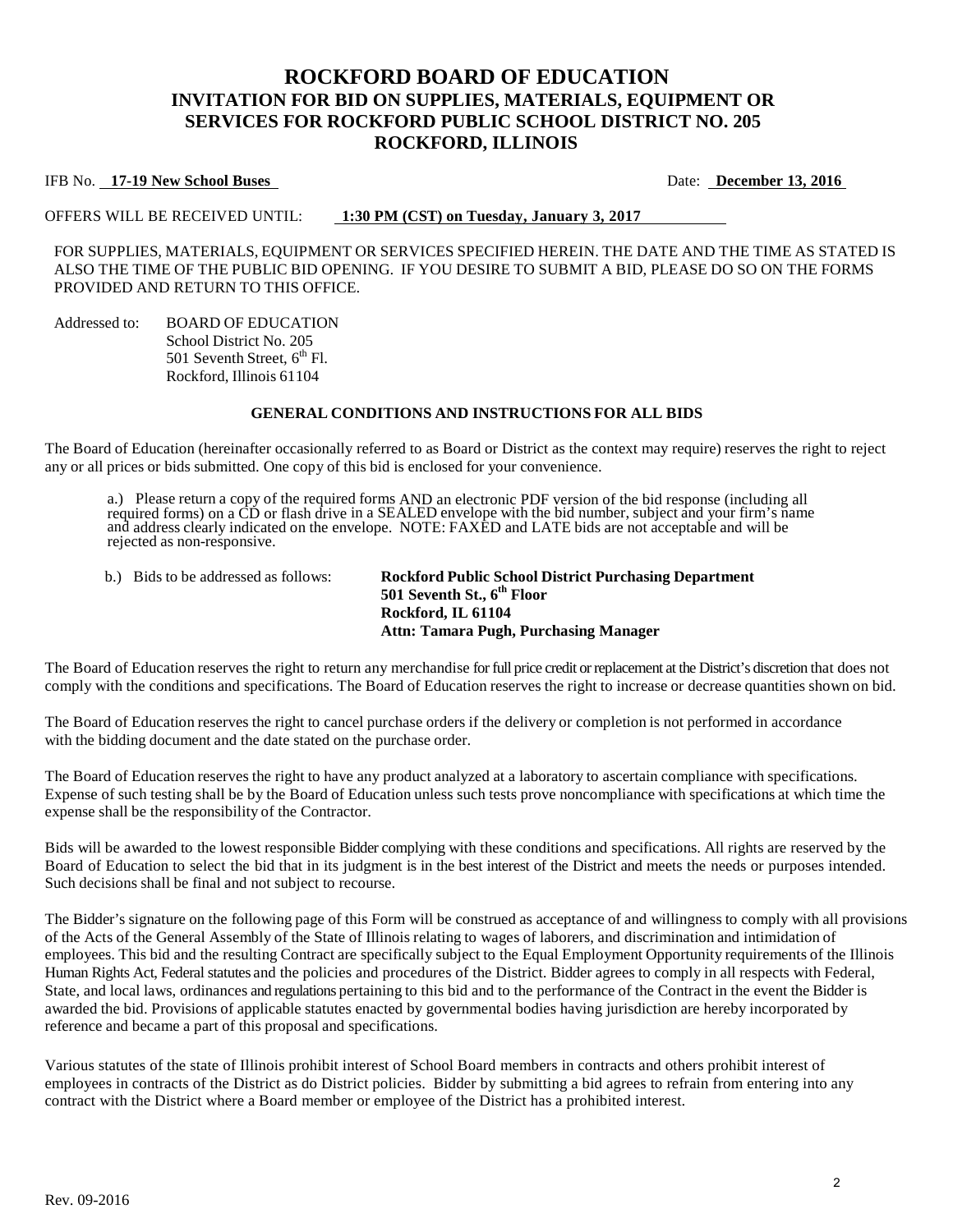# ROCKFORD BOARD OF EDUCATION
## INVITATION FOR BID ON SUPPLIES, MATERIALS, EQUIPMENT OR SERVICES FOR ROCKFORD PUBLIC SCHOOL DISTRICT NO. 205
## ROCKFORD, ILLINOIS

IFB No. **17-19 New School Buses** Date: **December 13, 2016**

OFFERS WILL BE RECEIVED UNTIL: **1:30 PM (CST) on Tuesday, January 3, 2017**

FOR SUPPLIES, MATERIALS, EQUIPMENT OR SERVICES SPECIFIED HEREIN. THE DATE AND THE TIME AS STATED IS ALSO THE TIME OF THE PUBLIC BID OPENING. IF YOU DESIRE TO SUBMIT A BID, PLEASE DO SO ON THE FORMS PROVIDED AND RETURN TO THIS OFFICE.

Addressed to: BOARD OF EDUCATION
School District No. 205
501 Seventh Street, 6th Fl.
Rockford, Illinois 61104

### GENERAL CONDITIONS AND INSTRUCTIONS FOR ALL BIDS

The Board of Education (hereinafter occasionally referred to as Board or District as the context may require) reserves the right to reject any or all prices or bids submitted. One copy of this bid is enclosed for your convenience.

a.) Please return a copy of the required forms AND an electronic PDF version of the bid response (including all required forms) on a CD or flash drive in a SEALED envelope with the bid number, subject and your firm's name and address clearly indicated on the envelope. NOTE: FAXED and LATE bids are not acceptable and will be rejected as non-responsive.

b.) Bids to be addressed as follows: **Rockford Public School District Purchasing Department**
**501 Seventh St., 6th Floor**
**Rockford, IL 61104**
**Attn: Tamara Pugh, Purchasing Manager**

The Board of Education reserves the right to return any merchandise for full price credit or replacement at the District's discretion that does not comply with the conditions and specifications. The Board of Education reserves the right to increase or decrease quantities shown on bid.

The Board of Education reserves the right to cancel purchase orders if the delivery or completion is not performed in accordance with the bidding document and the date stated on the purchase order.

The Board of Education reserves the right to have any product analyzed at a laboratory to ascertain compliance with specifications. Expense of such testing shall be by the Board of Education unless such tests prove noncompliance with specifications at which time the expense shall be the responsibility of the Contractor.

Bids will be awarded to the lowest responsible Bidder complying with these conditions and specifications. All rights are reserved by the Board of Education to select the bid that in its judgment is in the best interest of the District and meets the needs or purposes intended. Such decisions shall be final and not subject to recourse.

The Bidder's signature on the following page of this Form will be construed as acceptance of and willingness to comply with all provisions of the Acts of the General Assembly of the State of Illinois relating to wages of laborers, and discrimination and intimidation of employees. This bid and the resulting Contract are specifically subject to the Equal Employment Opportunity requirements of the Illinois Human Rights Act, Federal statutes and the policies and procedures of the District. Bidder agrees to comply in all respects with Federal, State, and local laws, ordinances and regulations pertaining to this bid and to the performance of the Contract in the event the Bidder is awarded the bid. Provisions of applicable statutes enacted by governmental bodies having jurisdiction are hereby incorporated by reference and became a part of this proposal and specifications.

Various statutes of the state of Illinois prohibit interest of School Board members in contracts and others prohibit interest of employees in contracts of the District as do District policies. Bidder by submitting a bid agrees to refrain from entering into any contract with the District where a Board member or employee of the District has a prohibited interest.

Rev. 09-2016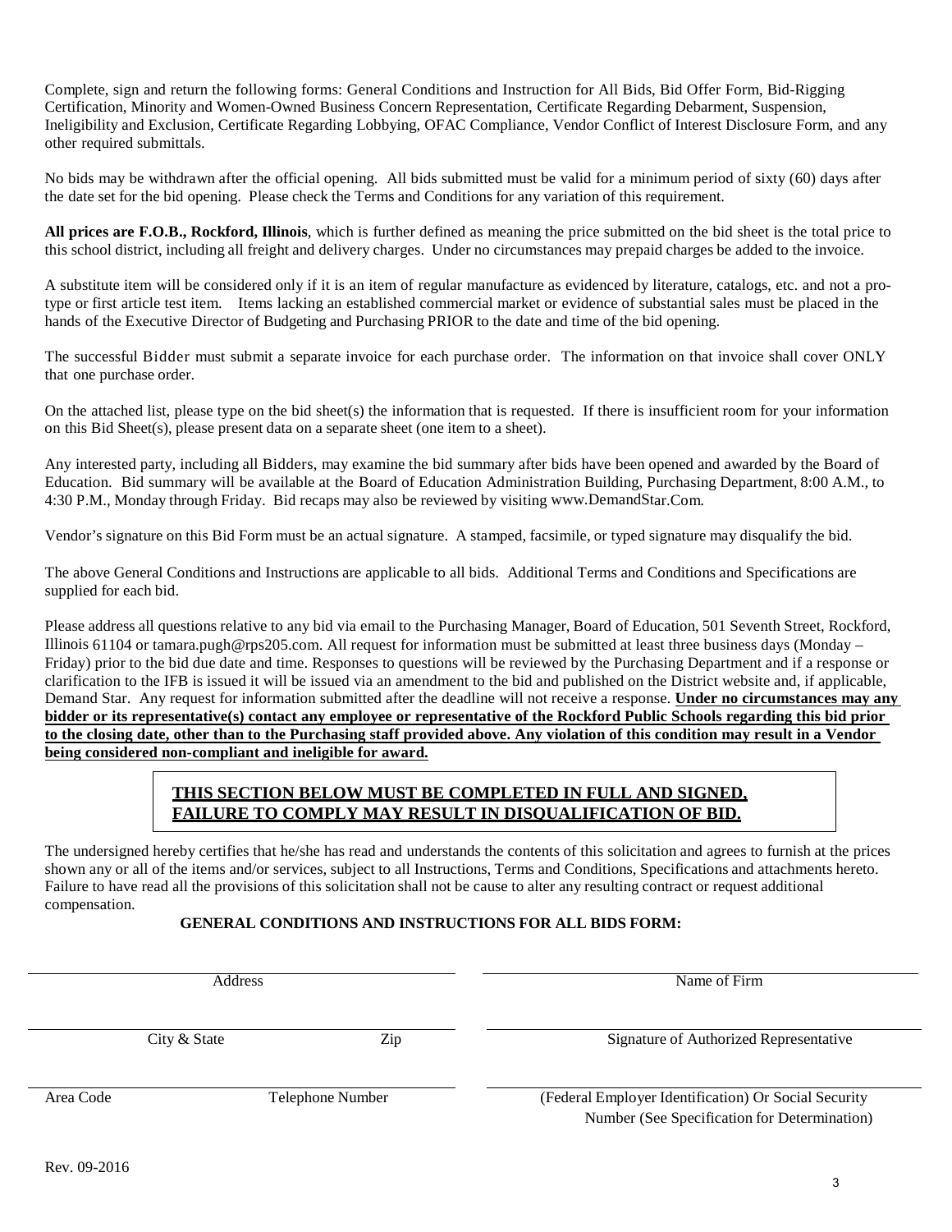Complete, sign and return the following forms: General Conditions and Instruction for All Bids, Bid Offer Form, Bid-Rigging Certification, Minority and Women-Owned Business Concern Representation, Certificate Regarding Debarment, Suspension, Ineligibility and Exclusion, Certificate Regarding Lobbying, OFAC Compliance, Vendor Conflict of Interest Disclosure Form, and any other required submittals.

No bids may be withdrawn after the official opening. All bids submitted must be valid for a minimum period of sixty (60) days after the date set for the bid opening. Please check the Terms and Conditions for any variation of this requirement.

**All prices are F.O.B., Rockford, Illinois**, which is further defined as meaning the price submitted on the bid sheet is the total price to this school district, including all freight and delivery charges. Under no circumstances may prepaid charges be added to the invoice.

A substitute item will be considered only if it is an item of regular manufacture as evidenced by literature, catalogs, etc. and not a pro-type or first article test item. Items lacking an established commercial market or evidence of substantial sales must be placed in the hands of the Executive Director of Budgeting and Purchasing PRIOR to the date and time of the bid opening.

The successful Bidder must submit a separate invoice for each purchase order. The information on that invoice shall cover ONLY that one purchase order.

On the attached list, please type on the bid sheet(s) the information that is requested. If there is insufficient room for your information on this Bid Sheet(s), please present data on a separate sheet (one item to a sheet).

Any interested party, including all Bidders, may examine the bid summary after bids have been opened and awarded by the Board of Education. Bid summary will be available at the Board of Education Administration Building, Purchasing Department, 8:00 A.M., to 4:30 P.M., Monday through Friday. Bid recaps may also be reviewed by visiting www.DemandStar.Com.

Vendor's signature on this Bid Form must be an actual signature. A stamped, facsimile, or typed signature may disqualify the bid.

The above General Conditions and Instructions are applicable to all bids. Additional Terms and Conditions and Specifications are supplied for each bid.

Please address all questions relative to any bid via email to the Purchasing Manager, Board of Education, 501 Seventh Street, Rockford, Illinois 61104 or tamara.pugh@rps205.com. All request for information must be submitted at least three business days (Monday – Friday) prior to the bid due date and time. Responses to questions will be reviewed by the Purchasing Department and if a response or clarification to the IFB is issued it will be issued via an amendment to the bid and published on the District website and, if applicable, Demand Star. Any request for information submitted after the deadline will not receive a response. **Under no circumstances may any bidder or its representative(s) contact any employee or representative of the Rockford Public Schools regarding this bid prior to the closing date, other than to the Purchasing staff provided above. Any violation of this condition may result in a Vendor being considered non-compliant and ineligible for award.**

**THIS SECTION BELOW MUST BE COMPLETED IN FULL AND SIGNED, FAILURE TO COMPLY MAY RESULT IN DISQUALIFICATION OF BID.**

The undersigned hereby certifies that he/she has read and understands the contents of this solicitation and agrees to furnish at the prices shown any or all of the items and/or services, subject to all Instructions, Terms and Conditions, Specifications and attachments hereto. Failure to have read all the provisions of this solicitation shall not be cause to alter any resulting contract or request additional compensation.

**GENERAL CONDITIONS AND INSTRUCTIONS FOR ALL BIDS FORM:**

| | |
|---|---|
| Address | Name of Firm |
| City & State     Zip | Signature of Authorized Representative |
| Area Code     Telephone Number | (Federal Employer Identification) Or Social Security Number (See Specification for Determination) |

Rev. 09-2016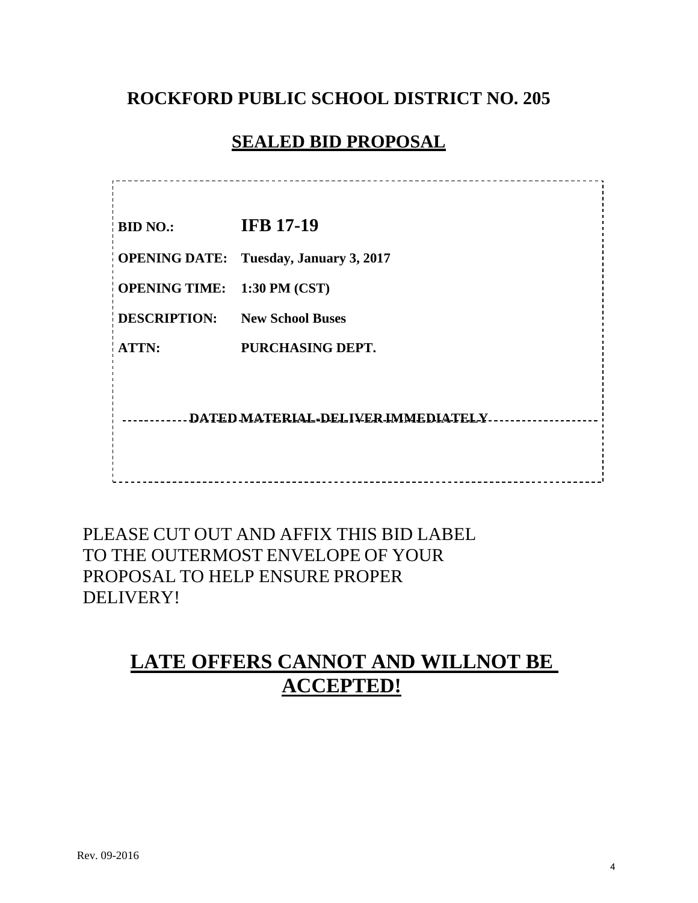# ROCKFORD PUBLIC SCHOOL DISTRICT NO. 205

## SEALED BID PROPOSAL

**BID NO.:** **IFB 17-19**

**OPENING DATE:** **Tuesday, January 3, 2017**

**OPENING TIME:** **1:30 PM (CST)**

**DESCRIPTION:** **New School Buses**

**ATTN:** **PURCHASING DEPT.**

**DATED MATERIAL-DELIVER IMMEDIATELY**

PLEASE CUT OUT AND AFFIX THIS BID LABEL TO THE OUTERMOST ENVELOPE OF YOUR PROPOSAL TO HELP ENSURE PROPER DELIVERY!

## LATE OFFERS CANNOT AND WILLNOT BE ACCEPTED!

Rev. 09-2016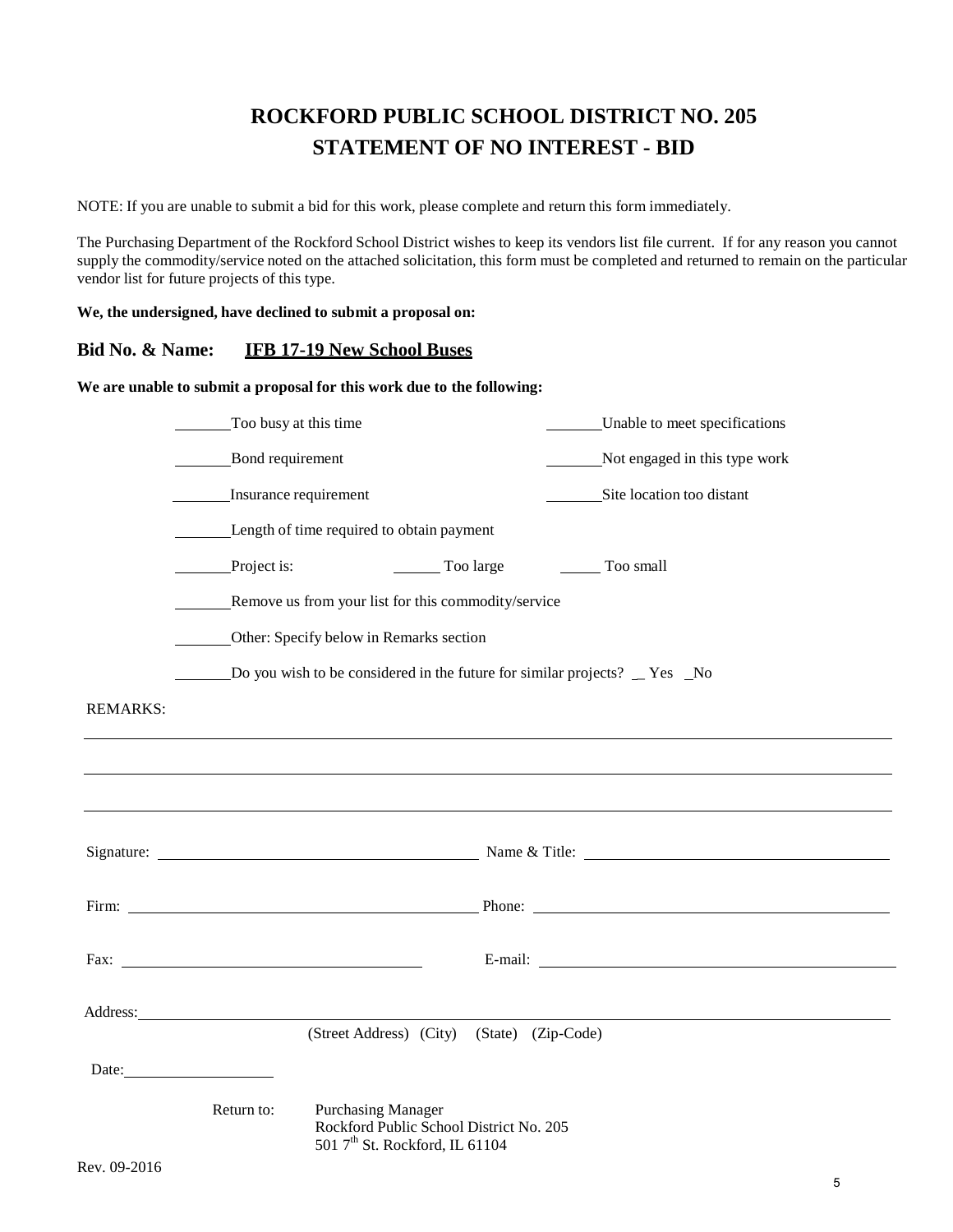# ROCKFORD PUBLIC SCHOOL DISTRICT NO. 205
# STATEMENT OF NO INTEREST - BID

NOTE: If you are unable to submit a bid for this work, please complete and return this form immediately.

The Purchasing Department of the Rockford School District wishes to keep its vendors list file current. If for any reason you cannot supply the commodity/service noted on the attached solicitation, this form must be completed and returned to remain on the particular vendor list for future projects of this type.

**We, the undersigned, have declined to submit a proposal on:**

**Bid No. & Name:** **IFB 17-19 New School Buses**

**We are unable to submit a proposal for this work due to the following:**

_______ Too busy at this time

_______ Unable to meet specifications

_______ Bond requirement

_______ Not engaged in this type work

_______ Insurance requirement

_______ Site location too distant

_______ Length of time required to obtain payment

_______ Project is: ______ Too large ______ Too small

_______ Remove us from your list for this commodity/service

_______ Other: Specify below in Remarks section

_______ Do you wish to be considered in the future for similar projects? _ Yes _No

REMARKS:

______________________________________________________________________

______________________________________________________________________

______________________________________________________________________

Signature: ______________________ Name & Title: ______________________

Firm: ______________________ Phone: ______________________

Fax: ______________________ E-mail: ______________________

Address: ______________________________________________________________

(Street Address) (City) (State) (Zip-Code)

Date: ______________

Return to: Purchasing Manager
Rockford Public School District No. 205
501 7th St. Rockford, IL 61104

Rev. 09-2016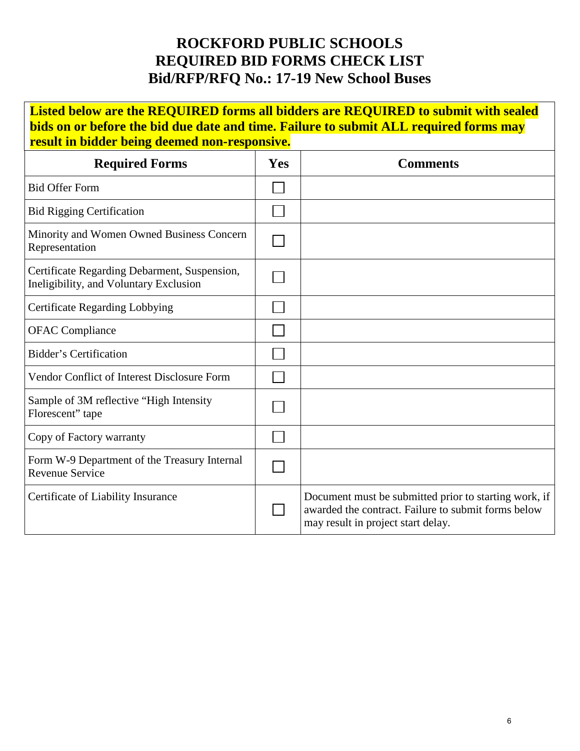# ROCKFORD PUBLIC SCHOOLS
# REQUIRED BID FORMS CHECK LIST
# Bid/RFP/RFQ No.: 17-19 New School Buses

**Listed below are the REQUIRED forms all bidders are REQUIRED to submit with sealed bids on or before the bid due date and time. Failure to submit ALL required forms may result in bidder being deemed non-responsive.**

| Required Forms | Yes | Comments |
|---|---|---|
| Bid Offer Form | ☐ | |
| Bid Rigging Certification | ☐ | |
| Minority and Women Owned Business Concern Representation | ☐ | |
| Certificate Regarding Debarment, Suspension, Ineligibility, and Voluntary Exclusion | ☐ | |
| Certificate Regarding Lobbying | ☐ | |
| OFAC Compliance | ☐ | |
| Bidder's Certification | ☐ | |
| Vendor Conflict of Interest Disclosure Form | ☐ | |
| Sample of 3M reflective "High Intensity Florescent" tape | ☐ | |
| Copy of Factory warranty | ☐ | |
| Form W-9 Department of the Treasury Internal Revenue Service | ☐ | |
| Certificate of Liability Insurance | ☐ | Document must be submitted prior to starting work, if awarded the contract. Failure to submit forms below may result in project start delay. |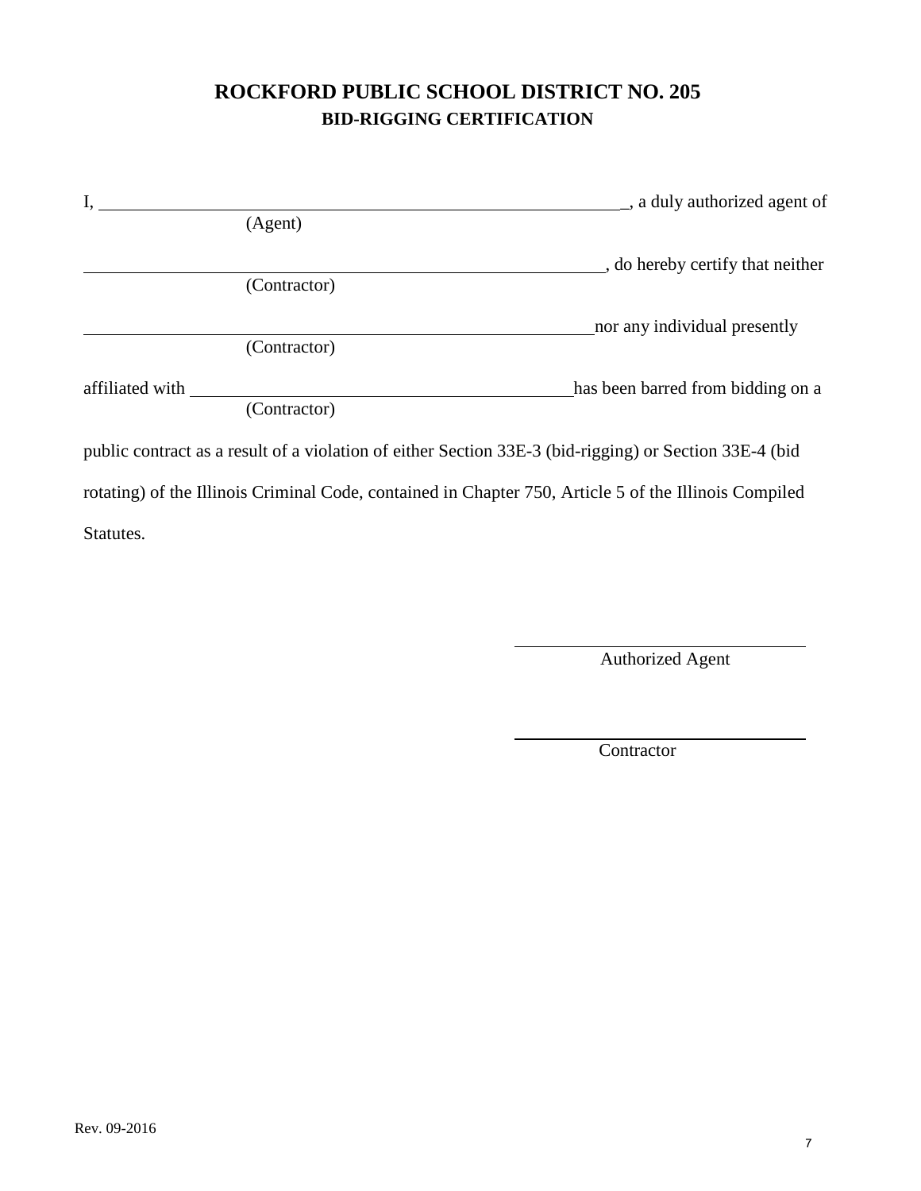# ROCKFORD PUBLIC SCHOOL DISTRICT NO. 205

## BID-RIGGING CERTIFICATION

I, ______________________________________________, a duly authorized agent of
(Agent)

______________________________________________, do hereby certify that neither
(Contractor)

______________________________________________ nor any individual presently
(Contractor)

affiliated with ______________________________ has been barred from bidding on a
(Contractor)

public contract as a result of a violation of either Section 33E-3 (bid-rigging) or Section 33E-4 (bid rotating) of the Illinois Criminal Code, contained in Chapter 750, Article 5 of the Illinois Compiled Statutes.

______________________________
Authorized Agent

______________________________
Contractor

Rev. 09-2016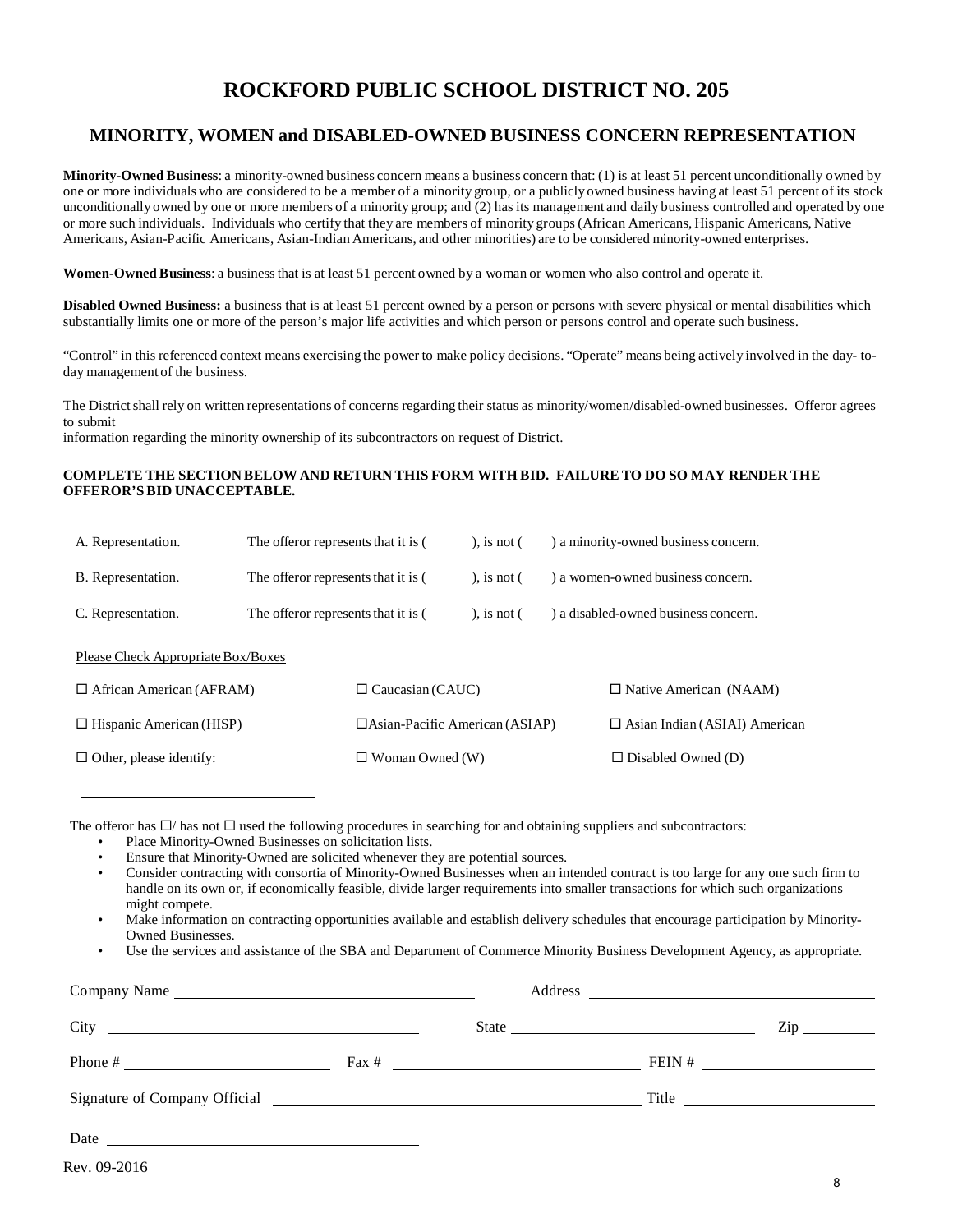# ROCKFORD PUBLIC SCHOOL DISTRICT NO. 205

## MINORITY, WOMEN and DISABLED-OWNED BUSINESS CONCERN REPRESENTATION

**Minority-Owned Business**: a minority-owned business concern means a business concern that: (1) is at least 51 percent unconditionally owned by one or more individuals who are considered to be a member of a minority group, or a publicly owned business having at least 51 percent of its stock unconditionally owned by one or more members of a minority group; and (2) has its management and daily business controlled and operated by one or more such individuals. Individuals who certify that they are members of minority groups (African Americans, Hispanic Americans, Native Americans, Asian-Pacific Americans, Asian-Indian Americans, and other minorities) are to be considered minority-owned enterprises.

**Women-Owned Business**: a business that is at least 51 percent owned by a woman or women who also control and operate it.

**Disabled Owned Business:** a business that is at least 51 percent owned by a person or persons with severe physical or mental disabilities which substantially limits one or more of the person's major life activities and which person or persons control and operate such business.

"Control" in this referenced context means exercising the power to make policy decisions. "Operate" means being actively involved in the day- to-day management of the business.

The District shall rely on written representations of concerns regarding their status as minority/women/disabled-owned businesses. Offeror agrees to submit
information regarding the minority ownership of its subcontractors on request of District.

**COMPLETE THE SECTION BELOW AND RETURN THIS FORM WITH BID. FAILURE TO DO SO MAY RENDER THE OFFEROR'S BID UNACCEPTABLE.**

A. Representation. The offeror represents that it is (   ), is not (   ) a minority-owned business concern.

B. Representation. The offeror represents that it is (   ), is not (   ) a women-owned business concern.

C. Representation. The offeror represents that it is (   ), is not (   ) a disabled-owned business concern.

Please Check Appropriate Box/Boxes

| | | |
|---|---|---|
| ☐ African American (AFRAM) | ☐ Caucasian (CAUC) | ☐ Native American (NAAM) |
| ☐ Hispanic American (HISP) | ☐Asian-Pacific American (ASIAP) | ☐ Asian Indian (ASIAI) American |
| ☐ Other, please identify: | ☐ Woman Owned (W) | ☐ Disabled Owned (D) |

\_\_\_\_\_\_\_\_\_\_\_\_\_\_\_\_\_\_\_\_\_\_\_\_\_\_\_\_\_\_

The offeror has ☐/ has not ☐ used the following procedures in searching for and obtaining suppliers and subcontractors:

- Place Minority-Owned Businesses on solicitation lists.
- Ensure that Minority-Owned are solicited whenever they are potential sources.
- Consider contracting with consortia of Minority-Owned Businesses when an intended contract is too large for any one such firm to handle on its own or, if economically feasible, divide larger requirements into smaller transactions for which such organizations might compete.
- Make information on contracting opportunities available and establish delivery schedules that encourage participation by Minority-Owned Businesses.
- Use the services and assistance of the SBA and Department of Commerce Minority Business Development Agency, as appropriate.

Company Name \_\_\_\_\_\_\_\_\_\_\_\_\_\_\_\_\_\_\_\_ Address \_\_\_\_\_\_\_\_\_\_\_\_\_\_\_\_\_\_\_\_

City \_\_\_\_\_\_\_\_\_\_\_\_\_\_\_\_\_\_\_\_ State \_\_\_\_\_\_\_\_\_\_\_\_\_\_\_\_ Zip \_\_\_\_\_\_\_\_

Phone # \_\_\_\_\_\_\_\_\_\_\_\_\_\_ Fax # \_\_\_\_\_\_\_\_\_\_\_\_\_\_ FEIN # \_\_\_\_\_\_\_\_\_\_\_\_\_\_

Signature of Company Official \_\_\_\_\_\_\_\_\_\_\_\_\_\_\_\_\_\_\_\_\_\_\_\_\_\_\_\_ Title \_\_\_\_\_\_\_\_\_\_\_\_\_\_

Date \_\_\_\_\_\_\_\_\_\_\_\_\_\_\_\_\_\_\_\_

Rev. 09-2016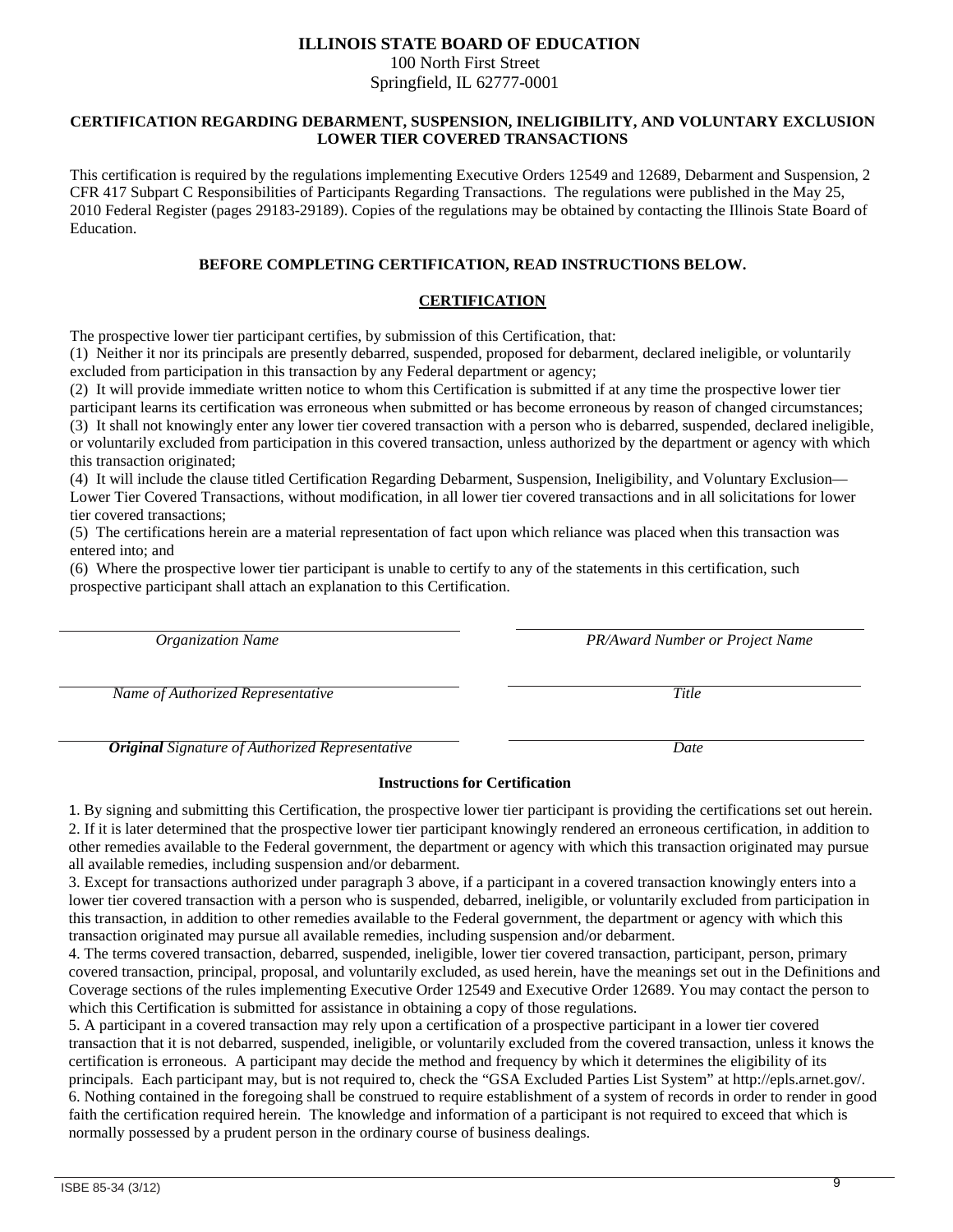**ILLINOIS STATE BOARD OF EDUCATION**
100 North First Street
Springfield, IL 62777-0001

**CERTIFICATION REGARDING DEBARMENT, SUSPENSION, INELIGIBILITY, AND VOLUNTARY EXCLUSION LOWER TIER COVERED TRANSACTIONS**

This certification is required by the regulations implementing Executive Orders 12549 and 12689, Debarment and Suspension, 2 CFR 417 Subpart C Responsibilities of Participants Regarding Transactions. The regulations were published in the May 25, 2010 Federal Register (pages 29183-29189). Copies of the regulations may be obtained by contacting the Illinois State Board of Education.

**BEFORE COMPLETING CERTIFICATION, READ INSTRUCTIONS BELOW.**

## CERTIFICATION

The prospective lower tier participant certifies, by submission of this Certification, that:

(1) Neither it nor its principals are presently debarred, suspended, proposed for debarment, declared ineligible, or voluntarily excluded from participation in this transaction by any Federal department or agency;

(2) It will provide immediate written notice to whom this Certification is submitted if at any time the prospective lower tier participant learns its certification was erroneous when submitted or has become erroneous by reason of changed circumstances;

(3) It shall not knowingly enter any lower tier covered transaction with a person who is debarred, suspended, declared ineligible, or voluntarily excluded from participation in this covered transaction, unless authorized by the department or agency with which this transaction originated;

(4) It will include the clause titled Certification Regarding Debarment, Suspension, Ineligibility, and Voluntary Exclusion—Lower Tier Covered Transactions, without modification, in all lower tier covered transactions and in all solicitations for lower tier covered transactions;

(5) The certifications herein are a material representation of fact upon which reliance was placed when this transaction was entered into; and

(6) Where the prospective lower tier participant is unable to certify to any of the statements in this certification, such prospective participant shall attach an explanation to this Certification.

| | |
|---|---|
| *Organization Name* | *PR/Award Number or Project Name* |
| *Name of Authorized Representative* | *Title* |
| ***Original*** *Signature of Authorized Representative* | *Date* |

**Instructions for Certification**

1. By signing and submitting this Certification, the prospective lower tier participant is providing the certifications set out herein.
2. If it is later determined that the prospective lower tier participant knowingly rendered an erroneous certification, in addition to other remedies available to the Federal government, the department or agency with which this transaction originated may pursue all available remedies, including suspension and/or debarment.
3. Except for transactions authorized under paragraph 3 above, if a participant in a covered transaction knowingly enters into a lower tier covered transaction with a person who is suspended, debarred, ineligible, or voluntarily excluded from participation in this transaction, in addition to other remedies available to the Federal government, the department or agency with which this transaction originated may pursue all available remedies, including suspension and/or debarment.
4. The terms covered transaction, debarred, suspended, ineligible, lower tier covered transaction, participant, person, primary covered transaction, principal, proposal, and voluntarily excluded, as used herein, have the meanings set out in the Definitions and Coverage sections of the rules implementing Executive Order 12549 and Executive Order 12689. You may contact the person to which this Certification is submitted for assistance in obtaining a copy of those regulations.
5. A participant in a covered transaction may rely upon a certification of a prospective participant in a lower tier covered transaction that it is not debarred, suspended, ineligible, or voluntarily excluded from the covered transaction, unless it knows the certification is erroneous. A participant may decide the method and frequency by which it determines the eligibility of its principals. Each participant may, but is not required to, check the "GSA Excluded Parties List System" at http://epls.arnet.gov/.
6. Nothing contained in the foregoing shall be construed to require establishment of a system of records in order to render in good faith the certification required herein. The knowledge and information of a participant is not required to exceed that which is normally possessed by a prudent person in the ordinary course of business dealings.

ISBE 85-34 (3/12)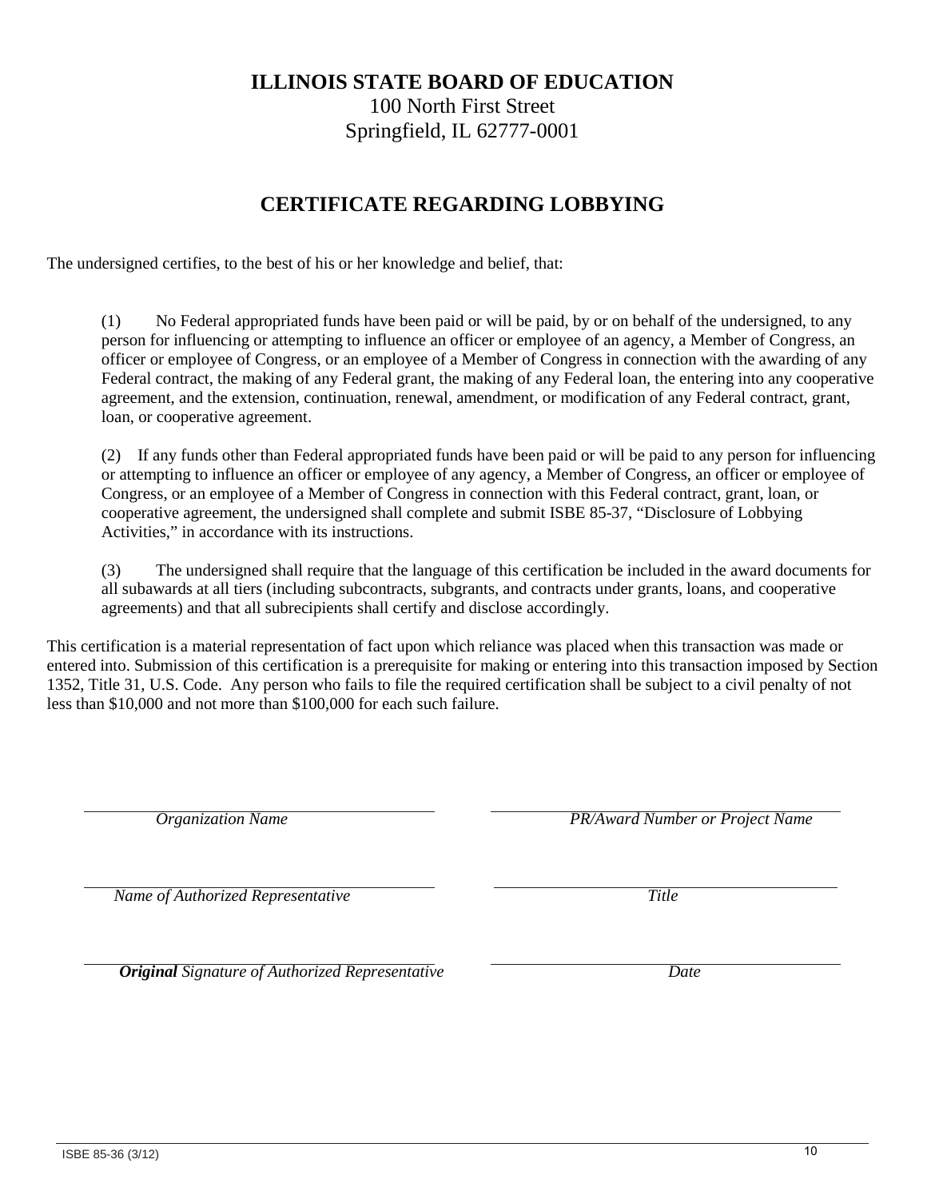**ILLINOIS STATE BOARD OF EDUCATION**
100 North First Street
Springfield, IL 62777-0001

# CERTIFICATE REGARDING LOBBYING

The undersigned certifies, to the best of his or her knowledge and belief, that:

(1) No Federal appropriated funds have been paid or will be paid, by or on behalf of the undersigned, to any person for influencing or attempting to influence an officer or employee of an agency, a Member of Congress, an officer or employee of Congress, or an employee of a Member of Congress in connection with the awarding of any Federal contract, the making of any Federal grant, the making of any Federal loan, the entering into any cooperative agreement, and the extension, continuation, renewal, amendment, or modification of any Federal contract, grant, loan, or cooperative agreement.

(2) If any funds other than Federal appropriated funds have been paid or will be paid to any person for influencing or attempting to influence an officer or employee of any agency, a Member of Congress, an officer or employee of Congress, or an employee of a Member of Congress in connection with this Federal contract, grant, loan, or cooperative agreement, the undersigned shall complete and submit ISBE 85-37, "Disclosure of Lobbying Activities," in accordance with its instructions.

(3) The undersigned shall require that the language of this certification be included in the award documents for all subawards at all tiers (including subcontracts, subgrants, and contracts under grants, loans, and cooperative agreements) and that all subrecipients shall certify and disclose accordingly.

This certification is a material representation of fact upon which reliance was placed when this transaction was made or entered into. Submission of this certification is a prerequisite for making or entering into this transaction imposed by Section 1352, Title 31, U.S. Code. Any person who fails to file the required certification shall be subject to a civil penalty of not less than $10,000 and not more than $100,000 for each such failure.

| | |
|---|---|
| ______________________________ | ______________________________ |
| *Organization Name* | *PR/Award Number or Project Name* |
| ______________________________ | ______________________________ |
| *Name of Authorized Representative* | *Title* |
| ______________________________ | ______________________________ |
| ***Original*** *Signature of Authorized Representative* | *Date* |

ISBE 85-36 (3/12)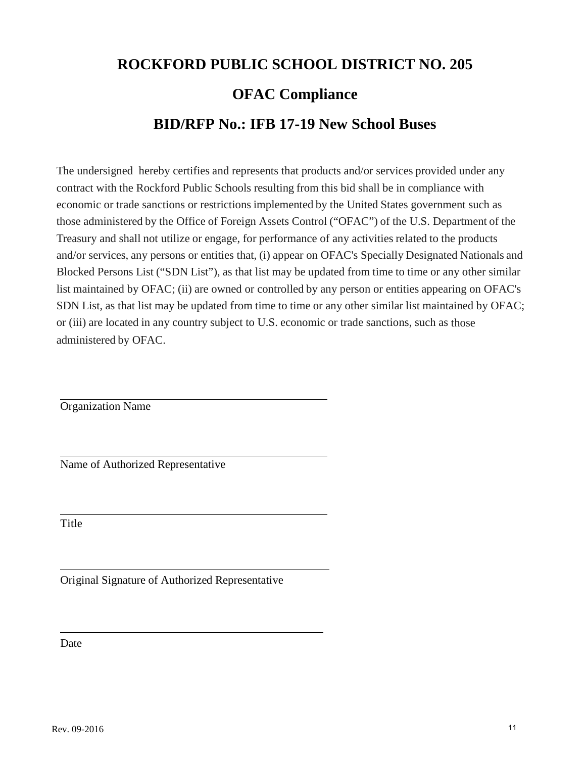# ROCKFORD PUBLIC SCHOOL DISTRICT NO. 205

## OFAC Compliance

## BID/RFP No.: IFB 17-19 New School Buses

The undersigned hereby certifies and represents that products and/or services provided under any contract with the Rockford Public Schools resulting from this bid shall be in compliance with economic or trade sanctions or restrictions implemented by the United States government such as those administered by the Office of Foreign Assets Control ("OFAC") of the U.S. Department of the Treasury and shall not utilize or engage, for performance of any activities related to the products and/or services, any persons or entities that, (i) appear on OFAC's Specially Designated Nationals and Blocked Persons List ("SDN List"), as that list may be updated from time to time or any other similar list maintained by OFAC; (ii) are owned or controlled by any person or entities appearing on OFAC's SDN List, as that list may be updated from time to time or any other similar list maintained by OFAC; or (iii) are located in any country subject to U.S. economic or trade sanctions, such as those administered by OFAC.

\_\_\_\_\_\_\_\_\_\_\_\_\_\_\_\_\_\_\_\_\_\_\_\_\_\_\_\_\_\_\_\_\_\_\_\_\_\_\_\_

Organization Name

\_\_\_\_\_\_\_\_\_\_\_\_\_\_\_\_\_\_\_\_\_\_\_\_\_\_\_\_\_\_\_\_\_\_\_\_\_\_\_\_

Name of Authorized Representative

\_\_\_\_\_\_\_\_\_\_\_\_\_\_\_\_\_\_\_\_\_\_\_\_\_\_\_\_\_\_\_\_\_\_\_\_\_\_\_\_

Title

\_\_\_\_\_\_\_\_\_\_\_\_\_\_\_\_\_\_\_\_\_\_\_\_\_\_\_\_\_\_\_\_\_\_\_\_\_\_\_\_

Original Signature of Authorized Representative

\_\_\_\_\_\_\_\_\_\_\_\_\_\_\_\_\_\_\_\_\_\_\_\_\_\_\_\_\_\_\_\_\_\_\_\_\_\_\_\_

Date

Rev. 09-2016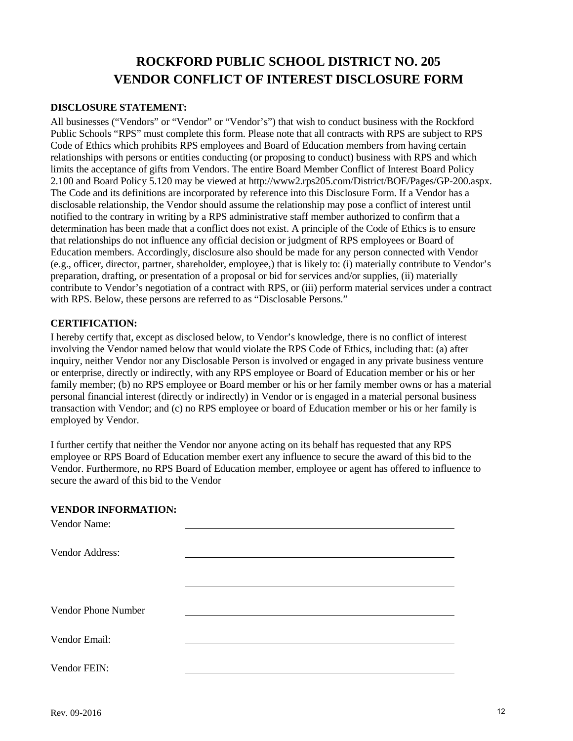# ROCKFORD PUBLIC SCHOOL DISTRICT NO. 205
# VENDOR CONFLICT OF INTEREST DISCLOSURE FORM

**DISCLOSURE STATEMENT:**

All businesses ("Vendors" or "Vendor" or "Vendor's") that wish to conduct business with the Rockford Public Schools "RPS" must complete this form. Please note that all contracts with RPS are subject to RPS Code of Ethics which prohibits RPS employees and Board of Education members from having certain relationships with persons or entities conducting (or proposing to conduct) business with RPS and which limits the acceptance of gifts from Vendors. The entire Board Member Conflict of Interest Board Policy 2.100 and Board Policy 5.120 may be viewed at http://www2.rps205.com/District/BOE/Pages/GP-200.aspx. The Code and its definitions are incorporated by reference into this Disclosure Form. If a Vendor has a disclosable relationship, the Vendor should assume the relationship may pose a conflict of interest until notified to the contrary in writing by a RPS administrative staff member authorized to confirm that a determination has been made that a conflict does not exist. A principle of the Code of Ethics is to ensure that relationships do not influence any official decision or judgment of RPS employees or Board of Education members. Accordingly, disclosure also should be made for any person connected with Vendor (e.g., officer, director, partner, shareholder, employee,) that is likely to: (i) materially contribute to Vendor's preparation, drafting, or presentation of a proposal or bid for services and/or supplies, (ii) materially contribute to Vendor's negotiation of a contract with RPS, or (iii) perform material services under a contract with RPS. Below, these persons are referred to as "Disclosable Persons."

**CERTIFICATION:**

I hereby certify that, except as disclosed below, to Vendor's knowledge, there is no conflict of interest involving the Vendor named below that would violate the RPS Code of Ethics, including that: (a) after inquiry, neither Vendor nor any Disclosable Person is involved or engaged in any private business venture or enterprise, directly or indirectly, with any RPS employee or Board of Education member or his or her family member; (b) no RPS employee or Board member or his or her family member owns or has a material personal financial interest (directly or indirectly) in Vendor or is engaged in a material personal business transaction with Vendor; and (c) no RPS employee or board of Education member or his or her family is employed by Vendor.

I further certify that neither the Vendor nor anyone acting on its behalf has requested that any RPS employee or RPS Board of Education member exert any influence to secure the award of this bid to the Vendor. Furthermore, no RPS Board of Education member, employee or agent has offered to influence to secure the award of this bid to the Vendor

**VENDOR INFORMATION:**

Vendor Name: ______________________________

Vendor Address: ______________________________

______________________________

Vendor Phone Number ______________________________

Vendor Email: ______________________________

Vendor FEIN: ______________________________

Rev. 09-2016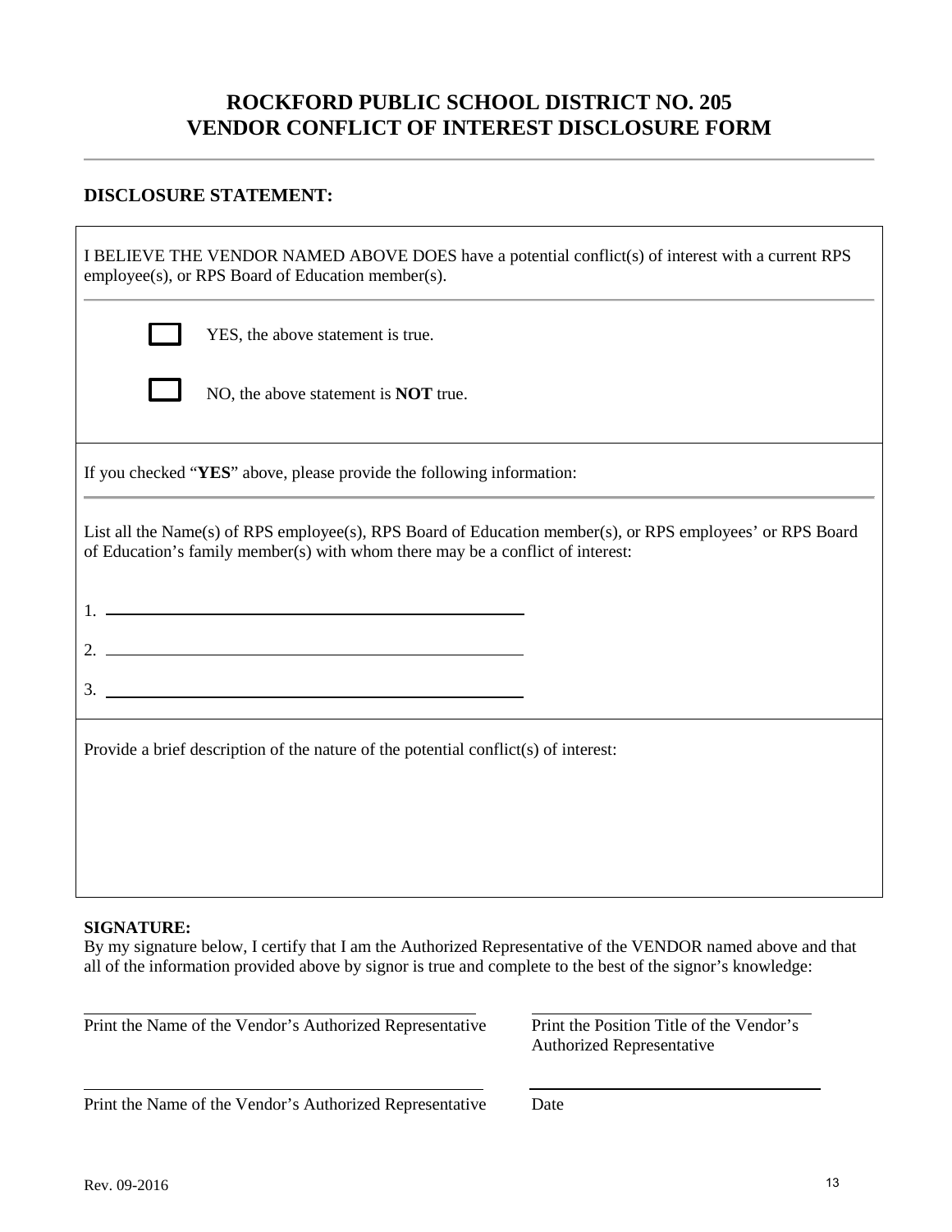# ROCKFORD PUBLIC SCHOOL DISTRICT NO. 205
# VENDOR CONFLICT OF INTEREST DISCLOSURE FORM

## DISCLOSURE STATEMENT:

I BELIEVE THE VENDOR NAMED ABOVE DOES have a potential conflict(s) of interest with a current RPS employee(s), or RPS Board of Education member(s).

☐ YES, the above statement is true.

☐ NO, the above statement is **NOT** true.

If you checked "**YES**" above, please provide the following information:

List all the Name(s) of RPS employee(s), RPS Board of Education member(s), or RPS employees' or RPS Board of Education's family member(s) with whom there may be a conflict of interest:

1. ______________________________

2. ______________________________

3. ______________________________

Provide a brief description of the nature of the potential conflict(s) of interest:

**SIGNATURE:**

By my signature below, I certify that I am the Authorized Representative of the VENDOR named above and that all of the information provided above by signor is true and complete to the best of the signor's knowledge:

| | |
|---|---|
| ______________________________ | ______________________________ |
| Print the Name of the Vendor's Authorized Representative | Print the Position Title of the Vendor's Authorized Representative |
| ______________________________ | ______________________________ |
| Print the Name of the Vendor's Authorized Representative | Date |

Rev. 09-2016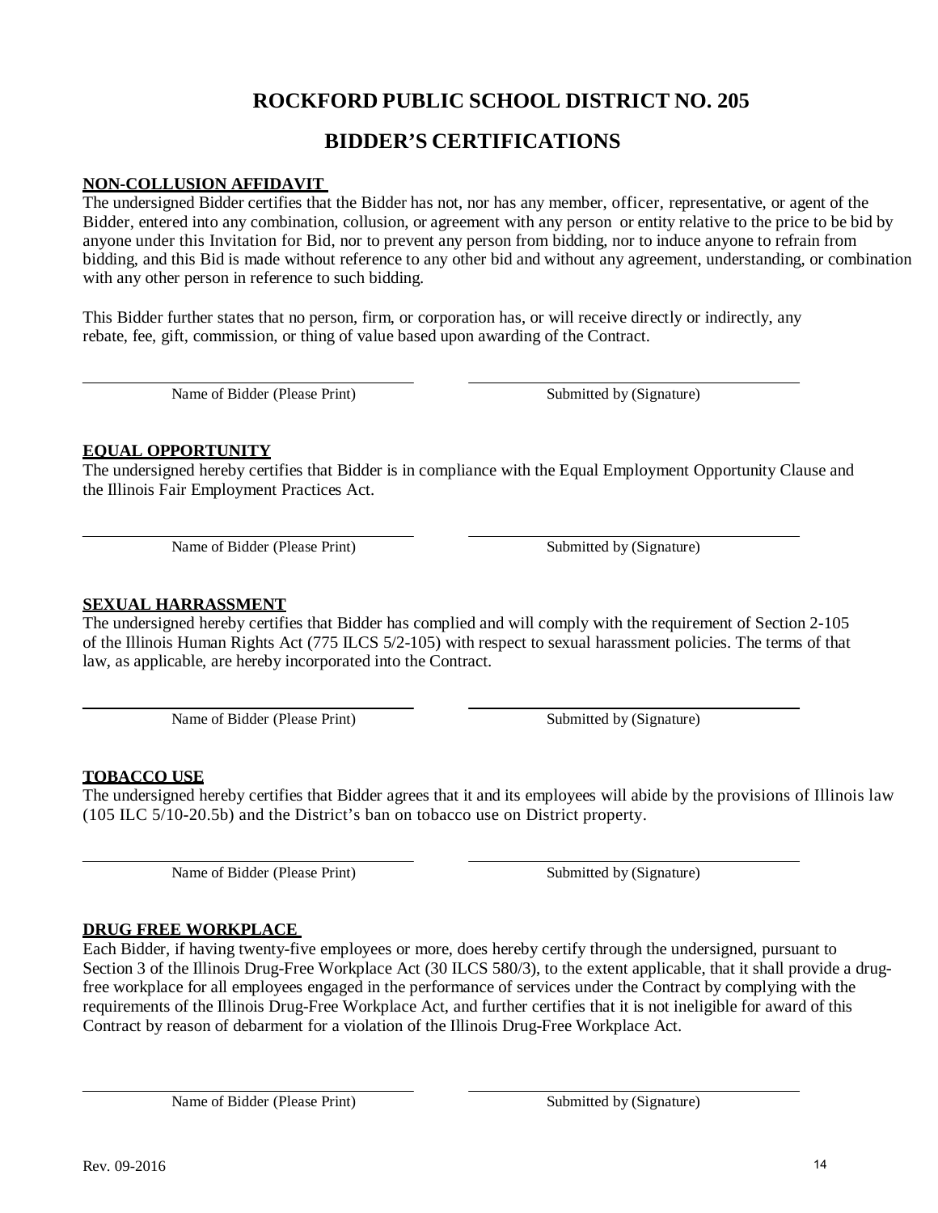# ROCKFORD PUBLIC SCHOOL DISTRICT NO. 205

## BIDDER'S CERTIFICATIONS

**NON-COLLUSION AFFIDAVIT**

The undersigned Bidder certifies that the Bidder has not, nor has any member, officer, representative, or agent of the Bidder, entered into any combination, collusion, or agreement with any person or entity relative to the price to be bid by anyone under this Invitation for Bid, nor to prevent any person from bidding, nor to induce anyone to refrain from bidding, and this Bid is made without reference to any other bid and without any agreement, understanding, or combination with any other person in reference to such bidding.

This Bidder further states that no person, firm, or corporation has, or will receive directly or indirectly, any rebate, fee, gift, commission, or thing of value based upon awarding of the Contract.

\_\_\_\_\_\_\_\_\_\_\_\_\_\_\_\_\_\_\_\_\_\_\_\_\_\_\_\_\_\_ Name of Bidder (Please Print)

\_\_\_\_\_\_\_\_\_\_\_\_\_\_\_\_\_\_\_\_\_\_\_\_\_\_\_\_\_\_ Submitted by (Signature)

**EQUAL OPPORTUNITY**

The undersigned hereby certifies that Bidder is in compliance with the Equal Employment Opportunity Clause and the Illinois Fair Employment Practices Act.

\_\_\_\_\_\_\_\_\_\_\_\_\_\_\_\_\_\_\_\_\_\_\_\_\_\_\_\_\_\_ Name of Bidder (Please Print)

\_\_\_\_\_\_\_\_\_\_\_\_\_\_\_\_\_\_\_\_\_\_\_\_\_\_\_\_\_\_ Submitted by (Signature)

**SEXUAL HARRASSMENT**

The undersigned hereby certifies that Bidder has complied and will comply with the requirement of Section 2-105 of the Illinois Human Rights Act (775 ILCS 5/2-105) with respect to sexual harassment policies. The terms of that law, as applicable, are hereby incorporated into the Contract.

\_\_\_\_\_\_\_\_\_\_\_\_\_\_\_\_\_\_\_\_\_\_\_\_\_\_\_\_\_\_ Name of Bidder (Please Print)

\_\_\_\_\_\_\_\_\_\_\_\_\_\_\_\_\_\_\_\_\_\_\_\_\_\_\_\_\_\_ Submitted by (Signature)

**TOBACCO USE**

The undersigned hereby certifies that Bidder agrees that it and its employees will abide by the provisions of Illinois law (105 ILC 5/10-20.5b) and the District's ban on tobacco use on District property.

\_\_\_\_\_\_\_\_\_\_\_\_\_\_\_\_\_\_\_\_\_\_\_\_\_\_\_\_\_\_ Name of Bidder (Please Print)

\_\_\_\_\_\_\_\_\_\_\_\_\_\_\_\_\_\_\_\_\_\_\_\_\_\_\_\_\_\_ Submitted by (Signature)

**DRUG FREE WORKPLACE**

Each Bidder, if having twenty-five employees or more, does hereby certify through the undersigned, pursuant to Section 3 of the Illinois Drug-Free Workplace Act (30 ILCS 580/3), to the extent applicable, that it shall provide a drug-free workplace for all employees engaged in the performance of services under the Contract by complying with the requirements of the Illinois Drug-Free Workplace Act, and further certifies that it is not ineligible for award of this Contract by reason of debarment for a violation of the Illinois Drug-Free Workplace Act.

\_\_\_\_\_\_\_\_\_\_\_\_\_\_\_\_\_\_\_\_\_\_\_\_\_\_\_\_\_\_ Name of Bidder (Please Print)

\_\_\_\_\_\_\_\_\_\_\_\_\_\_\_\_\_\_\_\_\_\_\_\_\_\_\_\_\_\_ Submitted by (Signature)

Rev. 09-2016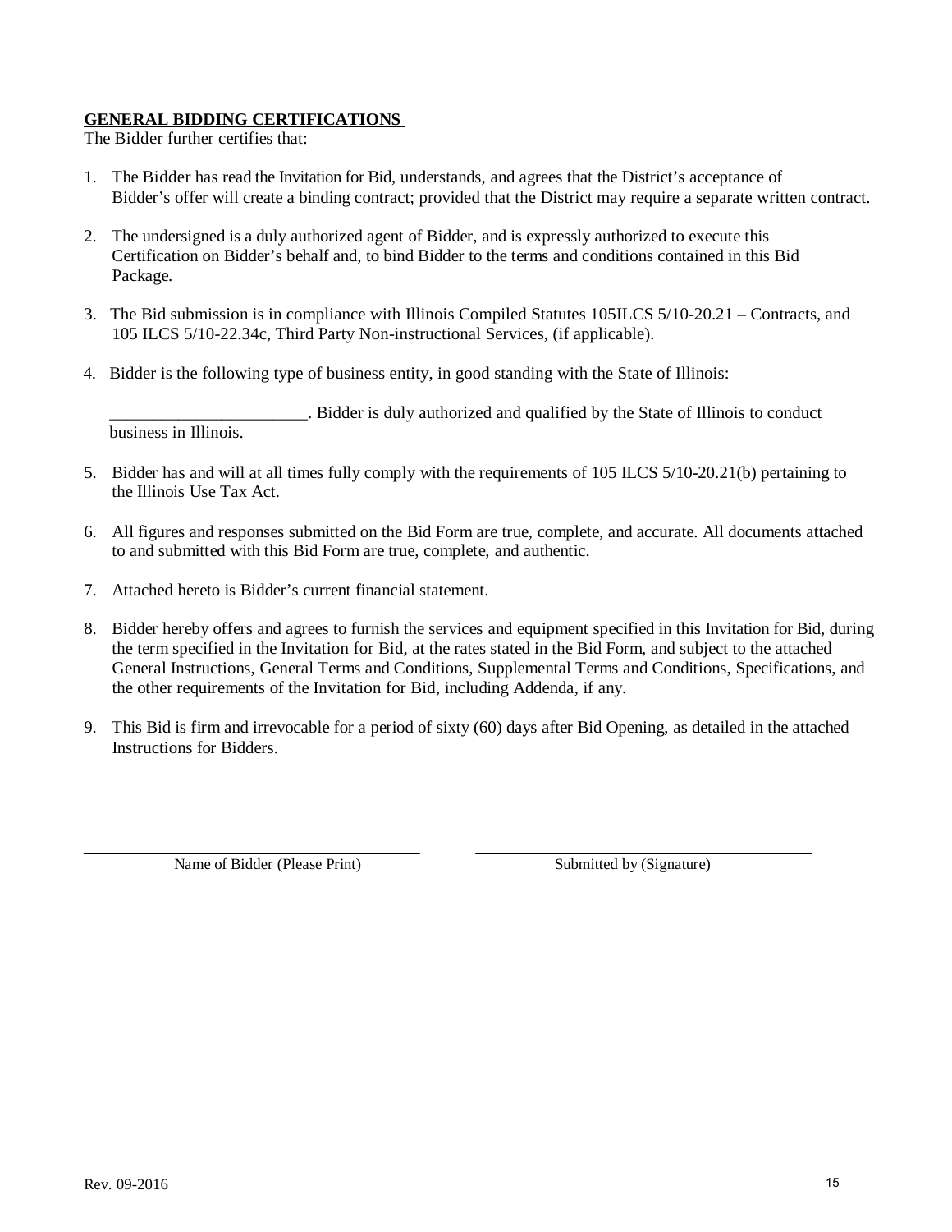**GENERAL BIDDING CERTIFICATIONS**

The Bidder further certifies that:

1. The Bidder has read the Invitation for Bid, understands, and agrees that the District's acceptance of Bidder's offer will create a binding contract; provided that the District may require a separate written contract.

2. The undersigned is a duly authorized agent of Bidder, and is expressly authorized to execute this Certification on Bidder's behalf and, to bind Bidder to the terms and conditions contained in this Bid Package.

3. The Bid submission is in compliance with Illinois Compiled Statutes 105ILCS 5/10-20.21 – Contracts, and 105 ILCS 5/10-22.34c, Third Party Non-instructional Services, (if applicable).

4. Bidder is the following type of business entity, in good standing with the State of Illinois:

   _______________________. Bidder is duly authorized and qualified by the State of Illinois to conduct business in Illinois.

5. Bidder has and will at all times fully comply with the requirements of 105 ILCS 5/10-20.21(b) pertaining to the Illinois Use Tax Act.

6. All figures and responses submitted on the Bid Form are true, complete, and accurate. All documents attached to and submitted with this Bid Form are true, complete, and authentic.

7. Attached hereto is Bidder's current financial statement.

8. Bidder hereby offers and agrees to furnish the services and equipment specified in this Invitation for Bid, during the term specified in the Invitation for Bid, at the rates stated in the Bid Form, and subject to the attached General Instructions, General Terms and Conditions, Supplemental Terms and Conditions, Specifications, and the other requirements of the Invitation for Bid, including Addenda, if any.

9. This Bid is firm and irrevocable for a period of sixty (60) days after Bid Opening, as detailed in the attached Instructions for Bidders.

______________________________ ______________________________

Name of Bidder (Please Print) Submitted by (Signature)

Rev. 09-2016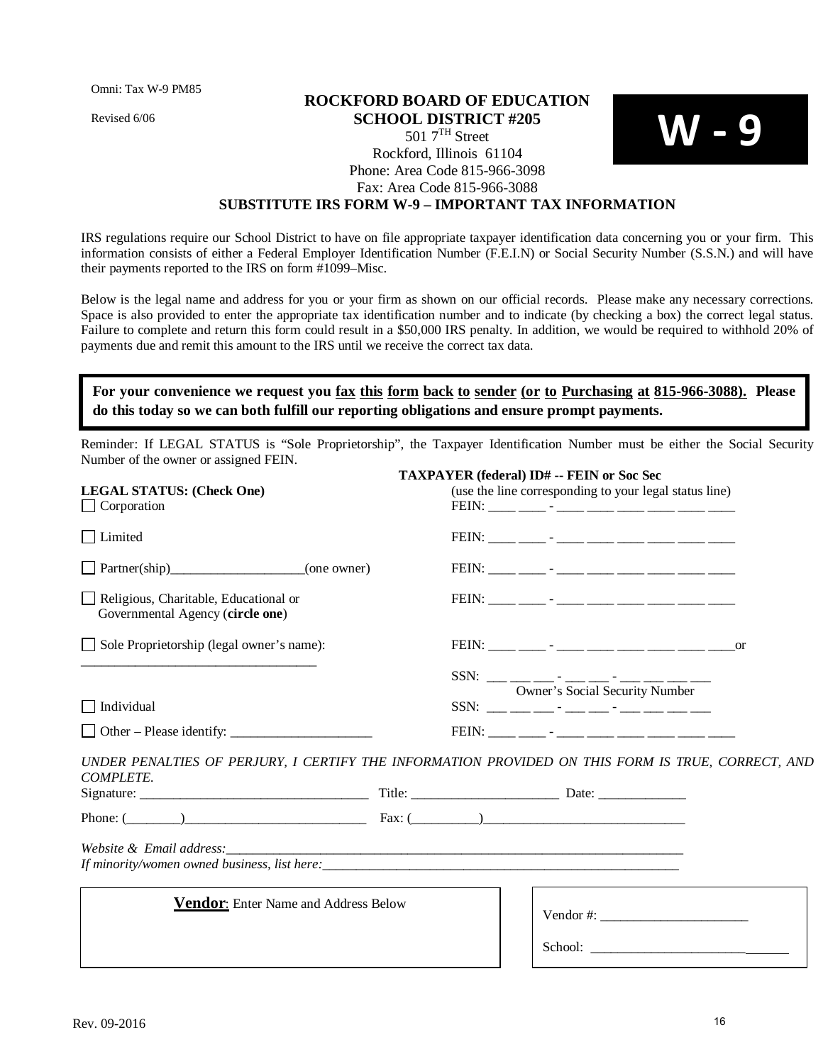Omni: Tax W-9 PM85

Revised 6/06

**ROCKFORD BOARD OF EDUCATION**
**SCHOOL DISTRICT #205**
501 7TH Street
Rockford, Illinois 61104
Phone: Area Code 815-966-3098
Fax: Area Code 815-966-3088

# W - 9

**SUBSTITUTE IRS FORM W-9 – IMPORTANT TAX INFORMATION**

IRS regulations require our School District to have on file appropriate taxpayer identification data concerning you or your firm. This information consists of either a Federal Employer Identification Number (F.E.I.N) or Social Security Number (S.S.N.) and will have their payments reported to the IRS on form #1099–Misc.

Below is the legal name and address for you or your firm as shown on our official records. Please make any necessary corrections. Space is also provided to enter the appropriate tax identification number and to indicate (by checking a box) the correct legal status. Failure to complete and return this form could result in a $50,000 IRS penalty. In addition, we would be required to withhold 20% of payments due and remit this amount to the IRS until we receive the correct tax data.

**For your convenience we request you fax this form back to sender (or to Purchasing at 815-966-3088). Please do this today so we can both fulfill our reporting obligations and ensure prompt payments.**

Reminder: If LEGAL STATUS is "Sole Proprietorship", the Taxpayer Identification Number must be either the Social Security Number of the owner or assigned FEIN.

| **LEGAL STATUS: (Check One)** | **TAXPAYER (federal) ID# -- FEIN or Soc Sec** (use the line corresponding to your legal status line) |
|---|---|
| ☐ Corporation | FEIN: ____ ____ - ____ ____ ____ ____ ____ ____ |
| ☐ Limited | FEIN: ____ ____ - ____ ____ ____ ____ ____ ____ |
| ☐ Partner(ship)____________________(one owner) | FEIN: ____ ____ - ____ ____ ____ ____ ____ ____ |
| ☐ Religious, Charitable, Educational or Governmental Agency (**circle one**) | FEIN: ____ ____ - ____ ____ ____ ____ ____ ____ |
| ☐ Sole Proprietorship (legal owner's name): ___________________________________ | FEIN: ____ ____ - ____ ____ ____ ____ ____ ____or<br>SSN: ___ ___ ___ - ___ ___ - ___ ___ ___ ___<br>Owner's Social Security Number |
| ☐ Individual | SSN: ___ ___ ___ - ___ ___ - ___ ___ ___ ___ |
| ☐ Other – Please identify: _____________________ | FEIN: ____ ____ - ____ ____ ____ ____ ____ ____ |

*UNDER PENALTIES OF PERJURY, I CERTIFY THE INFORMATION PROVIDED ON THIS FORM IS TRUE, CORRECT, AND COMPLETE.*

Signature: __________________________________ Title: ______________________ Date: _____________

Phone: (________)___________________________ Fax: (__________)______________________________

*Website & Email address:*_______________________________________________________________________

*If minority/women owned business, list here:*______________________________________________________

**Vendor**: Enter Name and Address Below

Vendor #: ______________________

School: _____________________________

Rev. 09-2016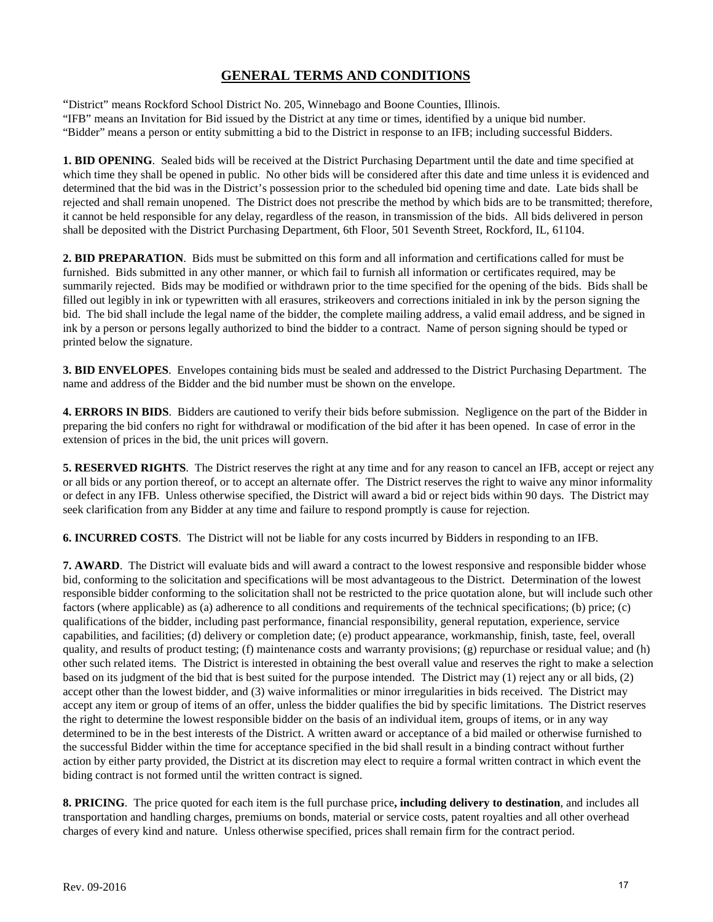## GENERAL TERMS AND CONDITIONS

"District" means Rockford School District No. 205, Winnebago and Boone Counties, Illinois.
"IFB" means an Invitation for Bid issued by the District at any time or times, identified by a unique bid number.
"Bidder" means a person or entity submitting a bid to the District in response to an IFB; including successful Bidders.

**1. BID OPENING**. Sealed bids will be received at the District Purchasing Department until the date and time specified at which time they shall be opened in public. No other bids will be considered after this date and time unless it is evidenced and determined that the bid was in the District's possession prior to the scheduled bid opening time and date. Late bids shall be rejected and shall remain unopened. The District does not prescribe the method by which bids are to be transmitted; therefore, it cannot be held responsible for any delay, regardless of the reason, in transmission of the bids. All bids delivered in person shall be deposited with the District Purchasing Department, 6th Floor, 501 Seventh Street, Rockford, IL, 61104.

**2. BID PREPARATION**. Bids must be submitted on this form and all information and certifications called for must be furnished. Bids submitted in any other manner, or which fail to furnish all information or certificates required, may be summarily rejected. Bids may be modified or withdrawn prior to the time specified for the opening of the bids. Bids shall be filled out legibly in ink or typewritten with all erasures, strikeovers and corrections initialed in ink by the person signing the bid. The bid shall include the legal name of the bidder, the complete mailing address, a valid email address, and be signed in ink by a person or persons legally authorized to bind the bidder to a contract. Name of person signing should be typed or printed below the signature.

**3. BID ENVELOPES**. Envelopes containing bids must be sealed and addressed to the District Purchasing Department. The name and address of the Bidder and the bid number must be shown on the envelope.

**4. ERRORS IN BIDS**. Bidders are cautioned to verify their bids before submission. Negligence on the part of the Bidder in preparing the bid confers no right for withdrawal or modification of the bid after it has been opened. In case of error in the extension of prices in the bid, the unit prices will govern.

**5. RESERVED RIGHTS**. The District reserves the right at any time and for any reason to cancel an IFB, accept or reject any or all bids or any portion thereof, or to accept an alternate offer. The District reserves the right to waive any minor informality or defect in any IFB. Unless otherwise specified, the District will award a bid or reject bids within 90 days. The District may seek clarification from any Bidder at any time and failure to respond promptly is cause for rejection.

**6. INCURRED COSTS**. The District will not be liable for any costs incurred by Bidders in responding to an IFB.

**7. AWARD**. The District will evaluate bids and will award a contract to the lowest responsive and responsible bidder whose bid, conforming to the solicitation and specifications will be most advantageous to the District. Determination of the lowest responsible bidder conforming to the solicitation shall not be restricted to the price quotation alone, but will include such other factors (where applicable) as (a) adherence to all conditions and requirements of the technical specifications; (b) price; (c) qualifications of the bidder, including past performance, financial responsibility, general reputation, experience, service capabilities, and facilities; (d) delivery or completion date; (e) product appearance, workmanship, finish, taste, feel, overall quality, and results of product testing; (f) maintenance costs and warranty provisions; (g) repurchase or residual value; and (h) other such related items. The District is interested in obtaining the best overall value and reserves the right to make a selection based on its judgment of the bid that is best suited for the purpose intended. The District may (1) reject any or all bids, (2) accept other than the lowest bidder, and (3) waive informalities or minor irregularities in bids received. The District may accept any item or group of items of an offer, unless the bidder qualifies the bid by specific limitations. The District reserves the right to determine the lowest responsible bidder on the basis of an individual item, groups of items, or in any way determined to be in the best interests of the District. A written award or acceptance of a bid mailed or otherwise furnished to the successful Bidder within the time for acceptance specified in the bid shall result in a binding contract without further action by either party provided, the District at its discretion may elect to require a formal written contract in which event the biding contract is not formed until the written contract is signed.

**8. PRICING**. The price quoted for each item is the full purchase price**, including delivery to destination**, and includes all transportation and handling charges, premiums on bonds, material or service costs, patent royalties and all other overhead charges of every kind and nature. Unless otherwise specified, prices shall remain firm for the contract period.

Rev. 09-2016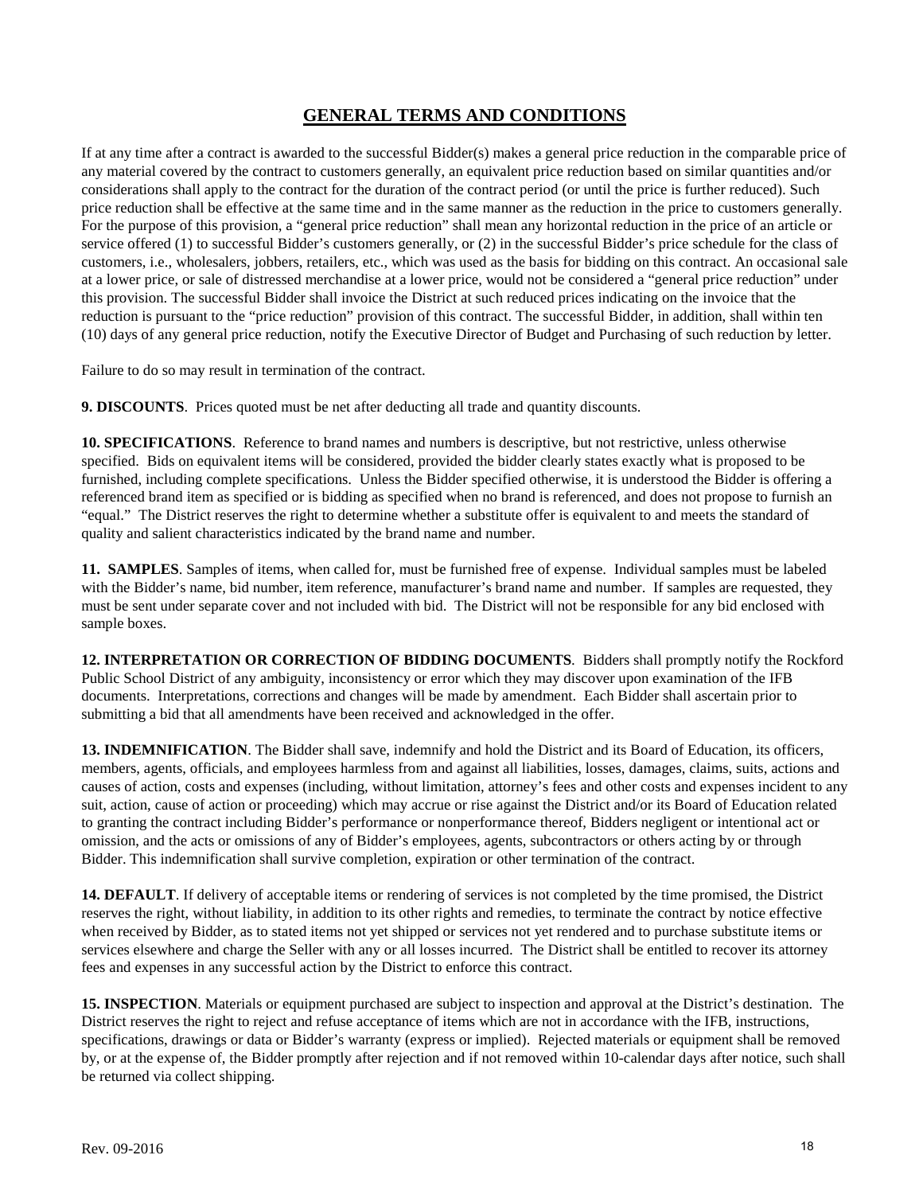## GENERAL TERMS AND CONDITIONS

If at any time after a contract is awarded to the successful Bidder(s) makes a general price reduction in the comparable price of any material covered by the contract to customers generally, an equivalent price reduction based on similar quantities and/or considerations shall apply to the contract for the duration of the contract period (or until the price is further reduced). Such price reduction shall be effective at the same time and in the same manner as the reduction in the price to customers generally. For the purpose of this provision, a "general price reduction" shall mean any horizontal reduction in the price of an article or service offered (1) to successful Bidder's customers generally, or (2) in the successful Bidder's price schedule for the class of customers, i.e., wholesalers, jobbers, retailers, etc., which was used as the basis for bidding on this contract. An occasional sale at a lower price, or sale of distressed merchandise at a lower price, would not be considered a "general price reduction" under this provision. The successful Bidder shall invoice the District at such reduced prices indicating on the invoice that the reduction is pursuant to the "price reduction" provision of this contract. The successful Bidder, in addition, shall within ten (10) days of any general price reduction, notify the Executive Director of Budget and Purchasing of such reduction by letter.

Failure to do so may result in termination of the contract.

**9. DISCOUNTS**. Prices quoted must be net after deducting all trade and quantity discounts.

**10. SPECIFICATIONS**. Reference to brand names and numbers is descriptive, but not restrictive, unless otherwise specified. Bids on equivalent items will be considered, provided the bidder clearly states exactly what is proposed to be furnished, including complete specifications. Unless the Bidder specified otherwise, it is understood the Bidder is offering a referenced brand item as specified or is bidding as specified when no brand is referenced, and does not propose to furnish an "equal." The District reserves the right to determine whether a substitute offer is equivalent to and meets the standard of quality and salient characteristics indicated by the brand name and number.

**11. SAMPLES**. Samples of items, when called for, must be furnished free of expense. Individual samples must be labeled with the Bidder's name, bid number, item reference, manufacturer's brand name and number. If samples are requested, they must be sent under separate cover and not included with bid. The District will not be responsible for any bid enclosed with sample boxes.

**12. INTERPRETATION OR CORRECTION OF BIDDING DOCUMENTS**. Bidders shall promptly notify the Rockford Public School District of any ambiguity, inconsistency or error which they may discover upon examination of the IFB documents. Interpretations, corrections and changes will be made by amendment. Each Bidder shall ascertain prior to submitting a bid that all amendments have been received and acknowledged in the offer.

**13. INDEMNIFICATION**. The Bidder shall save, indemnify and hold the District and its Board of Education, its officers, members, agents, officials, and employees harmless from and against all liabilities, losses, damages, claims, suits, actions and causes of action, costs and expenses (including, without limitation, attorney's fees and other costs and expenses incident to any suit, action, cause of action or proceeding) which may accrue or rise against the District and/or its Board of Education related to granting the contract including Bidder's performance or nonperformance thereof, Bidders negligent or intentional act or omission, and the acts or omissions of any of Bidder's employees, agents, subcontractors or others acting by or through Bidder. This indemnification shall survive completion, expiration or other termination of the contract.

**14. DEFAULT**. If delivery of acceptable items or rendering of services is not completed by the time promised, the District reserves the right, without liability, in addition to its other rights and remedies, to terminate the contract by notice effective when received by Bidder, as to stated items not yet shipped or services not yet rendered and to purchase substitute items or services elsewhere and charge the Seller with any or all losses incurred. The District shall be entitled to recover its attorney fees and expenses in any successful action by the District to enforce this contract.

**15. INSPECTION**. Materials or equipment purchased are subject to inspection and approval at the District's destination. The District reserves the right to reject and refuse acceptance of items which are not in accordance with the IFB, instructions, specifications, drawings or data or Bidder's warranty (express or implied). Rejected materials or equipment shall be removed by, or at the expense of, the Bidder promptly after rejection and if not removed within 10-calendar days after notice, such shall be returned via collect shipping.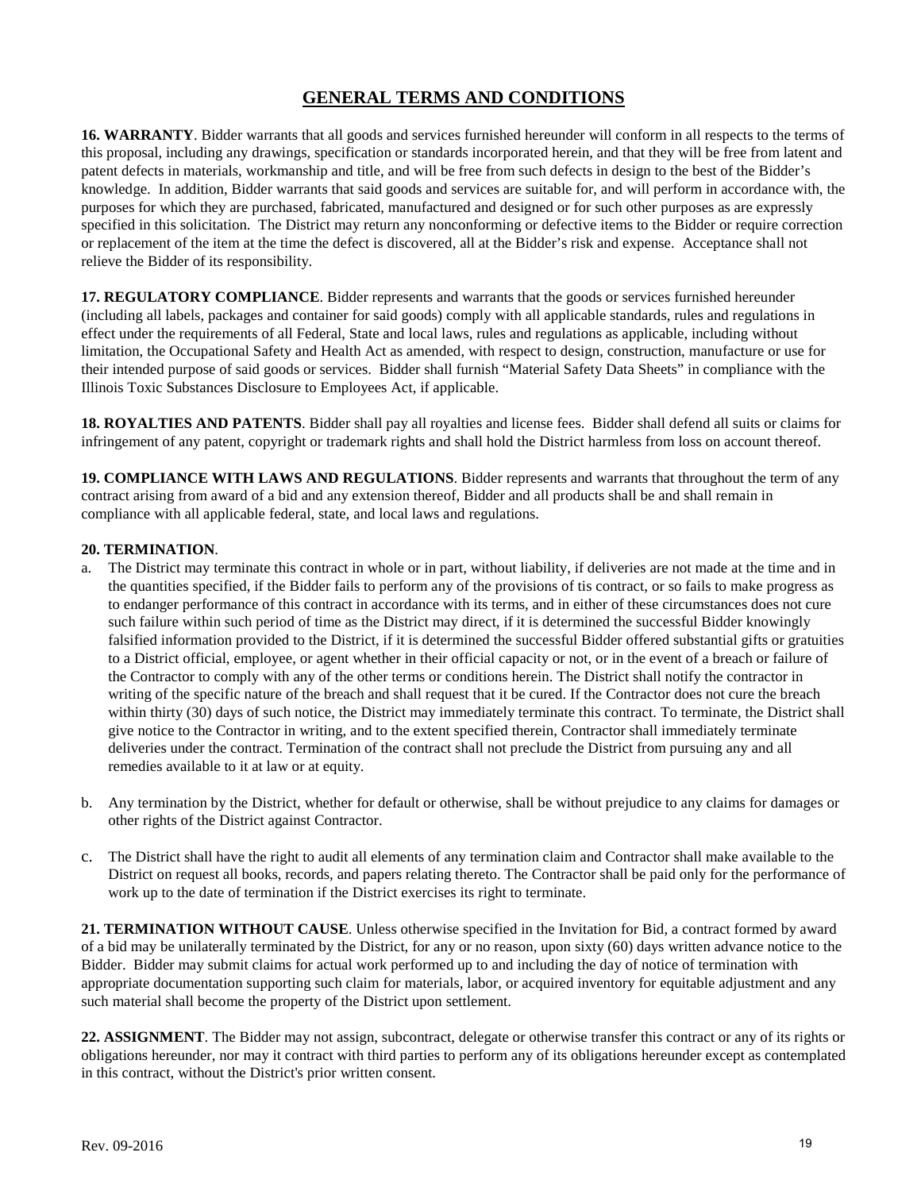## GENERAL TERMS AND CONDITIONS

**16. WARRANTY**. Bidder warrants that all goods and services furnished hereunder will conform in all respects to the terms of this proposal, including any drawings, specification or standards incorporated herein, and that they will be free from latent and patent defects in materials, workmanship and title, and will be free from such defects in design to the best of the Bidder's knowledge. In addition, Bidder warrants that said goods and services are suitable for, and will perform in accordance with, the purposes for which they are purchased, fabricated, manufactured and designed or for such other purposes as are expressly specified in this solicitation. The District may return any nonconforming or defective items to the Bidder or require correction or replacement of the item at the time the defect is discovered, all at the Bidder's risk and expense. Acceptance shall not relieve the Bidder of its responsibility.

**17. REGULATORY COMPLIANCE**. Bidder represents and warrants that the goods or services furnished hereunder (including all labels, packages and container for said goods) comply with all applicable standards, rules and regulations in effect under the requirements of all Federal, State and local laws, rules and regulations as applicable, including without limitation, the Occupational Safety and Health Act as amended, with respect to design, construction, manufacture or use for their intended purpose of said goods or services. Bidder shall furnish "Material Safety Data Sheets" in compliance with the Illinois Toxic Substances Disclosure to Employees Act, if applicable.

**18. ROYALTIES AND PATENTS**. Bidder shall pay all royalties and license fees. Bidder shall defend all suits or claims for infringement of any patent, copyright or trademark rights and shall hold the District harmless from loss on account thereof.

**19. COMPLIANCE WITH LAWS AND REGULATIONS**. Bidder represents and warrants that throughout the term of any contract arising from award of a bid and any extension thereof, Bidder and all products shall be and shall remain in compliance with all applicable federal, state, and local laws and regulations.

**20. TERMINATION**.

a. The District may terminate this contract in whole or in part, without liability, if deliveries are not made at the time and in the quantities specified, if the Bidder fails to perform any of the provisions of tis contract, or so fails to make progress as to endanger performance of this contract in accordance with its terms, and in either of these circumstances does not cure such failure within such period of time as the District may direct, if it is determined the successful Bidder knowingly falsified information provided to the District, if it is determined the successful Bidder offered substantial gifts or gratuities to a District official, employee, or agent whether in their official capacity or not, or in the event of a breach or failure of the Contractor to comply with any of the other terms or conditions herein. The District shall notify the contractor in writing of the specific nature of the breach and shall request that it be cured. If the Contractor does not cure the breach within thirty (30) days of such notice, the District may immediately terminate this contract. To terminate, the District shall give notice to the Contractor in writing, and to the extent specified therein, Contractor shall immediately terminate deliveries under the contract. Termination of the contract shall not preclude the District from pursuing any and all remedies available to it at law or at equity.

b. Any termination by the District, whether for default or otherwise, shall be without prejudice to any claims for damages or other rights of the District against Contractor.

c. The District shall have the right to audit all elements of any termination claim and Contractor shall make available to the District on request all books, records, and papers relating thereto. The Contractor shall be paid only for the performance of work up to the date of termination if the District exercises its right to terminate.

**21. TERMINATION WITHOUT CAUSE**. Unless otherwise specified in the Invitation for Bid, a contract formed by award of a bid may be unilaterally terminated by the District, for any or no reason, upon sixty (60) days written advance notice to the Bidder. Bidder may submit claims for actual work performed up to and including the day of notice of termination with appropriate documentation supporting such claim for materials, labor, or acquired inventory for equitable adjustment and any such material shall become the property of the District upon settlement.

**22. ASSIGNMENT**. The Bidder may not assign, subcontract, delegate or otherwise transfer this contract or any of its rights or obligations hereunder, nor may it contract with third parties to perform any of its obligations hereunder except as contemplated in this contract, without the District's prior written consent.

Rev. 09-2016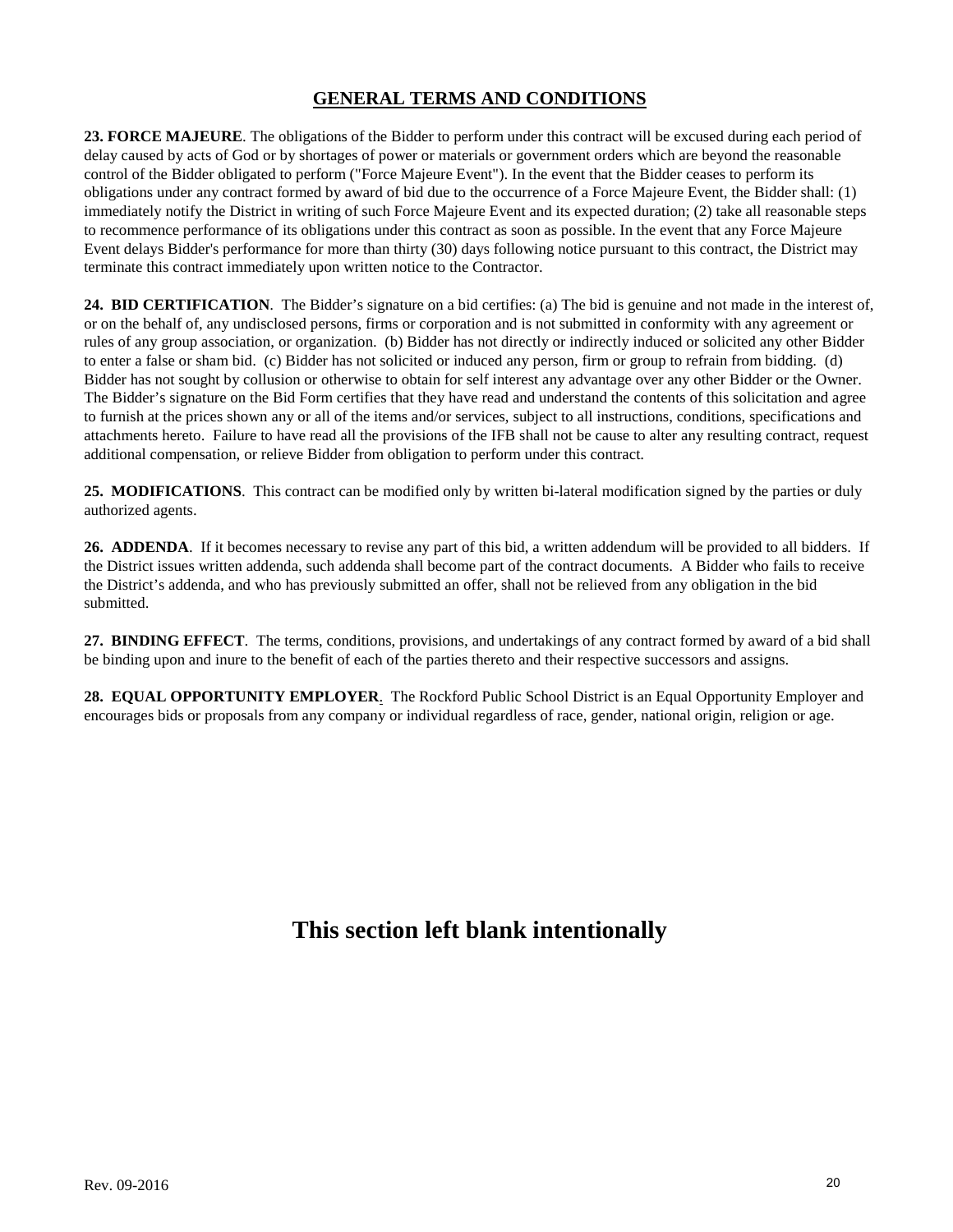## GENERAL TERMS AND CONDITIONS

**23. FORCE MAJEURE**. The obligations of the Bidder to perform under this contract will be excused during each period of delay caused by acts of God or by shortages of power or materials or government orders which are beyond the reasonable control of the Bidder obligated to perform ("Force Majeure Event"). In the event that the Bidder ceases to perform its obligations under any contract formed by award of bid due to the occurrence of a Force Majeure Event, the Bidder shall: (1) immediately notify the District in writing of such Force Majeure Event and its expected duration; (2) take all reasonable steps to recommence performance of its obligations under this contract as soon as possible. In the event that any Force Majeure Event delays Bidder's performance for more than thirty (30) days following notice pursuant to this contract, the District may terminate this contract immediately upon written notice to the Contractor.

**24. BID CERTIFICATION**. The Bidder's signature on a bid certifies: (a) The bid is genuine and not made in the interest of, or on the behalf of, any undisclosed persons, firms or corporation and is not submitted in conformity with any agreement or rules of any group association, or organization. (b) Bidder has not directly or indirectly induced or solicited any other Bidder to enter a false or sham bid. (c) Bidder has not solicited or induced any person, firm or group to refrain from bidding. (d) Bidder has not sought by collusion or otherwise to obtain for self interest any advantage over any other Bidder or the Owner. The Bidder's signature on the Bid Form certifies that they have read and understand the contents of this solicitation and agree to furnish at the prices shown any or all of the items and/or services, subject to all instructions, conditions, specifications and attachments hereto. Failure to have read all the provisions of the IFB shall not be cause to alter any resulting contract, request additional compensation, or relieve Bidder from obligation to perform under this contract.

**25. MODIFICATIONS**. This contract can be modified only by written bi-lateral modification signed by the parties or duly authorized agents.

**26. ADDENDA**. If it becomes necessary to revise any part of this bid, a written addendum will be provided to all bidders. If the District issues written addenda, such addenda shall become part of the contract documents. A Bidder who fails to receive the District's addenda, and who has previously submitted an offer, shall not be relieved from any obligation in the bid submitted.

**27. BINDING EFFECT**. The terms, conditions, provisions, and undertakings of any contract formed by award of a bid shall be binding upon and inure to the benefit of each of the parties thereto and their respective successors and assigns.

**28. EQUAL OPPORTUNITY EMPLOYER**. The Rockford Public School District is an Equal Opportunity Employer and encourages bids or proposals from any company or individual regardless of race, gender, national origin, religion or age.

# This section left blank intentionally

Rev. 09-2016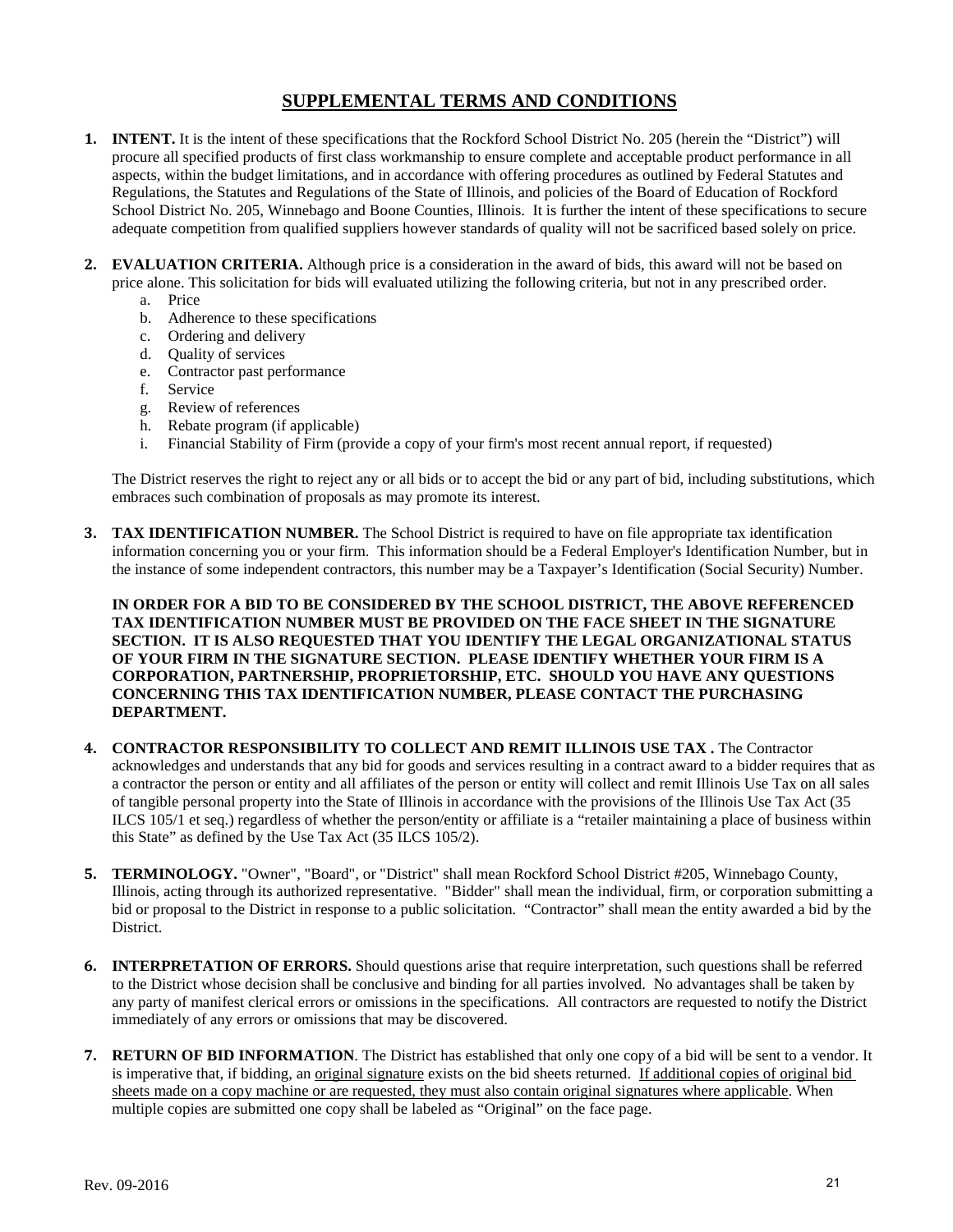## SUPPLEMENTAL TERMS AND CONDITIONS

1. **INTENT.** It is the intent of these specifications that the Rockford School District No. 205 (herein the "District") will procure all specified products of first class workmanship to ensure complete and acceptable product performance in all aspects, within the budget limitations, and in accordance with offering procedures as outlined by Federal Statutes and Regulations, the Statutes and Regulations of the State of Illinois, and policies of the Board of Education of Rockford School District No. 205, Winnebago and Boone Counties, Illinois. It is further the intent of these specifications to secure adequate competition from qualified suppliers however standards of quality will not be sacrificed based solely on price.

2. **EVALUATION CRITERIA.** Although price is a consideration in the award of bids, this award will not be based on price alone. This solicitation for bids will evaluated utilizing the following criteria, but not in any prescribed order.
   a. Price
   b. Adherence to these specifications
   c. Ordering and delivery
   d. Quality of services
   e. Contractor past performance
   f. Service
   g. Review of references
   h. Rebate program (if applicable)
   i. Financial Stability of Firm (provide a copy of your firm's most recent annual report, if requested)

   The District reserves the right to reject any or all bids or to accept the bid or any part of bid, including substitutions, which embraces such combination of proposals as may promote its interest.

3. **TAX IDENTIFICATION NUMBER.** The School District is required to have on file appropriate tax identification information concerning you or your firm. This information should be a Federal Employer's Identification Number, but in the instance of some independent contractors, this number may be a Taxpayer's Identification (Social Security) Number.

   **IN ORDER FOR A BID TO BE CONSIDERED BY THE SCHOOL DISTRICT, THE ABOVE REFERENCED TAX IDENTIFICATION NUMBER MUST BE PROVIDED ON THE FACE SHEET IN THE SIGNATURE SECTION. IT IS ALSO REQUESTED THAT YOU IDENTIFY THE LEGAL ORGANIZATIONAL STATUS OF YOUR FIRM IN THE SIGNATURE SECTION. PLEASE IDENTIFY WHETHER YOUR FIRM IS A CORPORATION, PARTNERSHIP, PROPRIETORSHIP, ETC. SHOULD YOU HAVE ANY QUESTIONS CONCERNING THIS TAX IDENTIFICATION NUMBER, PLEASE CONTACT THE PURCHASING DEPARTMENT.**

4. **CONTRACTOR RESPONSIBILITY TO COLLECT AND REMIT ILLINOIS USE TAX .** The Contractor acknowledges and understands that any bid for goods and services resulting in a contract award to a bidder requires that as a contractor the person or entity and all affiliates of the person or entity will collect and remit Illinois Use Tax on all sales of tangible personal property into the State of Illinois in accordance with the provisions of the Illinois Use Tax Act (35 ILCS 105/1 et seq.) regardless of whether the person/entity or affiliate is a "retailer maintaining a place of business within this State" as defined by the Use Tax Act (35 ILCS 105/2).

5. **TERMINOLOGY.** "Owner", "Board", or "District" shall mean Rockford School District #205, Winnebago County, Illinois, acting through its authorized representative. "Bidder" shall mean the individual, firm, or corporation submitting a bid or proposal to the District in response to a public solicitation. "Contractor" shall mean the entity awarded a bid by the District.

6. **INTERPRETATION OF ERRORS.** Should questions arise that require interpretation, such questions shall be referred to the District whose decision shall be conclusive and binding for all parties involved. No advantages shall be taken by any party of manifest clerical errors or omissions in the specifications. All contractors are requested to notify the District immediately of any errors or omissions that may be discovered.

7. **RETURN OF BID INFORMATION**. The District has established that only one copy of a bid will be sent to a vendor. It is imperative that, if bidding, an original signature exists on the bid sheets returned. If additional copies of original bid sheets made on a copy machine or are requested, they must also contain original signatures where applicable. When multiple copies are submitted one copy shall be labeled as "Original" on the face page.

Rev. 09-2016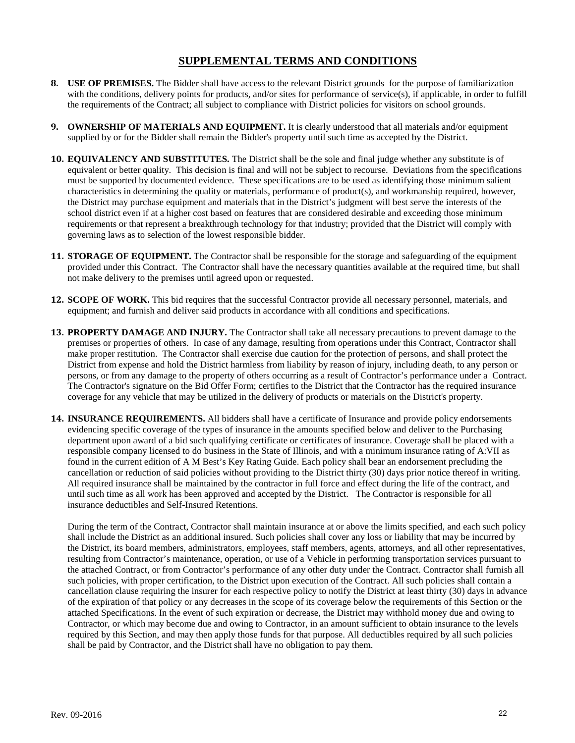## SUPPLEMENTAL TERMS AND CONDITIONS

8. **USE OF PREMISES.** The Bidder shall have access to the relevant District grounds for the purpose of familiarization with the conditions, delivery points for products, and/or sites for performance of service(s), if applicable, in order to fulfill the requirements of the Contract; all subject to compliance with District policies for visitors on school grounds.

9. **OWNERSHIP OF MATERIALS AND EQUIPMENT.** It is clearly understood that all materials and/or equipment supplied by or for the Bidder shall remain the Bidder's property until such time as accepted by the District.

10. **EQUIVALENCY AND SUBSTITUTES.** The District shall be the sole and final judge whether any substitute is of equivalent or better quality. This decision is final and will not be subject to recourse. Deviations from the specifications must be supported by documented evidence. These specifications are to be used as identifying those minimum salient characteristics in determining the quality or materials, performance of product(s), and workmanship required, however, the District may purchase equipment and materials that in the District's judgment will best serve the interests of the school district even if at a higher cost based on features that are considered desirable and exceeding those minimum requirements or that represent a breakthrough technology for that industry; provided that the District will comply with governing laws as to selection of the lowest responsible bidder.

11. **STORAGE OF EQUIPMENT.** The Contractor shall be responsible for the storage and safeguarding of the equipment provided under this Contract. The Contractor shall have the necessary quantities available at the required time, but shall not make delivery to the premises until agreed upon or requested.

12. **SCOPE OF WORK.** This bid requires that the successful Contractor provide all necessary personnel, materials, and equipment; and furnish and deliver said products in accordance with all conditions and specifications.

13. **PROPERTY DAMAGE AND INJURY.** The Contractor shall take all necessary precautions to prevent damage to the premises or properties of others. In case of any damage, resulting from operations under this Contract, Contractor shall make proper restitution. The Contractor shall exercise due caution for the protection of persons, and shall protect the District from expense and hold the District harmless from liability by reason of injury, including death, to any person or persons, or from any damage to the property of others occurring as a result of Contractor's performance under a Contract. The Contractor's signature on the Bid Offer Form; certifies to the District that the Contractor has the required insurance coverage for any vehicle that may be utilized in the delivery of products or materials on the District's property.

14. **INSURANCE REQUIREMENTS.** All bidders shall have a certificate of Insurance and provide policy endorsements evidencing specific coverage of the types of insurance in the amounts specified below and deliver to the Purchasing department upon award of a bid such qualifying certificate or certificates of insurance. Coverage shall be placed with a responsible company licensed to do business in the State of Illinois, and with a minimum insurance rating of A:VII as found in the current edition of A M Best's Key Rating Guide. Each policy shall bear an endorsement precluding the cancellation or reduction of said policies without providing to the District thirty (30) days prior notice thereof in writing. All required insurance shall be maintained by the contractor in full force and effect during the life of the contract, and until such time as all work has been approved and accepted by the District. The Contractor is responsible for all insurance deductibles and Self-Insured Retentions.

    During the term of the Contract, Contractor shall maintain insurance at or above the limits specified, and each such policy shall include the District as an additional insured. Such policies shall cover any loss or liability that may be incurred by the District, its board members, administrators, employees, staff members, agents, attorneys, and all other representatives, resulting from Contractor's maintenance, operation, or use of a Vehicle in performing transportation services pursuant to the attached Contract, or from Contractor's performance of any other duty under the Contract. Contractor shall furnish all such policies, with proper certification, to the District upon execution of the Contract. All such policies shall contain a cancellation clause requiring the insurer for each respective policy to notify the District at least thirty (30) days in advance of the expiration of that policy or any decreases in the scope of its coverage below the requirements of this Section or the attached Specifications. In the event of such expiration or decrease, the District may withhold money due and owing to Contractor, or which may become due and owing to Contractor, in an amount sufficient to obtain insurance to the levels required by this Section, and may then apply those funds for that purpose. All deductibles required by all such policies shall be paid by Contractor, and the District shall have no obligation to pay them.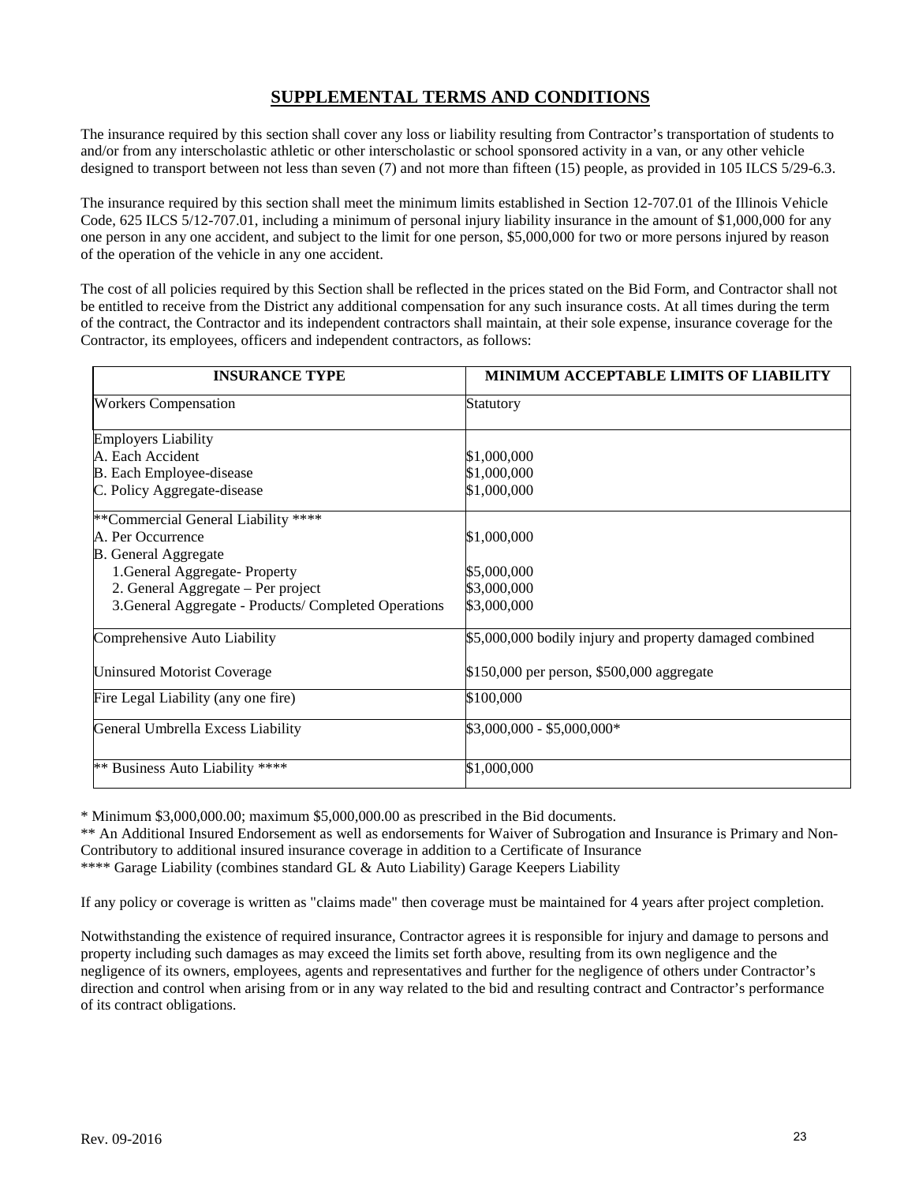## SUPPLEMENTAL TERMS AND CONDITIONS

The insurance required by this section shall cover any loss or liability resulting from Contractor's transportation of students to and/or from any interscholastic athletic or other interscholastic or school sponsored activity in a van, or any other vehicle designed to transport between not less than seven (7) and not more than fifteen (15) people, as provided in 105 ILCS 5/29-6.3.

The insurance required by this section shall meet the minimum limits established in Section 12-707.01 of the Illinois Vehicle Code, 625 ILCS 5/12-707.01, including a minimum of personal injury liability insurance in the amount of $1,000,000 for any one person in any one accident, and subject to the limit for one person, $5,000,000 for two or more persons injured by reason of the operation of the vehicle in any one accident.

The cost of all policies required by this Section shall be reflected in the prices stated on the Bid Form, and Contractor shall not be entitled to receive from the District any additional compensation for any such insurance costs. At all times during the term of the contract, the Contractor and its independent contractors shall maintain, at their sole expense, insurance coverage for the Contractor, its employees, officers and independent contractors, as follows:

| INSURANCE TYPE | MINIMUM ACCEPTABLE LIMITS OF LIABILITY |
|---|---|
| Workers Compensation | Statutory |
| Employers Liability | |
| A. Each Accident | $1,000,000 |
| B. Each Employee-disease | $1,000,000 |
| C. Policy Aggregate-disease | $1,000,000 |
| **Commercial General Liability **** | |
| A. Per Occurrence | $1,000,000 |
| B. General Aggregate | |
| 1.General Aggregate- Property | $5,000,000 |
| 2. General Aggregate – Per project | $3,000,000 |
| 3.General Aggregate - Products/ Completed Operations | $3,000,000 |
| Comprehensive Auto Liability | $5,000,000 bodily injury and property damaged combined |
| Uninsured Motorist Coverage | $150,000 per person, $500,000 aggregate |
| Fire Legal Liability (any one fire) | $100,000 |
| General Umbrella Excess Liability | $3,000,000 - $5,000,000* |
| ** Business Auto Liability **** | $1,000,000 |

* Minimum $3,000,000.00; maximum $5,000,000.00 as prescribed in the Bid documents.
** An Additional Insured Endorsement as well as endorsements for Waiver of Subrogation and Insurance is Primary and Non-Contributory to additional insured insurance coverage in addition to a Certificate of Insurance
**** Garage Liability (combines standard GL & Auto Liability) Garage Keepers Liability

If any policy or coverage is written as "claims made" then coverage must be maintained for 4 years after project completion.

Notwithstanding the existence of required insurance, Contractor agrees it is responsible for injury and damage to persons and property including such damages as may exceed the limits set forth above, resulting from its own negligence and the negligence of its owners, employees, agents and representatives and further for the negligence of others under Contractor's direction and control when arising from or in any way related to the bid and resulting contract and Contractor's performance of its contract obligations.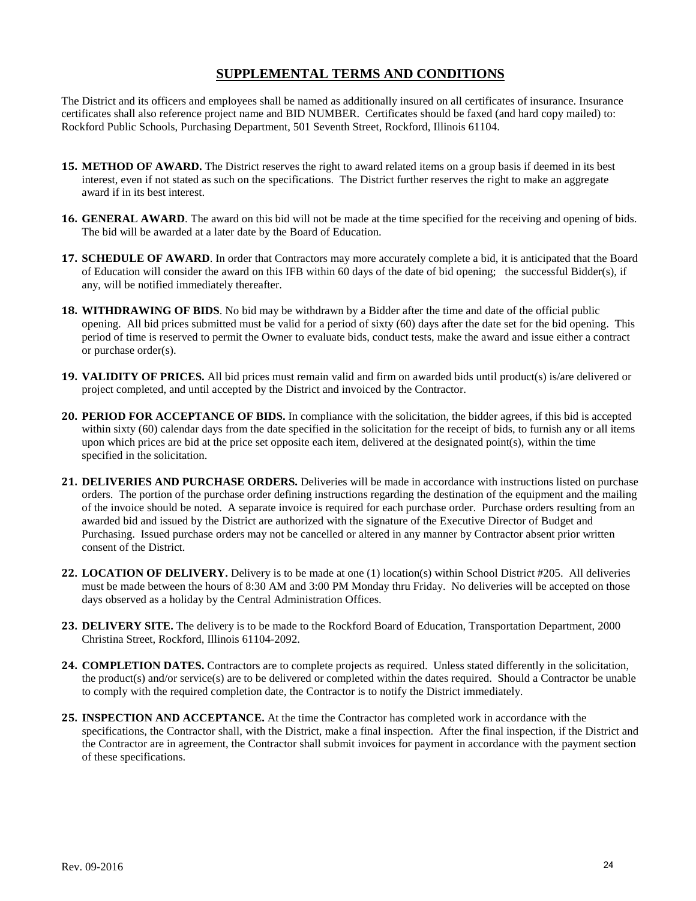## SUPPLEMENTAL TERMS AND CONDITIONS

The District and its officers and employees shall be named as additionally insured on all certificates of insurance. Insurance certificates shall also reference project name and BID NUMBER. Certificates should be faxed (and hard copy mailed) to: Rockford Public Schools, Purchasing Department, 501 Seventh Street, Rockford, Illinois 61104.

15. **METHOD OF AWARD.** The District reserves the right to award related items on a group basis if deemed in its best interest, even if not stated as such on the specifications. The District further reserves the right to make an aggregate award if in its best interest.

16. **GENERAL AWARD**. The award on this bid will not be made at the time specified for the receiving and opening of bids. The bid will be awarded at a later date by the Board of Education.

17. **SCHEDULE OF AWARD**. In order that Contractors may more accurately complete a bid, it is anticipated that the Board of Education will consider the award on this IFB within 60 days of the date of bid opening; the successful Bidder(s), if any, will be notified immediately thereafter.

18. **WITHDRAWING OF BIDS**. No bid may be withdrawn by a Bidder after the time and date of the official public opening. All bid prices submitted must be valid for a period of sixty (60) days after the date set for the bid opening. This period of time is reserved to permit the Owner to evaluate bids, conduct tests, make the award and issue either a contract or purchase order(s).

19. **VALIDITY OF PRICES.** All bid prices must remain valid and firm on awarded bids until product(s) is/are delivered or project completed, and until accepted by the District and invoiced by the Contractor.

20. **PERIOD FOR ACCEPTANCE OF BIDS.** In compliance with the solicitation, the bidder agrees, if this bid is accepted within sixty (60) calendar days from the date specified in the solicitation for the receipt of bids, to furnish any or all items upon which prices are bid at the price set opposite each item, delivered at the designated point(s), within the time specified in the solicitation.

21. **DELIVERIES AND PURCHASE ORDERS.** Deliveries will be made in accordance with instructions listed on purchase orders. The portion of the purchase order defining instructions regarding the destination of the equipment and the mailing of the invoice should be noted. A separate invoice is required for each purchase order. Purchase orders resulting from an awarded bid and issued by the District are authorized with the signature of the Executive Director of Budget and Purchasing. Issued purchase orders may not be cancelled or altered in any manner by Contractor absent prior written consent of the District.

22. **LOCATION OF DELIVERY.** Delivery is to be made at one (1) location(s) within School District #205. All deliveries must be made between the hours of 8:30 AM and 3:00 PM Monday thru Friday. No deliveries will be accepted on those days observed as a holiday by the Central Administration Offices.

23. **DELIVERY SITE.** The delivery is to be made to the Rockford Board of Education, Transportation Department, 2000 Christina Street, Rockford, Illinois 61104-2092.

24. **COMPLETION DATES.** Contractors are to complete projects as required. Unless stated differently in the solicitation, the product(s) and/or service(s) are to be delivered or completed within the dates required. Should a Contractor be unable to comply with the required completion date, the Contractor is to notify the District immediately.

25. **INSPECTION AND ACCEPTANCE.** At the time the Contractor has completed work in accordance with the specifications, the Contractor shall, with the District, make a final inspection. After the final inspection, if the District and the Contractor are in agreement, the Contractor shall submit invoices for payment in accordance with the payment section of these specifications.

Rev. 09-2016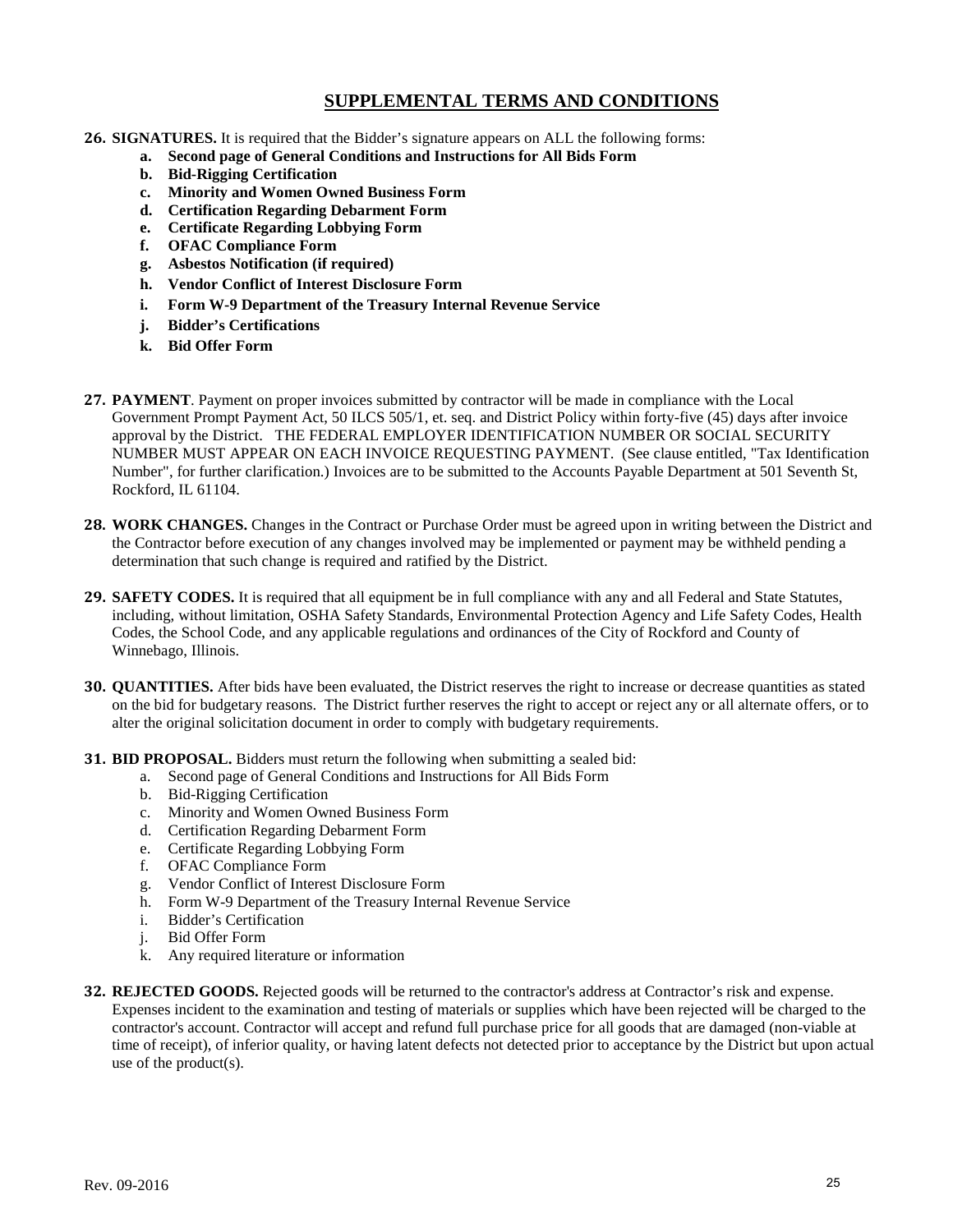## SUPPLEMENTAL TERMS AND CONDITIONS

**26. SIGNATURES.** It is required that the Bidder's signature appears on ALL the following forms:

- **a. Second page of General Conditions and Instructions for All Bids Form**
- **b. Bid-Rigging Certification**
- **c. Minority and Women Owned Business Form**
- **d. Certification Regarding Debarment Form**
- **e. Certificate Regarding Lobbying Form**
- **f. OFAC Compliance Form**
- **g. Asbestos Notification (if required)**
- **h. Vendor Conflict of Interest Disclosure Form**
- **i. Form W-9 Department of the Treasury Internal Revenue Service**
- **j. Bidder's Certifications**
- **k. Bid Offer Form**

**27. PAYMENT**. Payment on proper invoices submitted by contractor will be made in compliance with the Local Government Prompt Payment Act, 50 ILCS 505/1, et. seq. and District Policy within forty-five (45) days after invoice approval by the District. THE FEDERAL EMPLOYER IDENTIFICATION NUMBER OR SOCIAL SECURITY NUMBER MUST APPEAR ON EACH INVOICE REQUESTING PAYMENT. (See clause entitled, "Tax Identification Number", for further clarification.) Invoices are to be submitted to the Accounts Payable Department at 501 Seventh St, Rockford, IL 61104.

**28. WORK CHANGES.** Changes in the Contract or Purchase Order must be agreed upon in writing between the District and the Contractor before execution of any changes involved may be implemented or payment may be withheld pending a determination that such change is required and ratified by the District.

**29. SAFETY CODES.** It is required that all equipment be in full compliance with any and all Federal and State Statutes, including, without limitation, OSHA Safety Standards, Environmental Protection Agency and Life Safety Codes, Health Codes, the School Code, and any applicable regulations and ordinances of the City of Rockford and County of Winnebago, Illinois.

**30. QUANTITIES.** After bids have been evaluated, the District reserves the right to increase or decrease quantities as stated on the bid for budgetary reasons. The District further reserves the right to accept or reject any or all alternate offers, or to alter the original solicitation document in order to comply with budgetary requirements.

**31. BID PROPOSAL.** Bidders must return the following when submitting a sealed bid:

- a. Second page of General Conditions and Instructions for All Bids Form
- b. Bid-Rigging Certification
- c. Minority and Women Owned Business Form
- d. Certification Regarding Debarment Form
- e. Certificate Regarding Lobbying Form
- f. OFAC Compliance Form
- g. Vendor Conflict of Interest Disclosure Form
- h. Form W-9 Department of the Treasury Internal Revenue Service
- i. Bidder's Certification
- j. Bid Offer Form
- k. Any required literature or information

**32. REJECTED GOODS.** Rejected goods will be returned to the contractor's address at Contractor's risk and expense. Expenses incident to the examination and testing of materials or supplies which have been rejected will be charged to the contractor's account. Contractor will accept and refund full purchase price for all goods that are damaged (non-viable at time of receipt), of inferior quality, or having latent defects not detected prior to acceptance by the District but upon actual use of the product(s).

Rev. 09-2016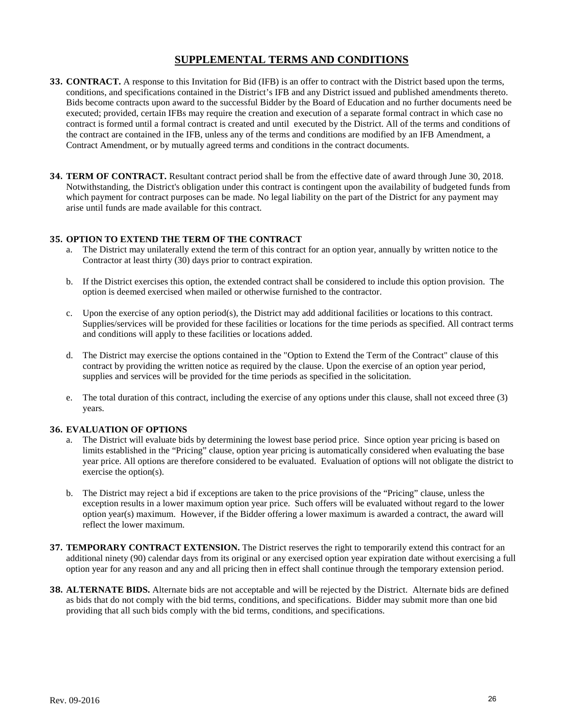## SUPPLEMENTAL TERMS AND CONDITIONS

**33. CONTRACT.** A response to this Invitation for Bid (IFB) is an offer to contract with the District based upon the terms, conditions, and specifications contained in the District's IFB and any District issued and published amendments thereto. Bids become contracts upon award to the successful Bidder by the Board of Education and no further documents need be executed; provided, certain IFBs may require the creation and execution of a separate formal contract in which case no contract is formed until a formal contract is created and until executed by the District. All of the terms and conditions of the contract are contained in the IFB, unless any of the terms and conditions are modified by an IFB Amendment, a Contract Amendment, or by mutually agreed terms and conditions in the contract documents.

**34. TERM OF CONTRACT.** Resultant contract period shall be from the effective date of award through June 30, 2018. Notwithstanding, the District's obligation under this contract is contingent upon the availability of budgeted funds from which payment for contract purposes can be made. No legal liability on the part of the District for any payment may arise until funds are made available for this contract.

**35. OPTION TO EXTEND THE TERM OF THE CONTRACT**

a. The District may unilaterally extend the term of this contract for an option year, annually by written notice to the Contractor at least thirty (30) days prior to contract expiration.

b. If the District exercises this option, the extended contract shall be considered to include this option provision. The option is deemed exercised when mailed or otherwise furnished to the contractor.

c. Upon the exercise of any option period(s), the District may add additional facilities or locations to this contract. Supplies/services will be provided for these facilities or locations for the time periods as specified. All contract terms and conditions will apply to these facilities or locations added.

d. The District may exercise the options contained in the "Option to Extend the Term of the Contract" clause of this contract by providing the written notice as required by the clause. Upon the exercise of an option year period, supplies and services will be provided for the time periods as specified in the solicitation.

e. The total duration of this contract, including the exercise of any options under this clause, shall not exceed three (3) years.

**36. EVALUATION OF OPTIONS**

a. The District will evaluate bids by determining the lowest base period price. Since option year pricing is based on limits established in the "Pricing" clause, option year pricing is automatically considered when evaluating the base year price. All options are therefore considered to be evaluated. Evaluation of options will not obligate the district to exercise the option(s).

b. The District may reject a bid if exceptions are taken to the price provisions of the "Pricing" clause, unless the exception results in a lower maximum option year price. Such offers will be evaluated without regard to the lower option year(s) maximum. However, if the Bidder offering a lower maximum is awarded a contract, the award will reflect the lower maximum.

**37. TEMPORARY CONTRACT EXTENSION.** The District reserves the right to temporarily extend this contract for an additional ninety (90) calendar days from its original or any exercised option year expiration date without exercising a full option year for any reason and any and all pricing then in effect shall continue through the temporary extension period.

**38. ALTERNATE BIDS.** Alternate bids are not acceptable and will be rejected by the District. Alternate bids are defined as bids that do not comply with the bid terms, conditions, and specifications. Bidder may submit more than one bid providing that all such bids comply with the bid terms, conditions, and specifications.

Rev. 09-2016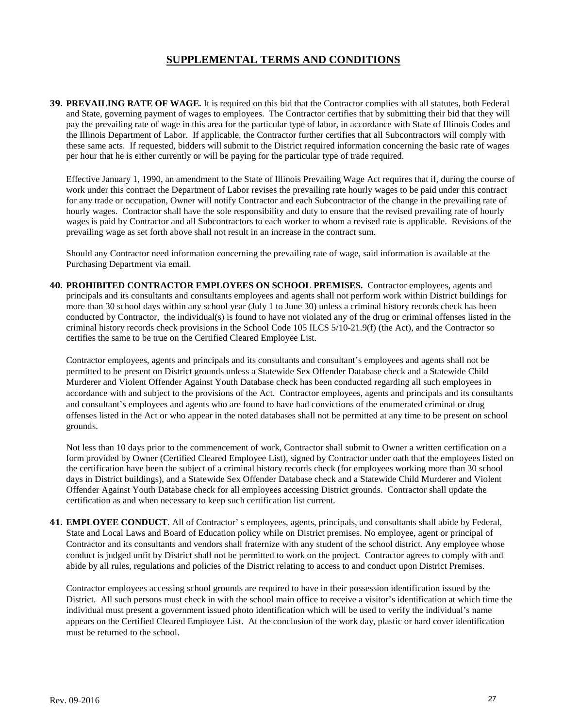# SUPPLEMENTAL TERMS AND CONDITIONS

**39. PREVAILING RATE OF WAGE.** It is required on this bid that the Contractor complies with all statutes, both Federal and State, governing payment of wages to employees. The Contractor certifies that by submitting their bid that they will pay the prevailing rate of wage in this area for the particular type of labor, in accordance with State of Illinois Codes and the Illinois Department of Labor. If applicable, the Contractor further certifies that all Subcontractors will comply with these same acts. If requested, bidders will submit to the District required information concerning the basic rate of wages per hour that he is either currently or will be paying for the particular type of trade required.

Effective January 1, 1990, an amendment to the State of Illinois Prevailing Wage Act requires that if, during the course of work under this contract the Department of Labor revises the prevailing rate hourly wages to be paid under this contract for any trade or occupation, Owner will notify Contractor and each Subcontractor of the change in the prevailing rate of hourly wages. Contractor shall have the sole responsibility and duty to ensure that the revised prevailing rate of hourly wages is paid by Contractor and all Subcontractors to each worker to whom a revised rate is applicable. Revisions of the prevailing wage as set forth above shall not result in an increase in the contract sum.

Should any Contractor need information concerning the prevailing rate of wage, said information is available at the Purchasing Department via email.

**40. PROHIBITED CONTRACTOR EMPLOYEES ON SCHOOL PREMISES.** Contractor employees, agents and principals and its consultants and consultants employees and agents shall not perform work within District buildings for more than 30 school days within any school year (July 1 to June 30) unless a criminal history records check has been conducted by Contractor, the individual(s) is found to have not violated any of the drug or criminal offenses listed in the criminal history records check provisions in the School Code 105 ILCS 5/10-21.9(f) (the Act), and the Contractor so certifies the same to be true on the Certified Cleared Employee List.

Contractor employees, agents and principals and its consultants and consultant's employees and agents shall not be permitted to be present on District grounds unless a Statewide Sex Offender Database check and a Statewide Child Murderer and Violent Offender Against Youth Database check has been conducted regarding all such employees in accordance with and subject to the provisions of the Act. Contractor employees, agents and principals and its consultants and consultant's employees and agents who are found to have had convictions of the enumerated criminal or drug offenses listed in the Act or who appear in the noted databases shall not be permitted at any time to be present on school grounds.

Not less than 10 days prior to the commencement of work, Contractor shall submit to Owner a written certification on a form provided by Owner (Certified Cleared Employee List), signed by Contractor under oath that the employees listed on the certification have been the subject of a criminal history records check (for employees working more than 30 school days in District buildings), and a Statewide Sex Offender Database check and a Statewide Child Murderer and Violent Offender Against Youth Database check for all employees accessing District grounds. Contractor shall update the certification as and when necessary to keep such certification list current.

**41. EMPLOYEE CONDUCT**. All of Contractor' s employees, agents, principals, and consultants shall abide by Federal, State and Local Laws and Board of Education policy while on District premises. No employee, agent or principal of Contractor and its consultants and vendors shall fraternize with any student of the school district. Any employee whose conduct is judged unfit by District shall not be permitted to work on the project. Contractor agrees to comply with and abide by all rules, regulations and policies of the District relating to access to and conduct upon District Premises.

Contractor employees accessing school grounds are required to have in their possession identification issued by the District. All such persons must check in with the school main office to receive a visitor's identification at which time the individual must present a government issued photo identification which will be used to verify the individual's name appears on the Certified Cleared Employee List. At the conclusion of the work day, plastic or hard cover identification must be returned to the school.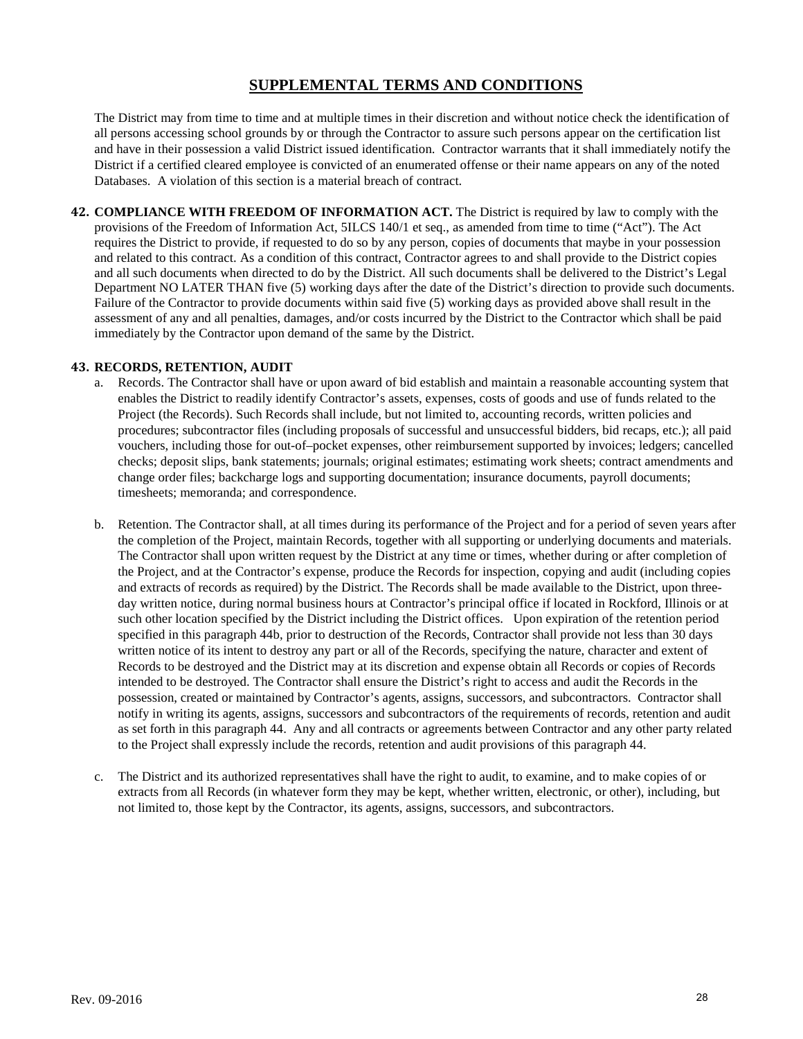## SUPPLEMENTAL TERMS AND CONDITIONS

The District may from time to time and at multiple times in their discretion and without notice check the identification of all persons accessing school grounds by or through the Contractor to assure such persons appear on the certification list and have in their possession a valid District issued identification. Contractor warrants that it shall immediately notify the District if a certified cleared employee is convicted of an enumerated offense or their name appears on any of the noted Databases. A violation of this section is a material breach of contract.

**42. COMPLIANCE WITH FREEDOM OF INFORMATION ACT.** The District is required by law to comply with the provisions of the Freedom of Information Act, 5ILCS 140/1 et seq., as amended from time to time ("Act"). The Act requires the District to provide, if requested to do so by any person, copies of documents that maybe in your possession and related to this contract. As a condition of this contract, Contractor agrees to and shall provide to the District copies and all such documents when directed to do by the District. All such documents shall be delivered to the District's Legal Department NO LATER THAN five (5) working days after the date of the District's direction to provide such documents. Failure of the Contractor to provide documents within said five (5) working days as provided above shall result in the assessment of any and all penalties, damages, and/or costs incurred by the District to the Contractor which shall be paid immediately by the Contractor upon demand of the same by the District.

**43. RECORDS, RETENTION, AUDIT**

a. Records. The Contractor shall have or upon award of bid establish and maintain a reasonable accounting system that enables the District to readily identify Contractor's assets, expenses, costs of goods and use of funds related to the Project (the Records). Such Records shall include, but not limited to, accounting records, written policies and procedures; subcontractor files (including proposals of successful and unsuccessful bidders, bid recaps, etc.); all paid vouchers, including those for out-of–pocket expenses, other reimbursement supported by invoices; ledgers; cancelled checks; deposit slips, bank statements; journals; original estimates; estimating work sheets; contract amendments and change order files; backcharge logs and supporting documentation; insurance documents, payroll documents; timesheets; memoranda; and correspondence.

b. Retention. The Contractor shall, at all times during its performance of the Project and for a period of seven years after the completion of the Project, maintain Records, together with all supporting or underlying documents and materials. The Contractor shall upon written request by the District at any time or times, whether during or after completion of the Project, and at the Contractor's expense, produce the Records for inspection, copying and audit (including copies and extracts of records as required) by the District. The Records shall be made available to the District, upon three-day written notice, during normal business hours at Contractor's principal office if located in Rockford, Illinois or at such other location specified by the District including the District offices. Upon expiration of the retention period specified in this paragraph 44b, prior to destruction of the Records, Contractor shall provide not less than 30 days written notice of its intent to destroy any part or all of the Records, specifying the nature, character and extent of Records to be destroyed and the District may at its discretion and expense obtain all Records or copies of Records intended to be destroyed. The Contractor shall ensure the District's right to access and audit the Records in the possession, created or maintained by Contractor's agents, assigns, successors, and subcontractors. Contractor shall notify in writing its agents, assigns, successors and subcontractors of the requirements of records, retention and audit as set forth in this paragraph 44. Any and all contracts or agreements between Contractor and any other party related to the Project shall expressly include the records, retention and audit provisions of this paragraph 44.

c. The District and its authorized representatives shall have the right to audit, to examine, and to make copies of or extracts from all Records (in whatever form they may be kept, whether written, electronic, or other), including, but not limited to, those kept by the Contractor, its agents, assigns, successors, and subcontractors.

Rev. 09-2016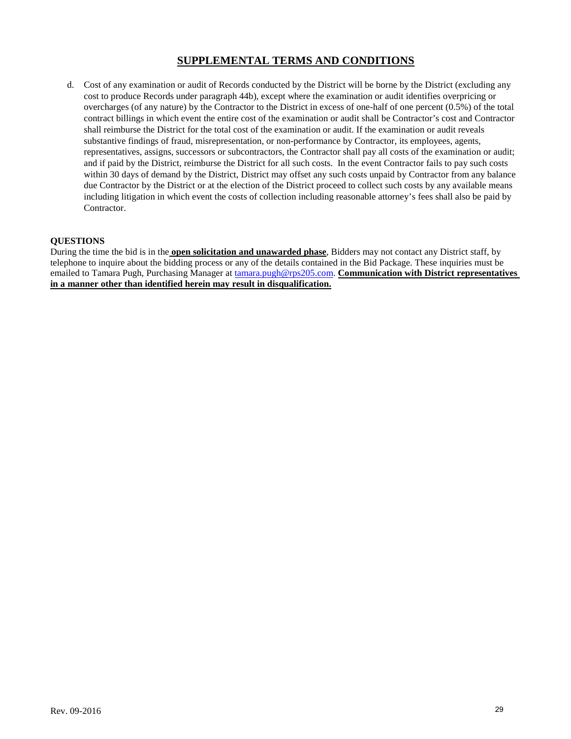## SUPPLEMENTAL TERMS AND CONDITIONS

d. Cost of any examination or audit of Records conducted by the District will be borne by the District (excluding any cost to produce Records under paragraph 44b), except where the examination or audit identifies overpricing or overcharges (of any nature) by the Contractor to the District in excess of one-half of one percent (0.5%) of the total contract billings in which event the entire cost of the examination or audit shall be Contractor's cost and Contractor shall reimburse the District for the total cost of the examination or audit. If the examination or audit reveals substantive findings of fraud, misrepresentation, or non-performance by Contractor, its employees, agents, representatives, assigns, successors or subcontractors, the Contractor shall pay all costs of the examination or audit; and if paid by the District, reimburse the District for all such costs. In the event Contractor fails to pay such costs within 30 days of demand by the District, District may offset any such costs unpaid by Contractor from any balance due Contractor by the District or at the election of the District proceed to collect such costs by any available means including litigation in which event the costs of collection including reasonable attorney's fees shall also be paid by Contractor.

**QUESTIONS**

During the time the bid is in the **open solicitation and unawarded phase**, Bidders may not contact any District staff, by telephone to inquire about the bidding process or any of the details contained in the Bid Package. These inquiries must be emailed to Tamara Pugh, Purchasing Manager at tamara.pugh@rps205.com. **Communication with District representatives in a manner other than identified herein may result in disqualification.**

Rev. 09-2016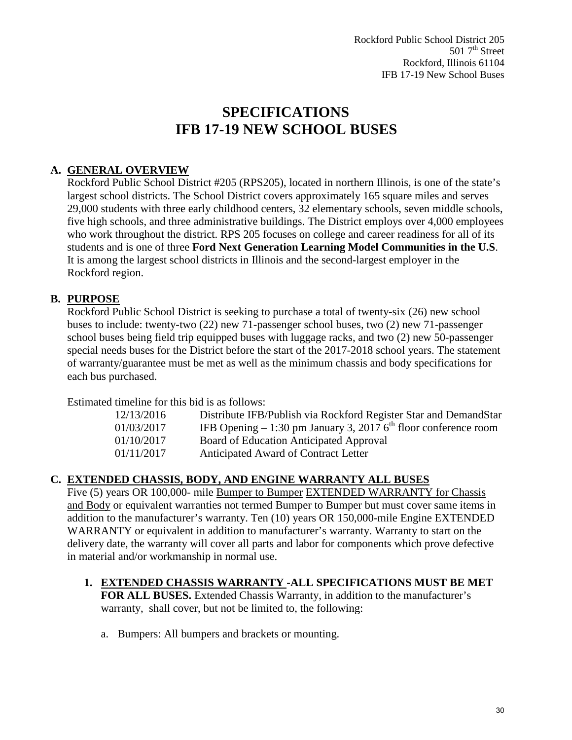Rockford Public School District 205
501 7th Street
Rockford, Illinois 61104
IFB 17-19 New School Buses

# SPECIFICATIONS
# IFB 17-19 NEW SCHOOL BUSES

## A. GENERAL OVERVIEW

Rockford Public School District #205 (RPS205), located in northern Illinois, is one of the state's largest school districts. The School District covers approximately 165 square miles and serves 29,000 students with three early childhood centers, 32 elementary schools, seven middle schools, five high schools, and three administrative buildings. The District employs over 4,000 employees who work throughout the district. RPS 205 focuses on college and career readiness for all of its students and is one of three **Ford Next Generation Learning Model Communities in the U.S**. It is among the largest school districts in Illinois and the second-largest employer in the Rockford region.

## B. PURPOSE

Rockford Public School District is seeking to purchase a total of twenty-six (26) new school buses to include: twenty-two (22) new 71-passenger school buses, two (2) new 71-passenger school buses being field trip equipped buses with luggage racks, and two (2) new 50-passenger special needs buses for the District before the start of the 2017-2018 school years. The statement of warranty/guarantee must be met as well as the minimum chassis and body specifications for each bus purchased.

Estimated timeline for this bid is as follows:

| | |
|---|---|
| 12/13/2016 | Distribute IFB/Publish via Rockford Register Star and DemandStar |
| 01/03/2017 | IFB Opening – 1:30 pm January 3, 2017 6th floor conference room |
| 01/10/2017 | Board of Education Anticipated Approval |
| 01/11/2017 | Anticipated Award of Contract Letter |

## C. EXTENDED CHASSIS, BODY, AND ENGINE WARRANTY ALL BUSES

Five (5) years OR 100,000- mile Bumper to Bumper EXTENDED WARRANTY for Chassis and Body or equivalent warranties not termed Bumper to Bumper but must cover same items in addition to the manufacturer's warranty. Ten (10) years OR 150,000-mile Engine EXTENDED WARRANTY or equivalent in addition to manufacturer's warranty. Warranty to start on the delivery date, the warranty will cover all parts and labor for components which prove defective in material and/or workmanship in normal use.

1. **EXTENDED CHASSIS WARRANTY -ALL SPECIFICATIONS MUST BE MET FOR ALL BUSES.** Extended Chassis Warranty, in addition to the manufacturer's warranty, shall cover, but not be limited to, the following:

   a. Bumpers: All bumpers and brackets or mounting.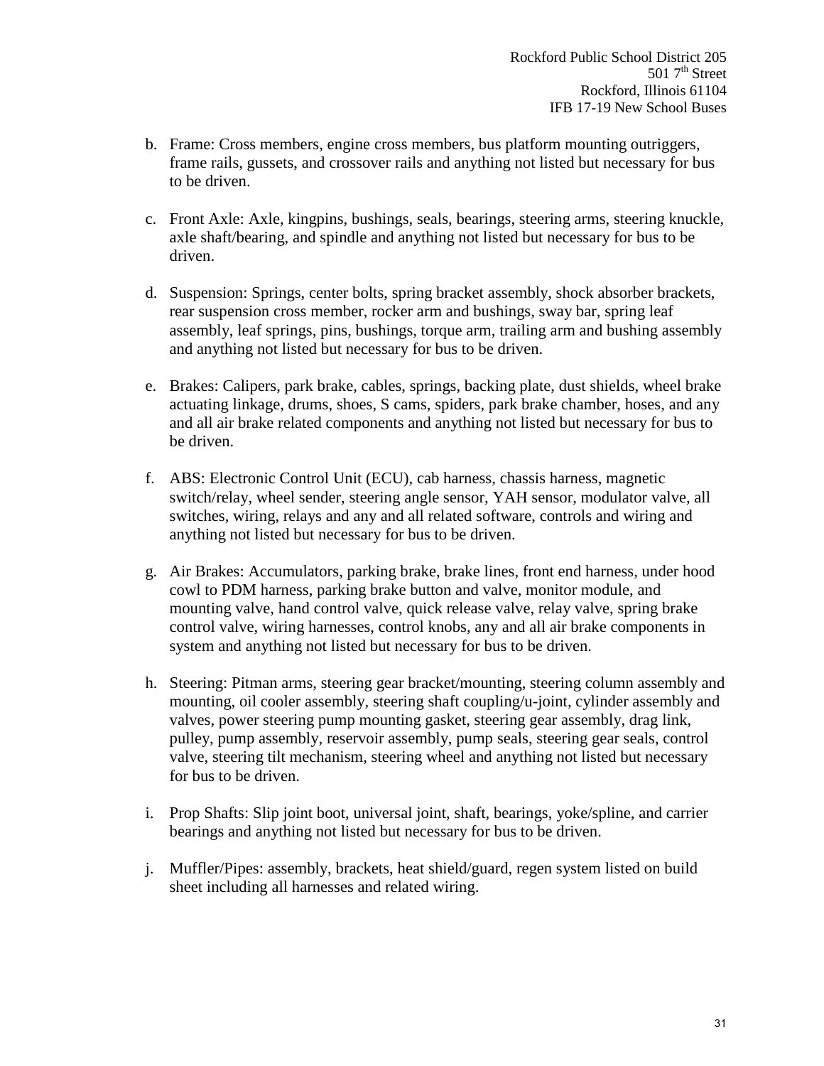b. Frame: Cross members, engine cross members, bus platform mounting outriggers, frame rails, gussets, and crossover rails and anything not listed but necessary for bus to be driven.

c. Front Axle: Axle, kingpins, bushings, seals, bearings, steering arms, steering knuckle, axle shaft/bearing, and spindle and anything not listed but necessary for bus to be driven.

d. Suspension: Springs, center bolts, spring bracket assembly, shock absorber brackets, rear suspension cross member, rocker arm and bushings, sway bar, spring leaf assembly, leaf springs, pins, bushings, torque arm, trailing arm and bushing assembly and anything not listed but necessary for bus to be driven.

e. Brakes: Calipers, park brake, cables, springs, backing plate, dust shields, wheel brake actuating linkage, drums, shoes, S cams, spiders, park brake chamber, hoses, and any and all air brake related components and anything not listed but necessary for bus to be driven.

f. ABS: Electronic Control Unit (ECU), cab harness, chassis harness, magnetic switch/relay, wheel sender, steering angle sensor, YAH sensor, modulator valve, all switches, wiring, relays and any and all related software, controls and wiring and anything not listed but necessary for bus to be driven.

g. Air Brakes: Accumulators, parking brake, brake lines, front end harness, under hood cowl to PDM harness, parking brake button and valve, monitor module, and mounting valve, hand control valve, quick release valve, relay valve, spring brake control valve, wiring harnesses, control knobs, any and all air brake components in system and anything not listed but necessary for bus to be driven.

h. Steering: Pitman arms, steering gear bracket/mounting, steering column assembly and mounting, oil cooler assembly, steering shaft coupling/u-joint, cylinder assembly and valves, power steering pump mounting gasket, steering gear assembly, drag link, pulley, pump assembly, reservoir assembly, pump seals, steering gear seals, control valve, steering tilt mechanism, steering wheel and anything not listed but necessary for bus to be driven.

i. Prop Shafts: Slip joint boot, universal joint, shaft, bearings, yoke/spline, and carrier bearings and anything not listed but necessary for bus to be driven.

j. Muffler/Pipes: assembly, brackets, heat shield/guard, regen system listed on build sheet including all harnesses and related wiring.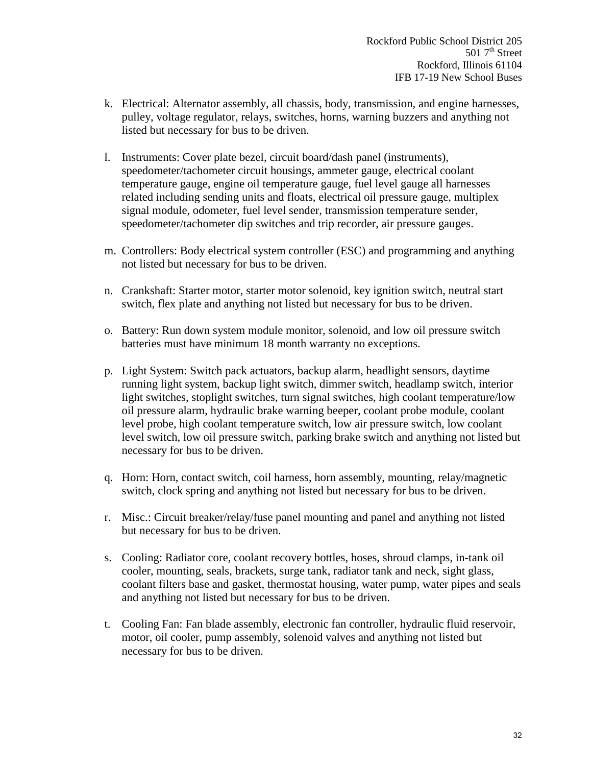k. Electrical: Alternator assembly, all chassis, body, transmission, and engine harnesses, pulley, voltage regulator, relays, switches, horns, warning buzzers and anything not listed but necessary for bus to be driven.

l. Instruments: Cover plate bezel, circuit board/dash panel (instruments), speedometer/tachometer circuit housings, ammeter gauge, electrical coolant temperature gauge, engine oil temperature gauge, fuel level gauge all harnesses related including sending units and floats, electrical oil pressure gauge, multiplex signal module, odometer, fuel level sender, transmission temperature sender, speedometer/tachometer dip switches and trip recorder, air pressure gauges.

m. Controllers: Body electrical system controller (ESC) and programming and anything not listed but necessary for bus to be driven.

n. Crankshaft: Starter motor, starter motor solenoid, key ignition switch, neutral start switch, flex plate and anything not listed but necessary for bus to be driven.

o. Battery: Run down system module monitor, solenoid, and low oil pressure switch batteries must have minimum 18 month warranty no exceptions.

p. Light System: Switch pack actuators, backup alarm, headlight sensors, daytime running light system, backup light switch, dimmer switch, headlamp switch, interior light switches, stoplight switches, turn signal switches, high coolant temperature/low oil pressure alarm, hydraulic brake warning beeper, coolant probe module, coolant level probe, high coolant temperature switch, low air pressure switch, low coolant level switch, low oil pressure switch, parking brake switch and anything not listed but necessary for bus to be driven.

q. Horn: Horn, contact switch, coil harness, horn assembly, mounting, relay/magnetic switch, clock spring and anything not listed but necessary for bus to be driven.

r. Misc.: Circuit breaker/relay/fuse panel mounting and panel and anything not listed but necessary for bus to be driven.

s. Cooling: Radiator core, coolant recovery bottles, hoses, shroud clamps, in-tank oil cooler, mounting, seals, brackets, surge tank, radiator tank and neck, sight glass, coolant filters base and gasket, thermostat housing, water pump, water pipes and seals and anything not listed but necessary for bus to be driven.

t. Cooling Fan: Fan blade assembly, electronic fan controller, hydraulic fluid reservoir, motor, oil cooler, pump assembly, solenoid valves and anything not listed but necessary for bus to be driven.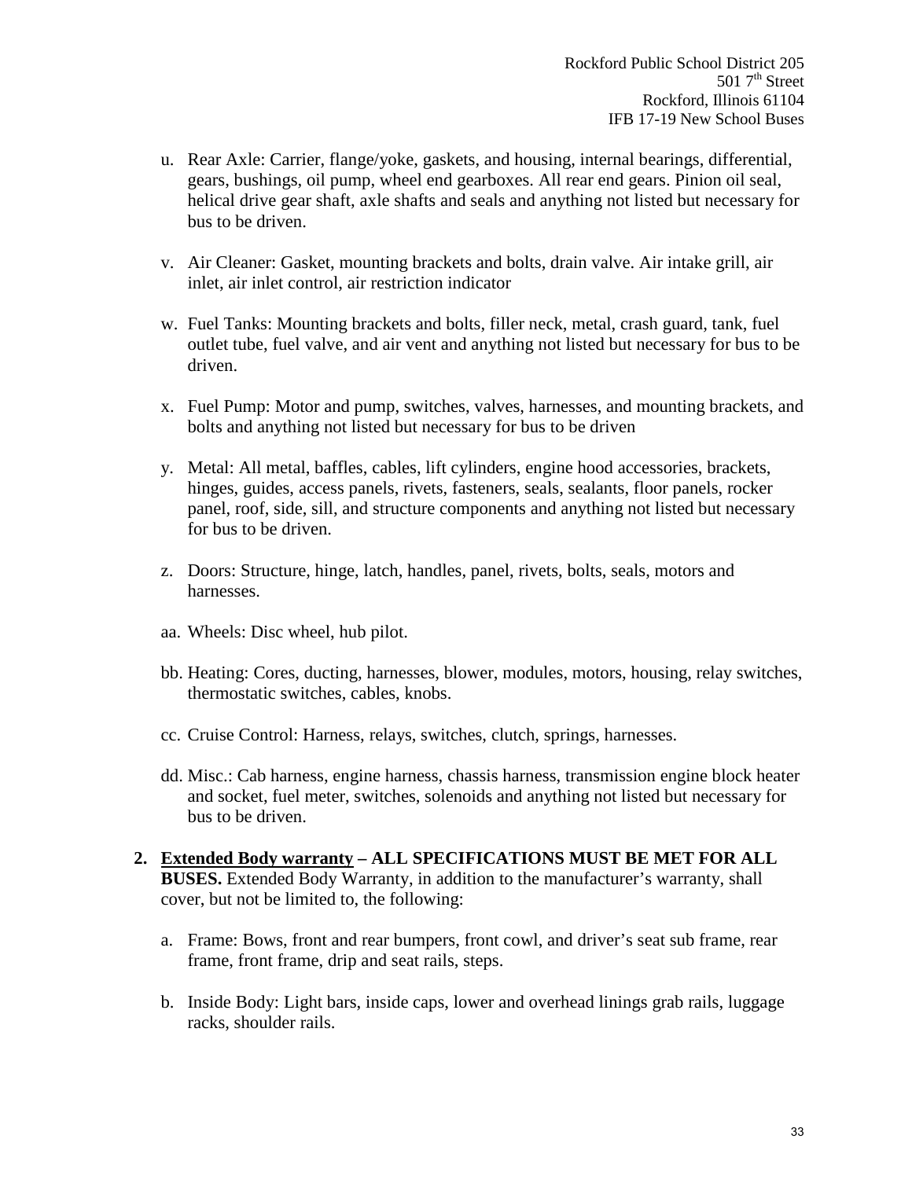u. Rear Axle: Carrier, flange/yoke, gaskets, and housing, internal bearings, differential, gears, bushings, oil pump, wheel end gearboxes. All rear end gears. Pinion oil seal, helical drive gear shaft, axle shafts and seals and anything not listed but necessary for bus to be driven.

v. Air Cleaner: Gasket, mounting brackets and bolts, drain valve. Air intake grill, air inlet, air inlet control, air restriction indicator

w. Fuel Tanks: Mounting brackets and bolts, filler neck, metal, crash guard, tank, fuel outlet tube, fuel valve, and air vent and anything not listed but necessary for bus to be driven.

x. Fuel Pump: Motor and pump, switches, valves, harnesses, and mounting brackets, and bolts and anything not listed but necessary for bus to be driven

y. Metal: All metal, baffles, cables, lift cylinders, engine hood accessories, brackets, hinges, guides, access panels, rivets, fasteners, seals, sealants, floor panels, rocker panel, roof, side, sill, and structure components and anything not listed but necessary for bus to be driven.

z. Doors: Structure, hinge, latch, handles, panel, rivets, bolts, seals, motors and harnesses.

aa. Wheels: Disc wheel, hub pilot.

bb. Heating: Cores, ducting, harnesses, blower, modules, motors, housing, relay switches, thermostatic switches, cables, knobs.

cc. Cruise Control: Harness, relays, switches, clutch, springs, harnesses.

dd. Misc.: Cab harness, engine harness, chassis harness, transmission engine block heater and socket, fuel meter, switches, solenoids and anything not listed but necessary for bus to be driven.

**2. <u>Extended Body warranty</u> – ALL SPECIFICATIONS MUST BE MET FOR ALL BUSES.** Extended Body Warranty, in addition to the manufacturer's warranty, shall cover, but not be limited to, the following:

a. Frame: Bows, front and rear bumpers, front cowl, and driver's seat sub frame, rear frame, front frame, drip and seat rails, steps.

b. Inside Body: Light bars, inside caps, lower and overhead linings grab rails, luggage racks, shoulder rails.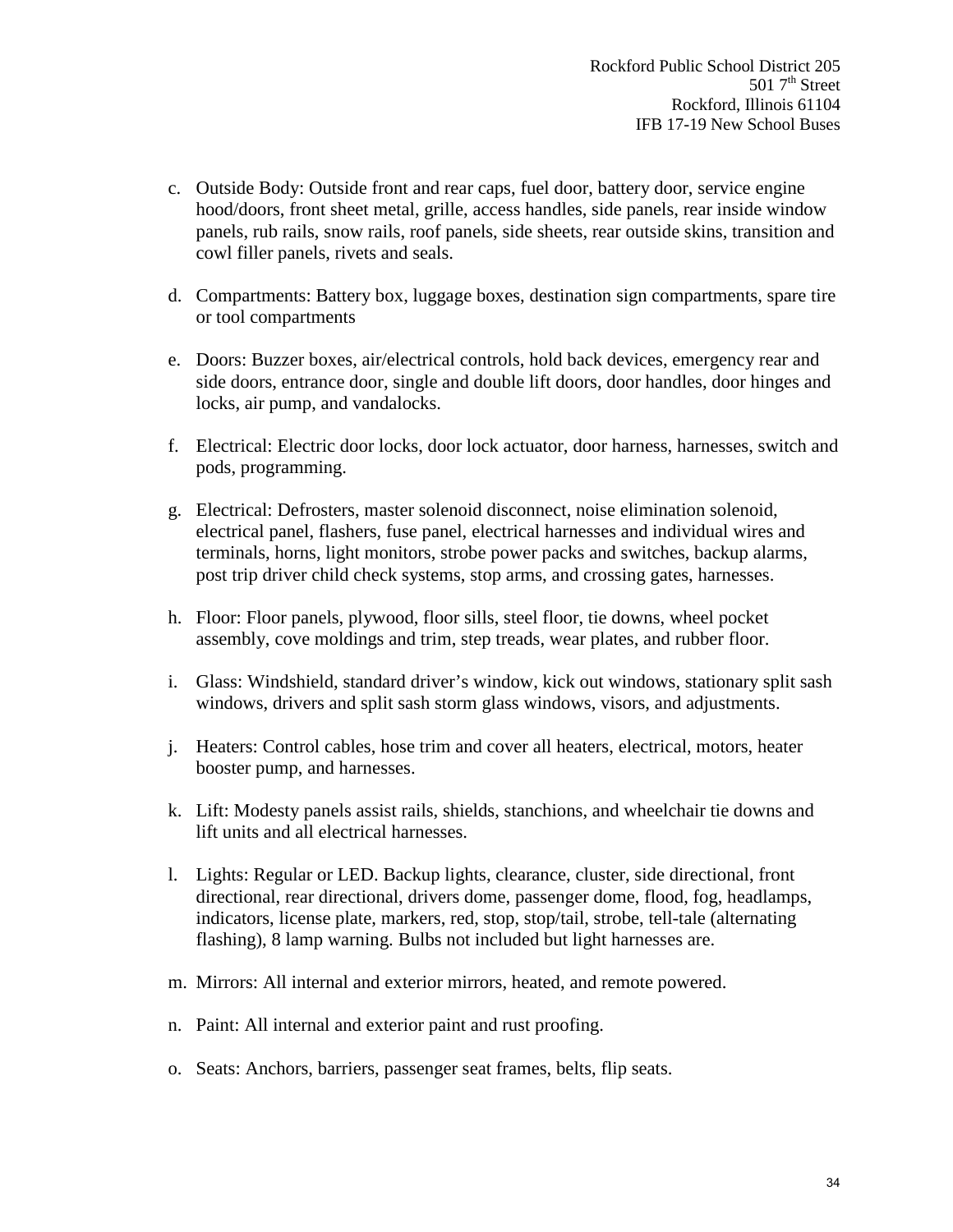c. Outside Body: Outside front and rear caps, fuel door, battery door, service engine hood/doors, front sheet metal, grille, access handles, side panels, rear inside window panels, rub rails, snow rails, roof panels, side sheets, rear outside skins, transition and cowl filler panels, rivets and seals.

d. Compartments: Battery box, luggage boxes, destination sign compartments, spare tire or tool compartments

e. Doors: Buzzer boxes, air/electrical controls, hold back devices, emergency rear and side doors, entrance door, single and double lift doors, door handles, door hinges and locks, air pump, and vandalocks.

f. Electrical: Electric door locks, door lock actuator, door harness, harnesses, switch and pods, programming.

g. Electrical: Defrosters, master solenoid disconnect, noise elimination solenoid, electrical panel, flashers, fuse panel, electrical harnesses and individual wires and terminals, horns, light monitors, strobe power packs and switches, backup alarms, post trip driver child check systems, stop arms, and crossing gates, harnesses.

h. Floor: Floor panels, plywood, floor sills, steel floor, tie downs, wheel pocket assembly, cove moldings and trim, step treads, wear plates, and rubber floor.

i. Glass: Windshield, standard driver's window, kick out windows, stationary split sash windows, drivers and split sash storm glass windows, visors, and adjustments.

j. Heaters: Control cables, hose trim and cover all heaters, electrical, motors, heater booster pump, and harnesses.

k. Lift: Modesty panels assist rails, shields, stanchions, and wheelchair tie downs and lift units and all electrical harnesses.

l. Lights: Regular or LED. Backup lights, clearance, cluster, side directional, front directional, rear directional, drivers dome, passenger dome, flood, fog, headlamps, indicators, license plate, markers, red, stop, stop/tail, strobe, tell-tale (alternating flashing), 8 lamp warning. Bulbs not included but light harnesses are.

m. Mirrors: All internal and exterior mirrors, heated, and remote powered.

n. Paint: All internal and exterior paint and rust proofing.

o. Seats: Anchors, barriers, passenger seat frames, belts, flip seats.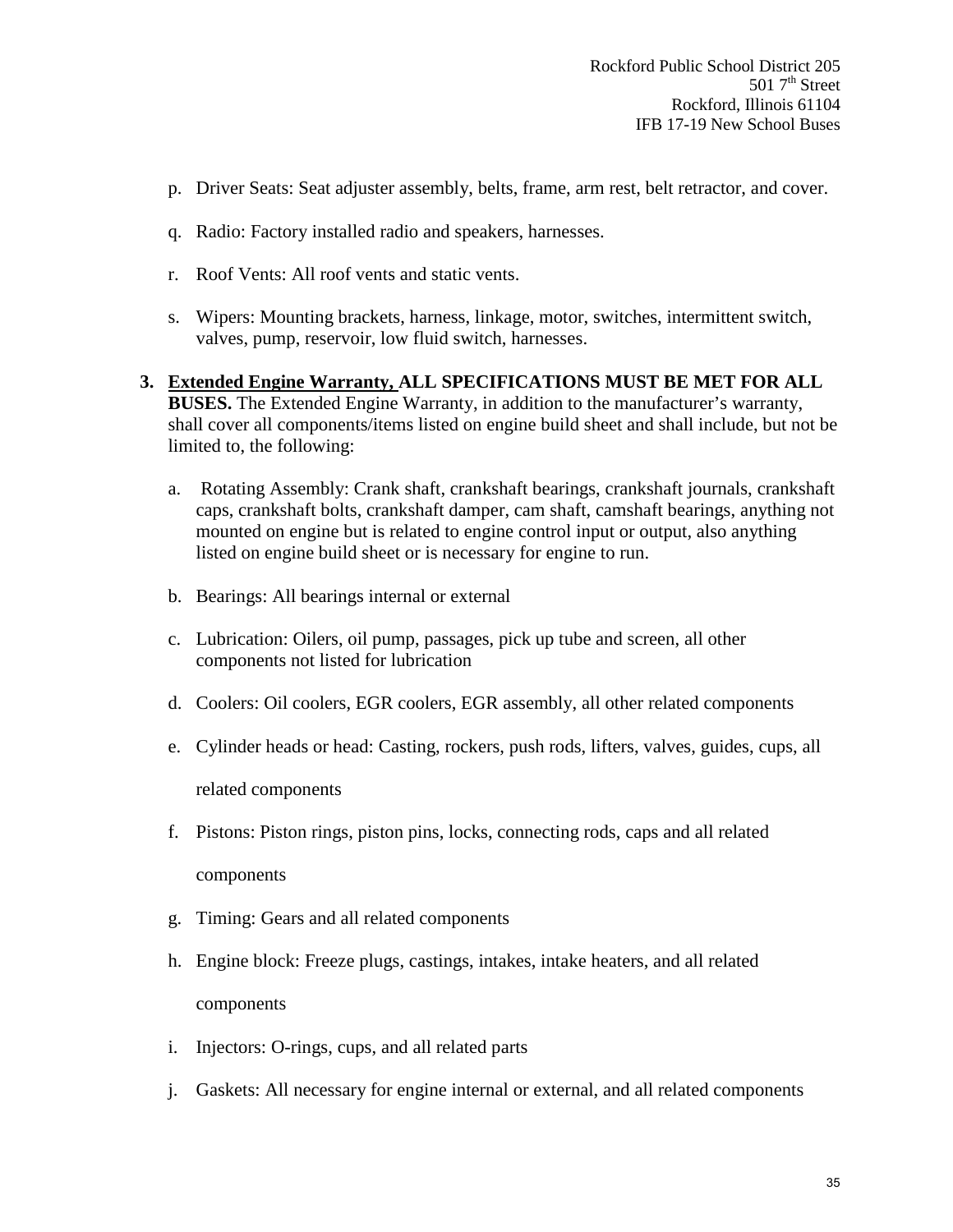p. Driver Seats: Seat adjuster assembly, belts, frame, arm rest, belt retractor, and cover.

q. Radio: Factory installed radio and speakers, harnesses.

r. Roof Vents: All roof vents and static vents.

s. Wipers: Mounting brackets, harness, linkage, motor, switches, intermittent switch, valves, pump, reservoir, low fluid switch, harnesses.

3. **Extended Engine Warranty, ALL SPECIFICATIONS MUST BE MET FOR ALL BUSES.** The Extended Engine Warranty, in addition to the manufacturer's warranty, shall cover all components/items listed on engine build sheet and shall include, but not be limited to, the following:

   a. Rotating Assembly: Crank shaft, crankshaft bearings, crankshaft journals, crankshaft caps, crankshaft bolts, crankshaft damper, cam shaft, camshaft bearings, anything not mounted on engine but is related to engine control input or output, also anything listed on engine build sheet or is necessary for engine to run.

   b. Bearings: All bearings internal or external

   c. Lubrication: Oilers, oil pump, passages, pick up tube and screen, all other components not listed for lubrication

   d. Coolers: Oil coolers, EGR coolers, EGR assembly, all other related components

   e. Cylinder heads or head: Casting, rockers, push rods, lifters, valves, guides, cups, all related components

   f. Pistons: Piston rings, piston pins, locks, connecting rods, caps and all related components

   g. Timing: Gears and all related components

   h. Engine block: Freeze plugs, castings, intakes, intake heaters, and all related components

   i. Injectors: O-rings, cups, and all related parts

   j. Gaskets: All necessary for engine internal or external, and all related components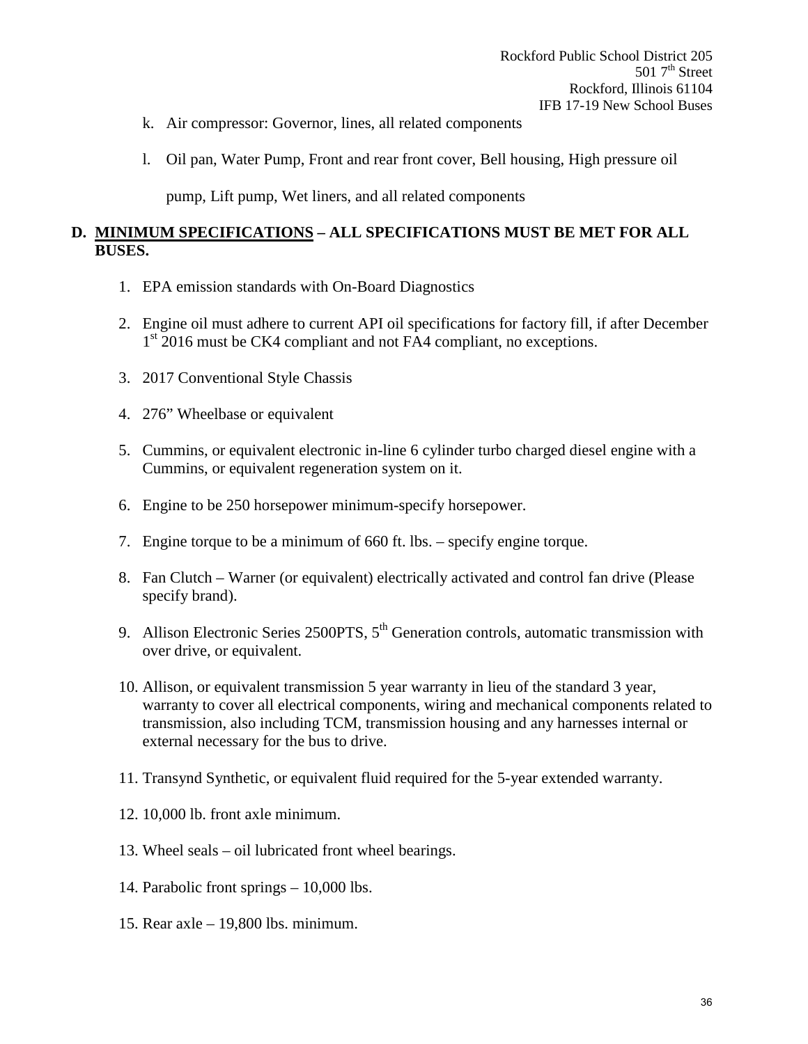k. Air compressor: Governor, lines, all related components

l. Oil pan, Water Pump, Front and rear front cover, Bell housing, High pressure oil pump, Lift pump, Wet liners, and all related components

## D. MINIMUM SPECIFICATIONS – ALL SPECIFICATIONS MUST BE MET FOR ALL BUSES.

1. EPA emission standards with On-Board Diagnostics
2. Engine oil must adhere to current API oil specifications for factory fill, if after December 1st 2016 must be CK4 compliant and not FA4 compliant, no exceptions.
3. 2017 Conventional Style Chassis
4. 276" Wheelbase or equivalent
5. Cummins, or equivalent electronic in-line 6 cylinder turbo charged diesel engine with a Cummins, or equivalent regeneration system on it.
6. Engine to be 250 horsepower minimum-specify horsepower.
7. Engine torque to be a minimum of 660 ft. lbs. – specify engine torque.
8. Fan Clutch – Warner (or equivalent) electrically activated and control fan drive (Please specify brand).
9. Allison Electronic Series 2500PTS, 5th Generation controls, automatic transmission with over drive, or equivalent.
10. Allison, or equivalent transmission 5 year warranty in lieu of the standard 3 year, warranty to cover all electrical components, wiring and mechanical components related to transmission, also including TCM, transmission housing and any harnesses internal or external necessary for the bus to drive.
11. Transynd Synthetic, or equivalent fluid required for the 5-year extended warranty.
12. 10,000 lb. front axle minimum.
13. Wheel seals – oil lubricated front wheel bearings.
14. Parabolic front springs – 10,000 lbs.
15. Rear axle – 19,800 lbs. minimum.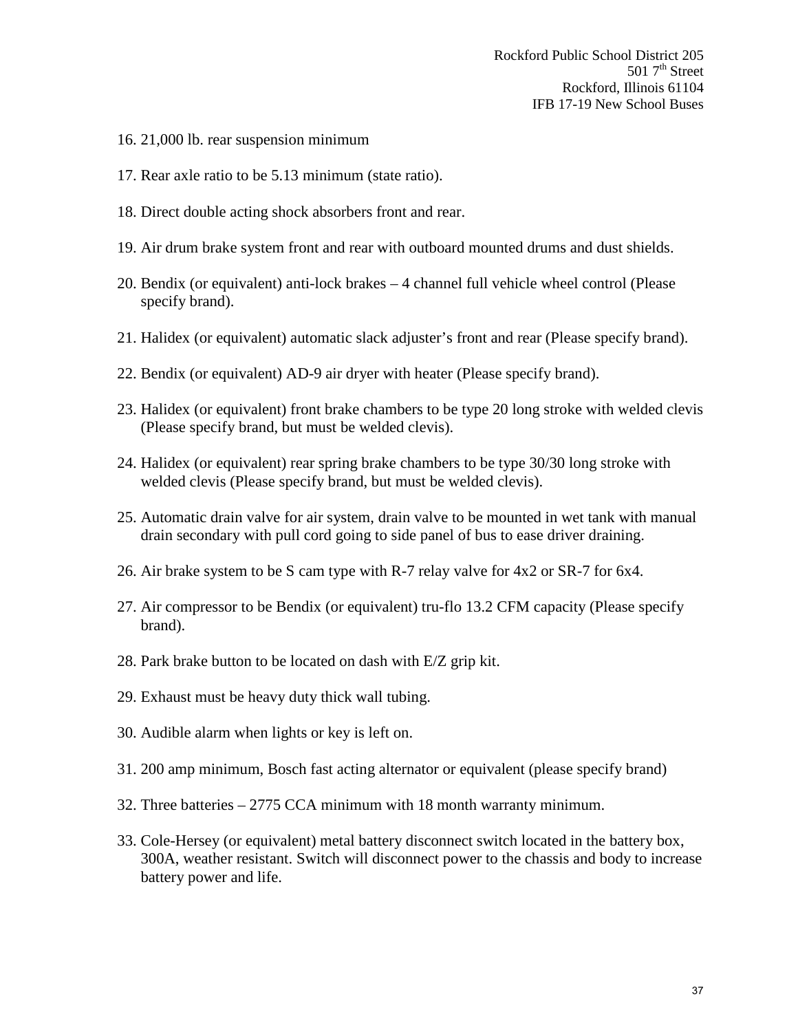16. 21,000 lb. rear suspension minimum

17. Rear axle ratio to be 5.13 minimum (state ratio).

18. Direct double acting shock absorbers front and rear.

19. Air drum brake system front and rear with outboard mounted drums and dust shields.

20. Bendix (or equivalent) anti-lock brakes – 4 channel full vehicle wheel control (Please specify brand).

21. Halidex (or equivalent) automatic slack adjuster's front and rear (Please specify brand).

22. Bendix (or equivalent) AD-9 air dryer with heater (Please specify brand).

23. Halidex (or equivalent) front brake chambers to be type 20 long stroke with welded clevis (Please specify brand, but must be welded clevis).

24. Halidex (or equivalent) rear spring brake chambers to be type 30/30 long stroke with welded clevis (Please specify brand, but must be welded clevis).

25. Automatic drain valve for air system, drain valve to be mounted in wet tank with manual drain secondary with pull cord going to side panel of bus to ease driver draining.

26. Air brake system to be S cam type with R-7 relay valve for 4x2 or SR-7 for 6x4.

27. Air compressor to be Bendix (or equivalent) tru-flo 13.2 CFM capacity (Please specify brand).

28. Park brake button to be located on dash with E/Z grip kit.

29. Exhaust must be heavy duty thick wall tubing.

30. Audible alarm when lights or key is left on.

31. 200 amp minimum, Bosch fast acting alternator or equivalent (please specify brand)

32. Three batteries – 2775 CCA minimum with 18 month warranty minimum.

33. Cole-Hersey (or equivalent) metal battery disconnect switch located in the battery box, 300A, weather resistant. Switch will disconnect power to the chassis and body to increase battery power and life.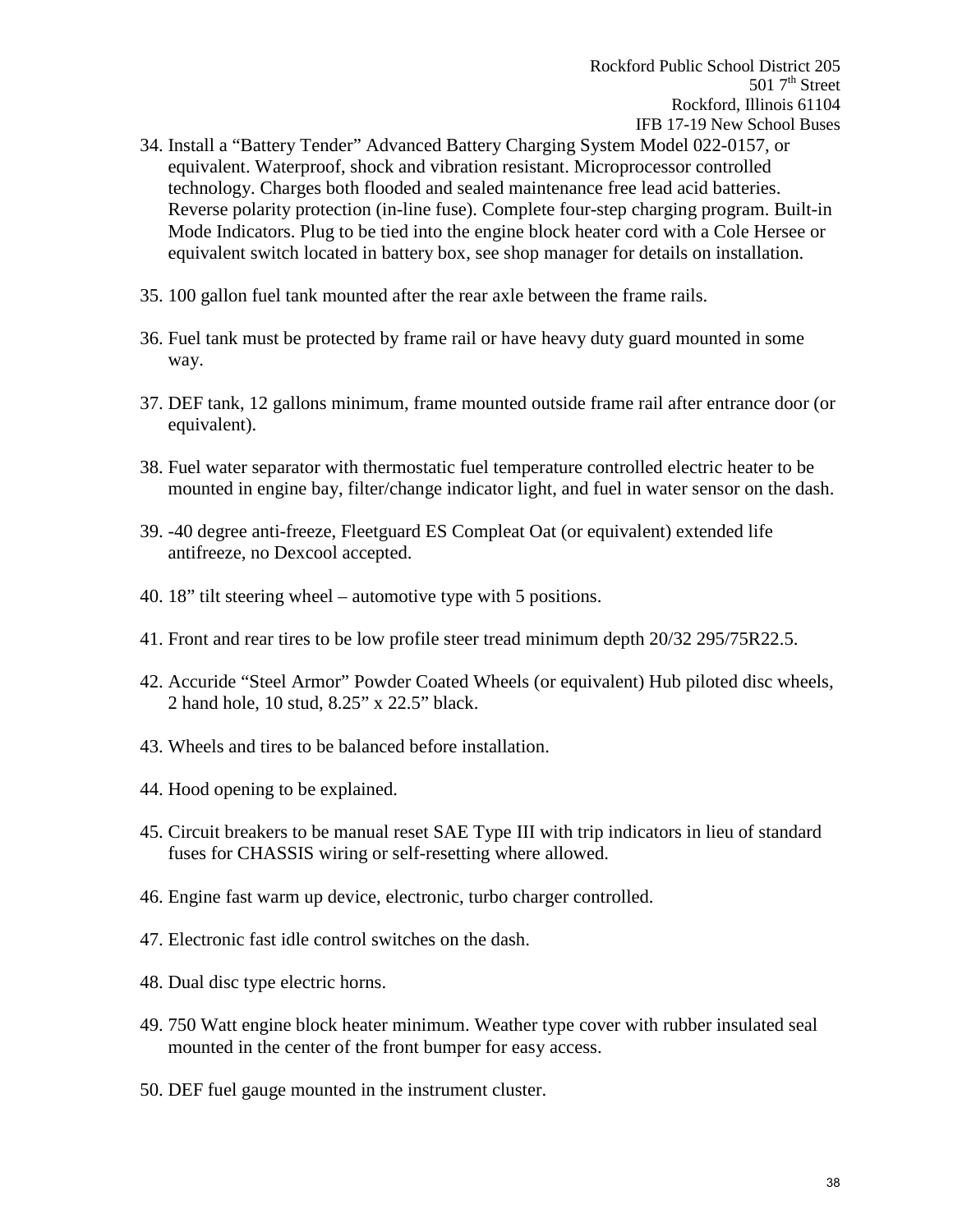34. Install a "Battery Tender" Advanced Battery Charging System Model 022-0157, or equivalent. Waterproof, shock and vibration resistant. Microprocessor controlled technology. Charges both flooded and sealed maintenance free lead acid batteries. Reverse polarity protection (in-line fuse). Complete four-step charging program. Built-in Mode Indicators. Plug to be tied into the engine block heater cord with a Cole Hersee or equivalent switch located in battery box, see shop manager for details on installation.

35. 100 gallon fuel tank mounted after the rear axle between the frame rails.

36. Fuel tank must be protected by frame rail or have heavy duty guard mounted in some way.

37. DEF tank, 12 gallons minimum, frame mounted outside frame rail after entrance door (or equivalent).

38. Fuel water separator with thermostatic fuel temperature controlled electric heater to be mounted in engine bay, filter/change indicator light, and fuel in water sensor on the dash.

39. -40 degree anti-freeze, Fleetguard ES Compleat Oat (or equivalent) extended life antifreeze, no Dexcool accepted.

40. 18" tilt steering wheel – automotive type with 5 positions.

41. Front and rear tires to be low profile steer tread minimum depth 20/32 295/75R22.5.

42. Accuride "Steel Armor" Powder Coated Wheels (or equivalent) Hub piloted disc wheels, 2 hand hole, 10 stud, 8.25" x 22.5" black.

43. Wheels and tires to be balanced before installation.

44. Hood opening to be explained.

45. Circuit breakers to be manual reset SAE Type III with trip indicators in lieu of standard fuses for CHASSIS wiring or self-resetting where allowed.

46. Engine fast warm up device, electronic, turbo charger controlled.

47. Electronic fast idle control switches on the dash.

48. Dual disc type electric horns.

49. 750 Watt engine block heater minimum. Weather type cover with rubber insulated seal mounted in the center of the front bumper for easy access.

50. DEF fuel gauge mounted in the instrument cluster.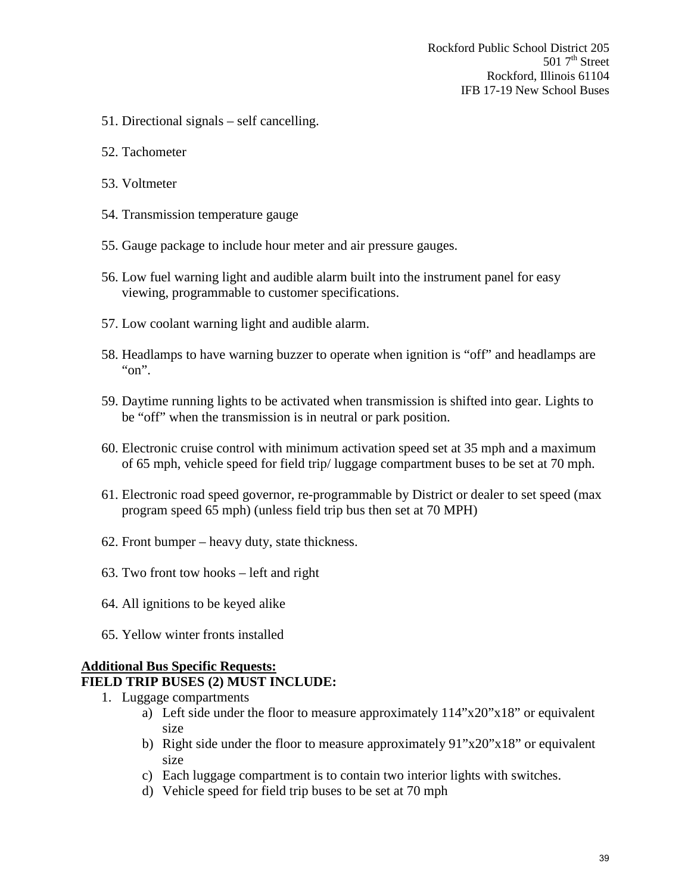51. Directional signals – self cancelling.

52. Tachometer

53. Voltmeter

54. Transmission temperature gauge

55. Gauge package to include hour meter and air pressure gauges.

56. Low fuel warning light and audible alarm built into the instrument panel for easy viewing, programmable to customer specifications.

57. Low coolant warning light and audible alarm.

58. Headlamps to have warning buzzer to operate when ignition is "off" and headlamps are "on".

59. Daytime running lights to be activated when transmission is shifted into gear. Lights to be "off" when the transmission is in neutral or park position.

60. Electronic cruise control with minimum activation speed set at 35 mph and a maximum of 65 mph, vehicle speed for field trip/ luggage compartment buses to be set at 70 mph.

61. Electronic road speed governor, re-programmable by District or dealer to set speed (max program speed 65 mph) (unless field trip bus then set at 70 MPH)

62. Front bumper – heavy duty, state thickness.

63. Two front tow hooks – left and right

64. All ignitions to be keyed alike

65. Yellow winter fronts installed

**Additional Bus Specific Requests:**

**FIELD TRIP BUSES (2) MUST INCLUDE:**

1. Luggage compartments
   a) Left side under the floor to measure approximately 114"x20"x18" or equivalent size
   b) Right side under the floor to measure approximately 91"x20"x18" or equivalent size
   c) Each luggage compartment is to contain two interior lights with switches.
   d) Vehicle speed for field trip buses to be set at 70 mph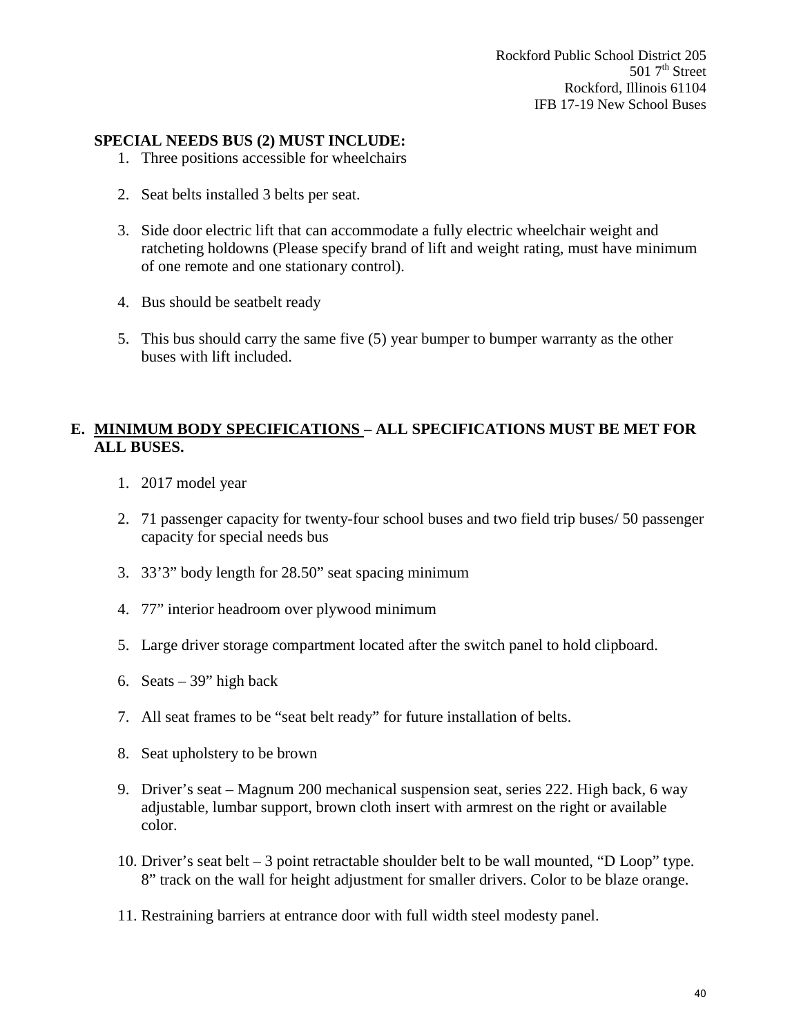**SPECIAL NEEDS BUS (2) MUST INCLUDE:**

1. Three positions accessible for wheelchairs
2. Seat belts installed 3 belts per seat.
3. Side door electric lift that can accommodate a fully electric wheelchair weight and ratcheting holdowns (Please specify brand of lift and weight rating, must have minimum of one remote and one stationary control).
4. Bus should be seatbelt ready
5. This bus should carry the same five (5) year bumper to bumper warranty as the other buses with lift included.

**E. <u>MINIMUM BODY SPECIFICATIONS</u> – ALL SPECIFICATIONS MUST BE MET FOR ALL BUSES.**

1. 2017 model year
2. 71 passenger capacity for twenty-four school buses and two field trip buses/ 50 passenger capacity for special needs bus
3. 33'3" body length for 28.50" seat spacing minimum
4. 77" interior headroom over plywood minimum
5. Large driver storage compartment located after the switch panel to hold clipboard.
6. Seats – 39" high back
7. All seat frames to be "seat belt ready" for future installation of belts.
8. Seat upholstery to be brown
9. Driver's seat – Magnum 200 mechanical suspension seat, series 222. High back, 6 way adjustable, lumbar support, brown cloth insert with armrest on the right or available color.
10. Driver's seat belt – 3 point retractable shoulder belt to be wall mounted, "D Loop" type. 8" track on the wall for height adjustment for smaller drivers. Color to be blaze orange.
11. Restraining barriers at entrance door with full width steel modesty panel.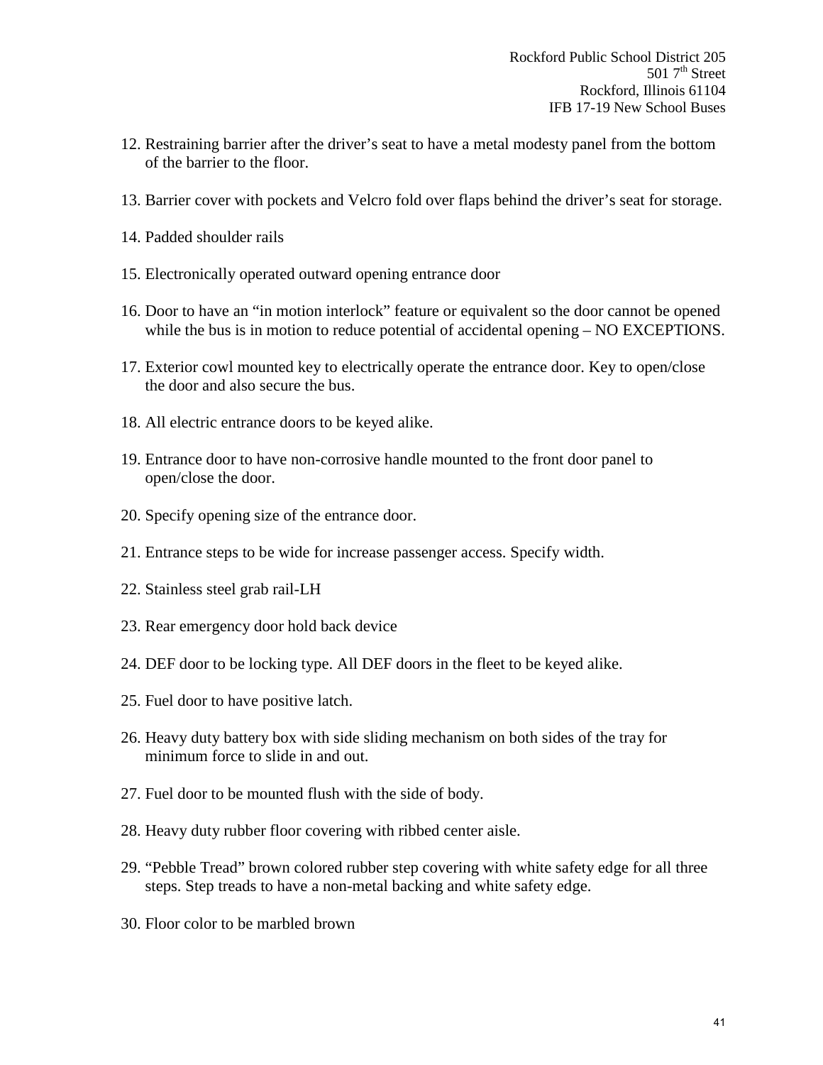12. Restraining barrier after the driver's seat to have a metal modesty panel from the bottom of the barrier to the floor.

13. Barrier cover with pockets and Velcro fold over flaps behind the driver's seat for storage.

14. Padded shoulder rails

15. Electronically operated outward opening entrance door

16. Door to have an "in motion interlock" feature or equivalent so the door cannot be opened while the bus is in motion to reduce potential of accidental opening – NO EXCEPTIONS.

17. Exterior cowl mounted key to electrically operate the entrance door. Key to open/close the door and also secure the bus.

18. All electric entrance doors to be keyed alike.

19. Entrance door to have non-corrosive handle mounted to the front door panel to open/close the door.

20. Specify opening size of the entrance door.

21. Entrance steps to be wide for increase passenger access. Specify width.

22. Stainless steel grab rail-LH

23. Rear emergency door hold back device

24. DEF door to be locking type. All DEF doors in the fleet to be keyed alike.

25. Fuel door to have positive latch.

26. Heavy duty battery box with side sliding mechanism on both sides of the tray for minimum force to slide in and out.

27. Fuel door to be mounted flush with the side of body.

28. Heavy duty rubber floor covering with ribbed center aisle.

29. "Pebble Tread" brown colored rubber step covering with white safety edge for all three steps. Step treads to have a non-metal backing and white safety edge.

30. Floor color to be marbled brown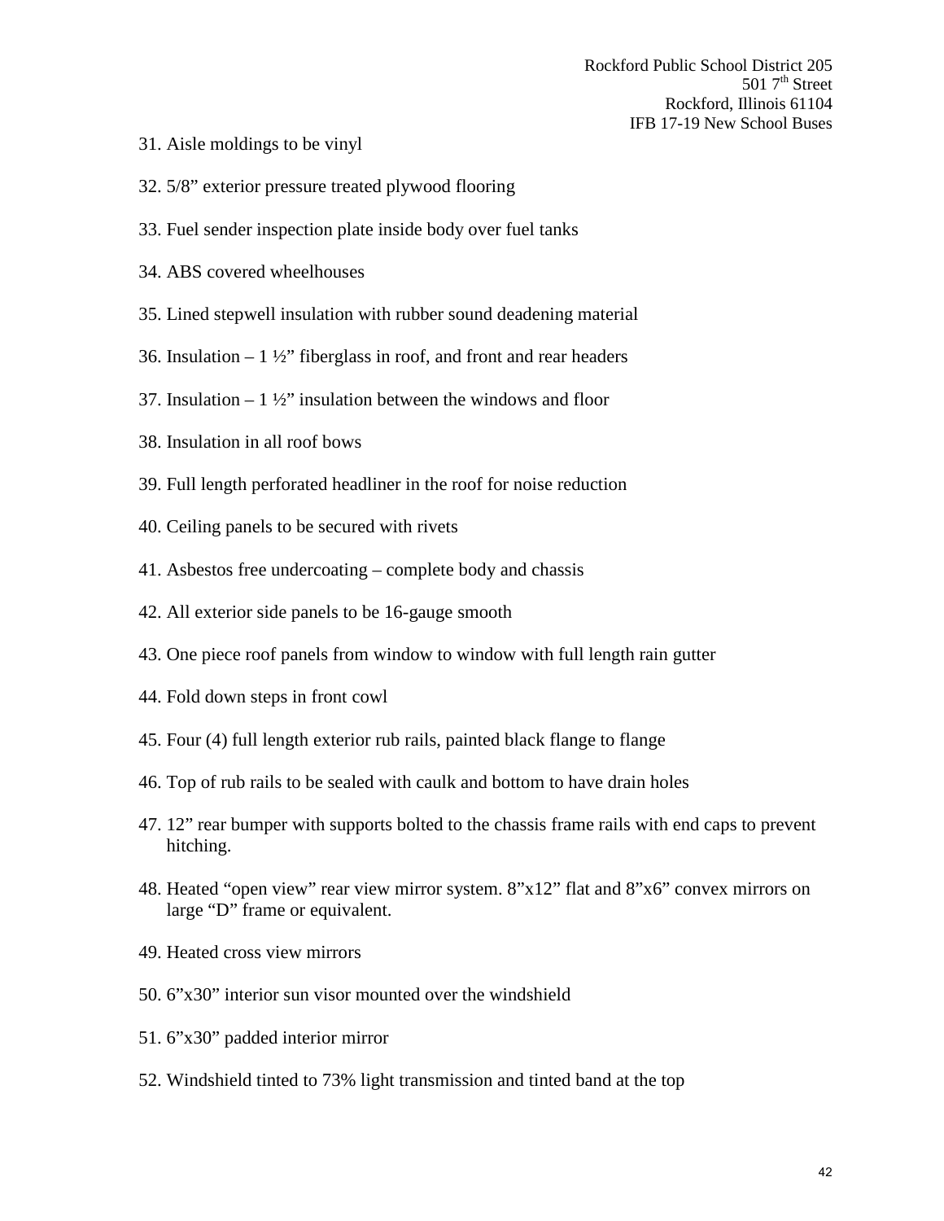31. Aisle moldings to be vinyl

32. 5/8” exterior pressure treated plywood flooring

33. Fuel sender inspection plate inside body over fuel tanks

34. ABS covered wheelhouses

35. Lined stepwell insulation with rubber sound deadening material

36. Insulation – 1 ½” fiberglass in roof, and front and rear headers

37. Insulation – 1 ½” insulation between the windows and floor

38. Insulation in all roof bows

39. Full length perforated headliner in the roof for noise reduction

40. Ceiling panels to be secured with rivets

41. Asbestos free undercoating – complete body and chassis

42. All exterior side panels to be 16-gauge smooth

43. One piece roof panels from window to window with full length rain gutter

44. Fold down steps in front cowl

45. Four (4) full length exterior rub rails, painted black flange to flange

46. Top of rub rails to be sealed with caulk and bottom to have drain holes

47. 12” rear bumper with supports bolted to the chassis frame rails with end caps to prevent hitching.

48. Heated “open view” rear view mirror system. 8”x12” flat and 8”x6” convex mirrors on large “D” frame or equivalent.

49. Heated cross view mirrors

50. 6”x30” interior sun visor mounted over the windshield

51. 6”x30” padded interior mirror

52. Windshield tinted to 73% light transmission and tinted band at the top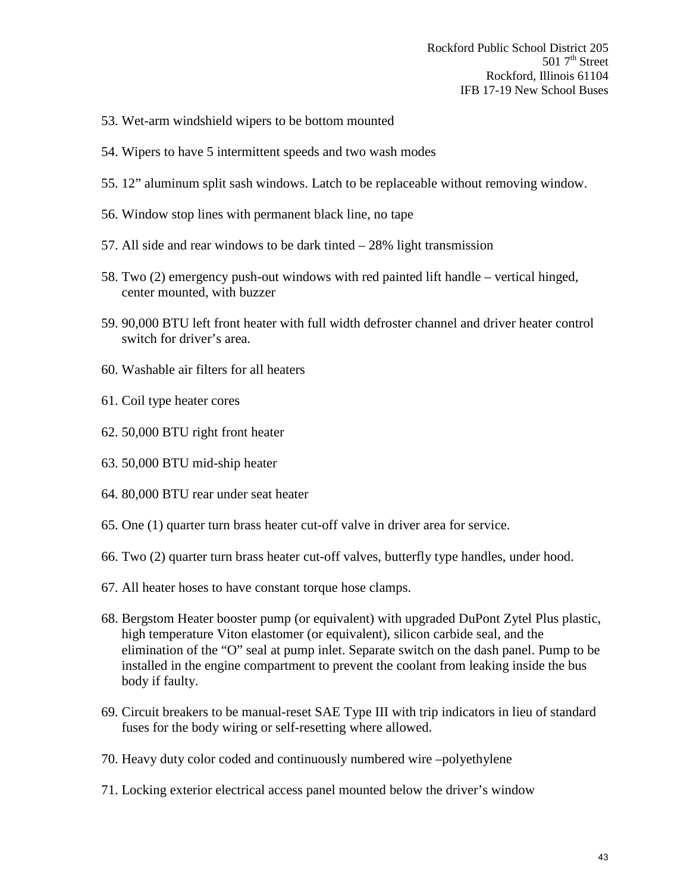53. Wet-arm windshield wipers to be bottom mounted

54. Wipers to have 5 intermittent speeds and two wash modes

55. 12" aluminum split sash windows. Latch to be replaceable without removing window.

56. Window stop lines with permanent black line, no tape

57. All side and rear windows to be dark tinted – 28% light transmission

58. Two (2) emergency push-out windows with red painted lift handle – vertical hinged, center mounted, with buzzer

59. 90,000 BTU left front heater with full width defroster channel and driver heater control switch for driver's area.

60. Washable air filters for all heaters

61. Coil type heater cores

62. 50,000 BTU right front heater

63. 50,000 BTU mid-ship heater

64. 80,000 BTU rear under seat heater

65. One (1) quarter turn brass heater cut-off valve in driver area for service.

66. Two (2) quarter turn brass heater cut-off valves, butterfly type handles, under hood.

67. All heater hoses to have constant torque hose clamps.

68. Bergstom Heater booster pump (or equivalent) with upgraded DuPont Zytel Plus plastic, high temperature Viton elastomer (or equivalent), silicon carbide seal, and the elimination of the "O" seal at pump inlet. Separate switch on the dash panel. Pump to be installed in the engine compartment to prevent the coolant from leaking inside the bus body if faulty.

69. Circuit breakers to be manual-reset SAE Type III with trip indicators in lieu of standard fuses for the body wiring or self-resetting where allowed.

70. Heavy duty color coded and continuously numbered wire –polyethylene

71. Locking exterior electrical access panel mounted below the driver's window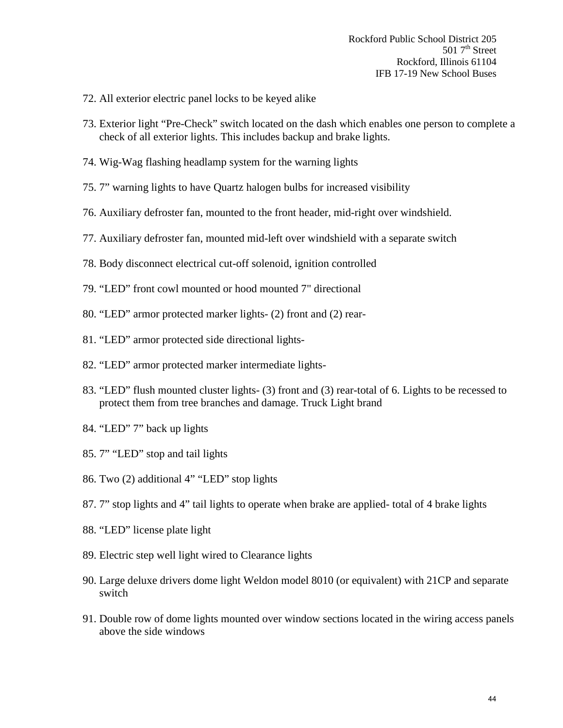72. All exterior electric panel locks to be keyed alike

73. Exterior light "Pre-Check" switch located on the dash which enables one person to complete a check of all exterior lights. This includes backup and brake lights.

74. Wig-Wag flashing headlamp system for the warning lights

75. 7" warning lights to have Quartz halogen bulbs for increased visibility

76. Auxiliary defroster fan, mounted to the front header, mid-right over windshield.

77. Auxiliary defroster fan, mounted mid-left over windshield with a separate switch

78. Body disconnect electrical cut-off solenoid, ignition controlled

79. "LED" front cowl mounted or hood mounted 7" directional

80. "LED" armor protected marker lights- (2) front and (2) rear-

81. "LED" armor protected side directional lights-

82. "LED" armor protected marker intermediate lights-

83. "LED" flush mounted cluster lights- (3) front and (3) rear-total of 6. Lights to be recessed to protect them from tree branches and damage. Truck Light brand

84. "LED" 7" back up lights

85. 7" "LED" stop and tail lights

86. Two (2) additional 4" "LED" stop lights

87. 7" stop lights and 4" tail lights to operate when brake are applied- total of 4 brake lights

88. "LED" license plate light

89. Electric step well light wired to Clearance lights

90. Large deluxe drivers dome light Weldon model 8010 (or equivalent) with 21CP and separate switch

91. Double row of dome lights mounted over window sections located in the wiring access panels above the side windows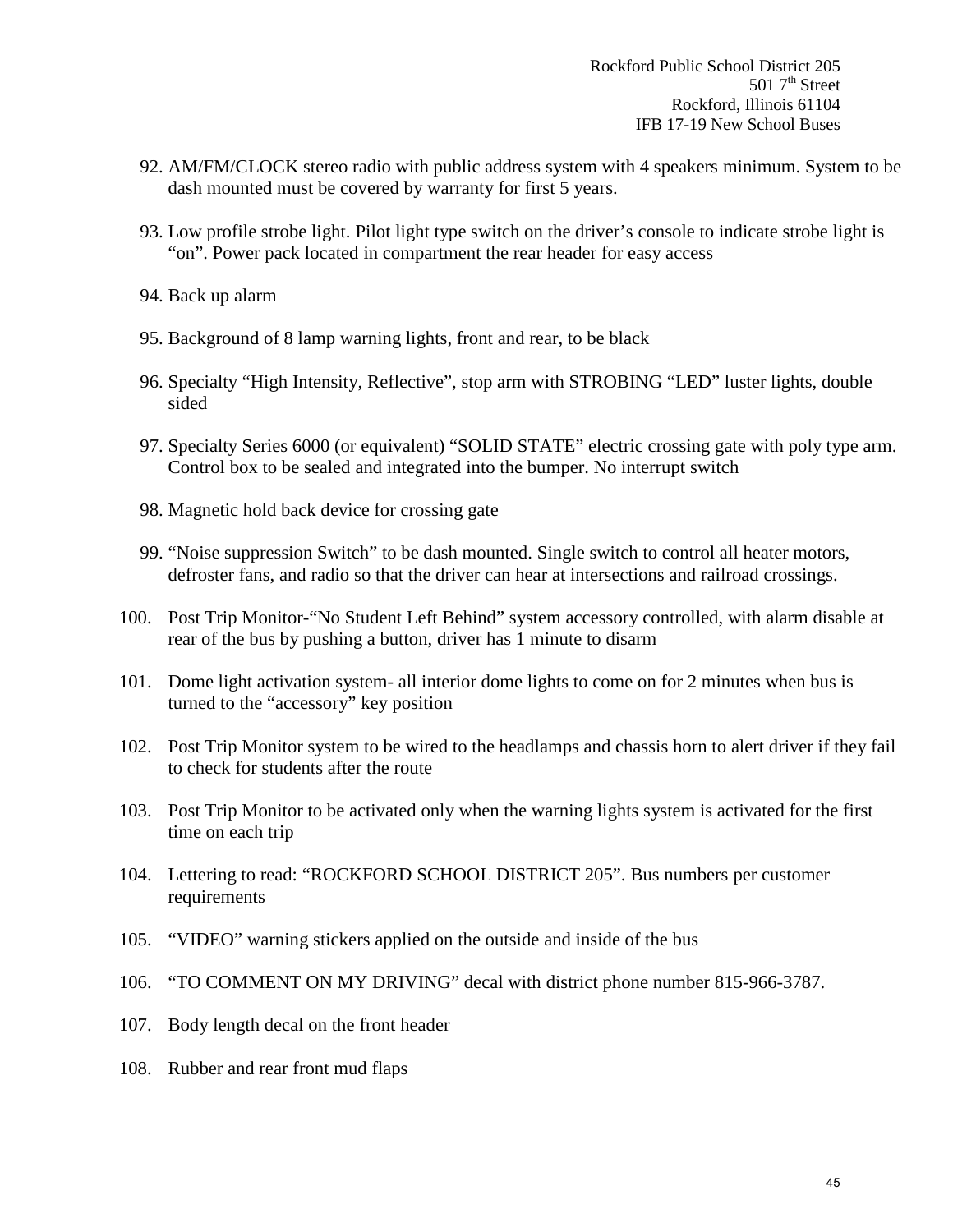92. AM/FM/CLOCK stereo radio with public address system with 4 speakers minimum. System to be dash mounted must be covered by warranty for first 5 years.

93. Low profile strobe light. Pilot light type switch on the driver's console to indicate strobe light is "on". Power pack located in compartment the rear header for easy access

94. Back up alarm

95. Background of 8 lamp warning lights, front and rear, to be black

96. Specialty "High Intensity, Reflective", stop arm with STROBING "LED" luster lights, double sided

97. Specialty Series 6000 (or equivalent) "SOLID STATE" electric crossing gate with poly type arm. Control box to be sealed and integrated into the bumper. No interrupt switch

98. Magnetic hold back device for crossing gate

99. "Noise suppression Switch" to be dash mounted. Single switch to control all heater motors, defroster fans, and radio so that the driver can hear at intersections and railroad crossings.

100. Post Trip Monitor-"No Student Left Behind" system accessory controlled, with alarm disable at rear of the bus by pushing a button, driver has 1 minute to disarm

101. Dome light activation system- all interior dome lights to come on for 2 minutes when bus is turned to the "accessory" key position

102. Post Trip Monitor system to be wired to the headlamps and chassis horn to alert driver if they fail to check for students after the route

103. Post Trip Monitor to be activated only when the warning lights system is activated for the first time on each trip

104. Lettering to read: "ROCKFORD SCHOOL DISTRICT 205". Bus numbers per customer requirements

105. "VIDEO" warning stickers applied on the outside and inside of the bus

106. "TO COMMENT ON MY DRIVING" decal with district phone number 815-966-3787.

107. Body length decal on the front header

108. Rubber and rear front mud flaps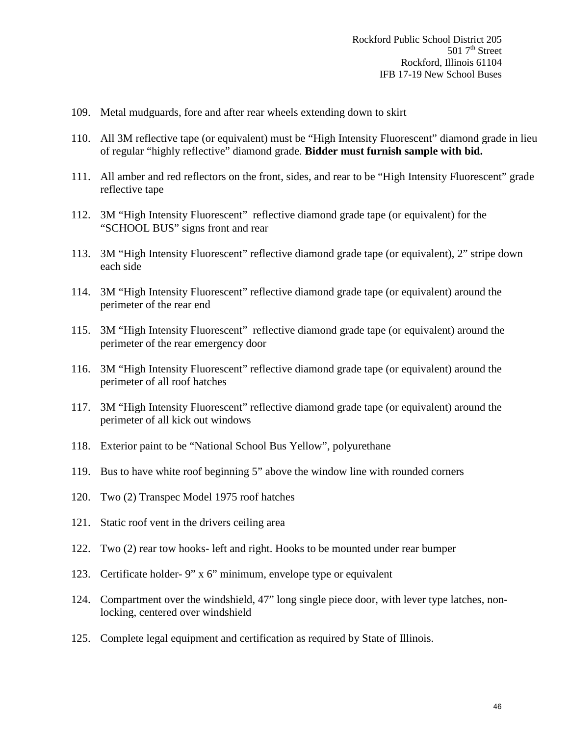109. Metal mudguards, fore and after rear wheels extending down to skirt

110. All 3M reflective tape (or equivalent) must be "High Intensity Fluorescent" diamond grade in lieu of regular "highly reflective" diamond grade. **Bidder must furnish sample with bid.**

111. All amber and red reflectors on the front, sides, and rear to be "High Intensity Fluorescent" grade reflective tape

112. 3M "High Intensity Fluorescent" reflective diamond grade tape (or equivalent) for the "SCHOOL BUS" signs front and rear

113. 3M "High Intensity Fluorescent" reflective diamond grade tape (or equivalent), 2" stripe down each side

114. 3M "High Intensity Fluorescent" reflective diamond grade tape (or equivalent) around the perimeter of the rear end

115. 3M "High Intensity Fluorescent" reflective diamond grade tape (or equivalent) around the perimeter of the rear emergency door

116. 3M "High Intensity Fluorescent" reflective diamond grade tape (or equivalent) around the perimeter of all roof hatches

117. 3M "High Intensity Fluorescent" reflective diamond grade tape (or equivalent) around the perimeter of all kick out windows

118. Exterior paint to be "National School Bus Yellow", polyurethane

119. Bus to have white roof beginning 5" above the window line with rounded corners

120. Two (2) Transpec Model 1975 roof hatches

121. Static roof vent in the drivers ceiling area

122. Two (2) rear tow hooks- left and right. Hooks to be mounted under rear bumper

123. Certificate holder- 9" x 6" minimum, envelope type or equivalent

124. Compartment over the windshield, 47" long single piece door, with lever type latches, non-locking, centered over windshield

125. Complete legal equipment and certification as required by State of Illinois.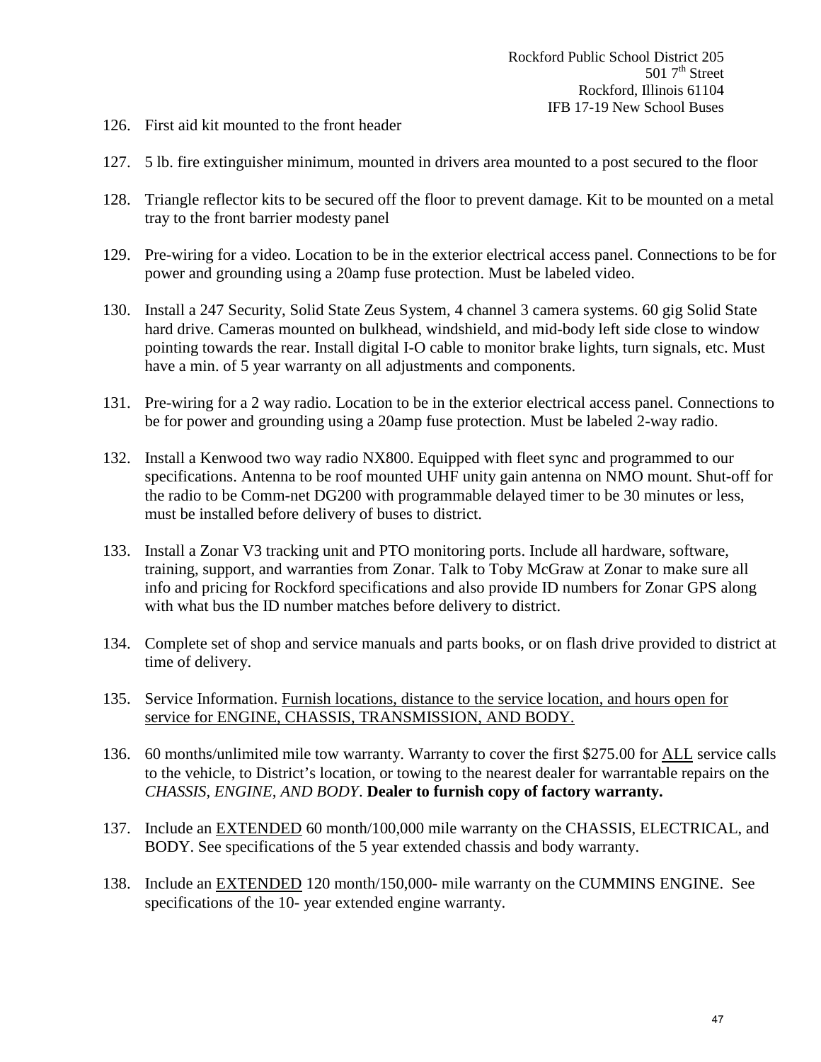126. First aid kit mounted to the front header

127. 5 lb. fire extinguisher minimum, mounted in drivers area mounted to a post secured to the floor

128. Triangle reflector kits to be secured off the floor to prevent damage. Kit to be mounted on a metal tray to the front barrier modesty panel

129. Pre-wiring for a video. Location to be in the exterior electrical access panel. Connections to be for power and grounding using a 20amp fuse protection. Must be labeled video.

130. Install a 247 Security, Solid State Zeus System, 4 channel 3 camera systems. 60 gig Solid State hard drive. Cameras mounted on bulkhead, windshield, and mid-body left side close to window pointing towards the rear. Install digital I-O cable to monitor brake lights, turn signals, etc. Must have a min. of 5 year warranty on all adjustments and components.

131. Pre-wiring for a 2 way radio. Location to be in the exterior electrical access panel. Connections to be for power and grounding using a 20amp fuse protection. Must be labeled 2-way radio.

132. Install a Kenwood two way radio NX800. Equipped with fleet sync and programmed to our specifications. Antenna to be roof mounted UHF unity gain antenna on NMO mount. Shut-off for the radio to be Comm-net DG200 with programmable delayed timer to be 30 minutes or less, must be installed before delivery of buses to district.

133. Install a Zonar V3 tracking unit and PTO monitoring ports. Include all hardware, software, training, support, and warranties from Zonar. Talk to Toby McGraw at Zonar to make sure all info and pricing for Rockford specifications and also provide ID numbers for Zonar GPS along with what bus the ID number matches before delivery to district.

134. Complete set of shop and service manuals and parts books, or on flash drive provided to district at time of delivery.

135. Service Information. <u>Furnish locations, distance to the service location, and hours open for service for ENGINE, CHASSIS, TRANSMISSION, AND BODY.</u>

136. 60 months/unlimited mile tow warranty. Warranty to cover the first $275.00 for <u>ALL</u> service calls to the vehicle, to District's location, or towing to the nearest dealer for warrantable repairs on the *CHASSIS, ENGINE, AND BODY*. **Dealer to furnish copy of factory warranty.**

137. Include an <u>EXTENDED</u> 60 month/100,000 mile warranty on the CHASSIS, ELECTRICAL, and BODY. See specifications of the 5 year extended chassis and body warranty.

138. Include an <u>EXTENDED</u> 120 month/150,000- mile warranty on the CUMMINS ENGINE. See specifications of the 10- year extended engine warranty.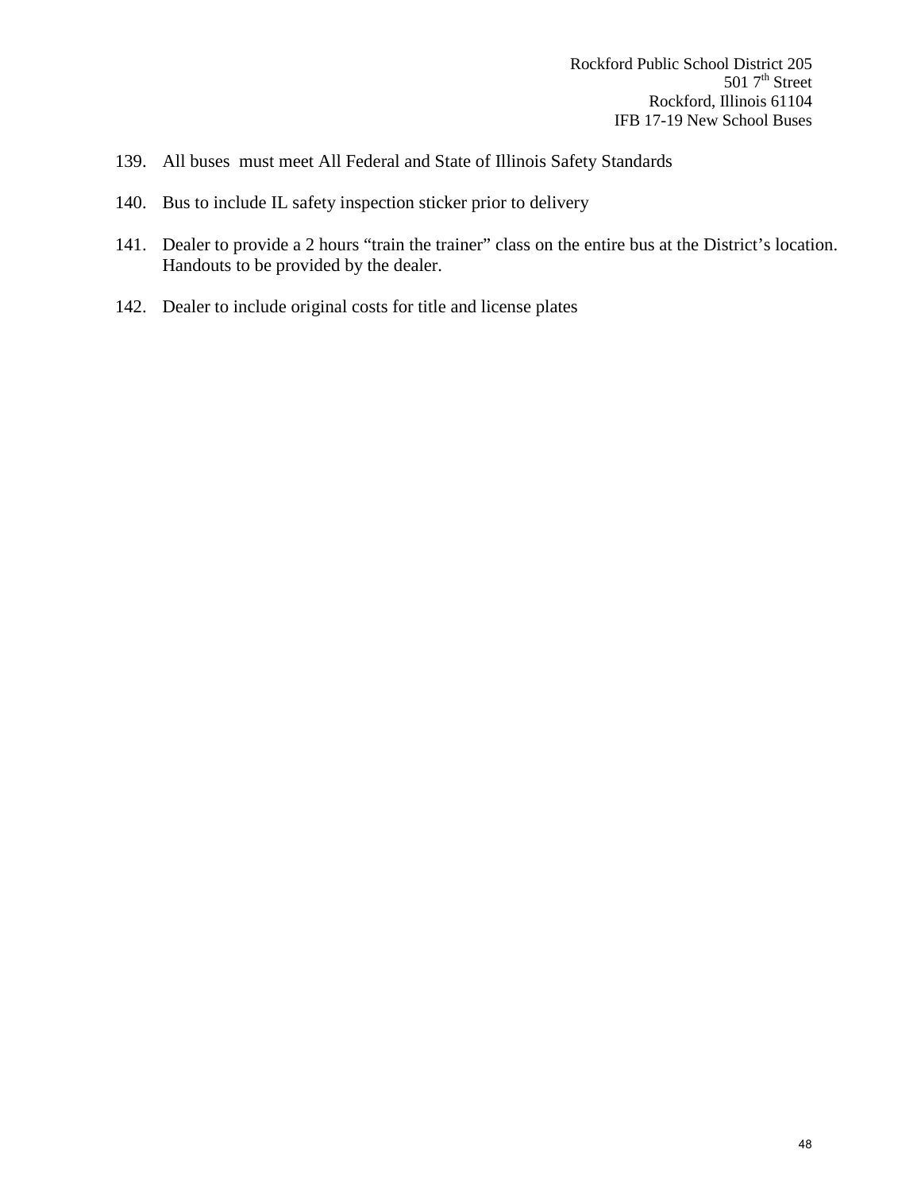139. All buses  must meet All Federal and State of Illinois Safety Standards

140. Bus to include IL safety inspection sticker prior to delivery

141. Dealer to provide a 2 hours “train the trainer” class on the entire bus at the District’s location. Handouts to be provided by the dealer.

142. Dealer to include original costs for title and license plates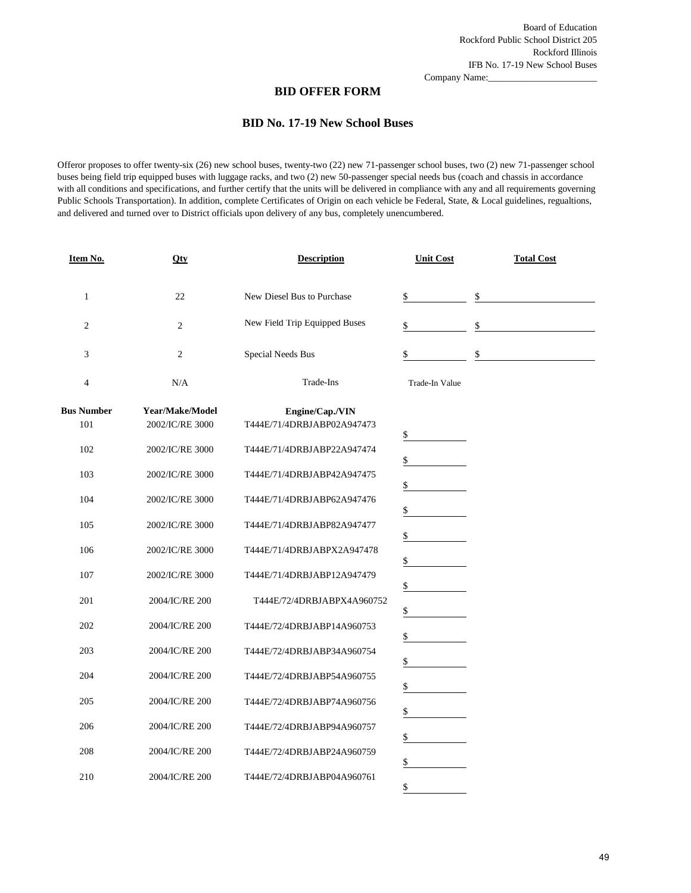Board of Education
Rockford Public School District 205
Rockford Illinois
IFB No. 17-19 New School Buses
Company Name:________________________

## BID OFFER FORM

### BID No. 17-19 New School Buses

Offeror proposes to offer twenty-six (26) new school buses, twenty-two (22) new 71-passenger school buses, two (2) new 71-passenger school buses being field trip equipped buses with luggage racks, and two (2) new 50-passenger special needs bus (coach and chassis in accordance with all conditions and specifications, and further certify that the units will be delivered in compliance with any and all requirements governing Public Schools Transportation). In addition, complete Certificates of Origin on each vehicle be Federal, State, & Local guidelines, regualtions, and delivered and turned over to District officials upon delivery of any bus, completely unencumbered.

| Item No. | Qty | Description | Unit Cost | Total Cost |
|---|---|---|---|---|
| 1 | 22 | New Diesel Bus to Purchase | $ | $ |
| 2 | 2 | New Field Trip Equipped Buses | $ | $ |
| 3 | 2 | Special Needs Bus | $ | $ |
| 4 | N/A | Trade-Ins | Trade-In Value | |
| **Bus Number** | **Year/Make/Model** | **Engine/Cap./VIN** | | |
| 101 | 2002/IC/RE 3000 | T444E/71/4DRBJABP02A947473 | $ | |
| 102 | 2002/IC/RE 3000 | T444E/71/4DRBJABP22A947474 | $ | |
| 103 | 2002/IC/RE 3000 | T444E/71/4DRBJABP42A947475 | $ | |
| 104 | 2002/IC/RE 3000 | T444E/71/4DRBJABP62A947476 | $ | |
| 105 | 2002/IC/RE 3000 | T444E/71/4DRBJABP82A947477 | $ | |
| 106 | 2002/IC/RE 3000 | T444E/71/4DRBJABPX2A947478 | $ | |
| 107 | 2002/IC/RE 3000 | T444E/71/4DRBJABP12A947479 | $ | |
| 201 | 2004/IC/RE 200 | T444E/72/4DRBJABPX4A960752 | $ | |
| 202 | 2004/IC/RE 200 | T444E/72/4DRBJABP14A960753 | $ | |
| 203 | 2004/IC/RE 200 | T444E/72/4DRBJABP34A960754 | $ | |
| 204 | 2004/IC/RE 200 | T444E/72/4DRBJABP54A960755 | $ | |
| 205 | 2004/IC/RE 200 | T444E/72/4DRBJABP74A960756 | $ | |
| 206 | 2004/IC/RE 200 | T444E/72/4DRBJABP94A960757 | $ | |
| 208 | 2004/IC/RE 200 | T444E/72/4DRBJABP24A960759 | $ | |
| 210 | 2004/IC/RE 200 | T444E/72/4DRBJABP04A960761 | $ | |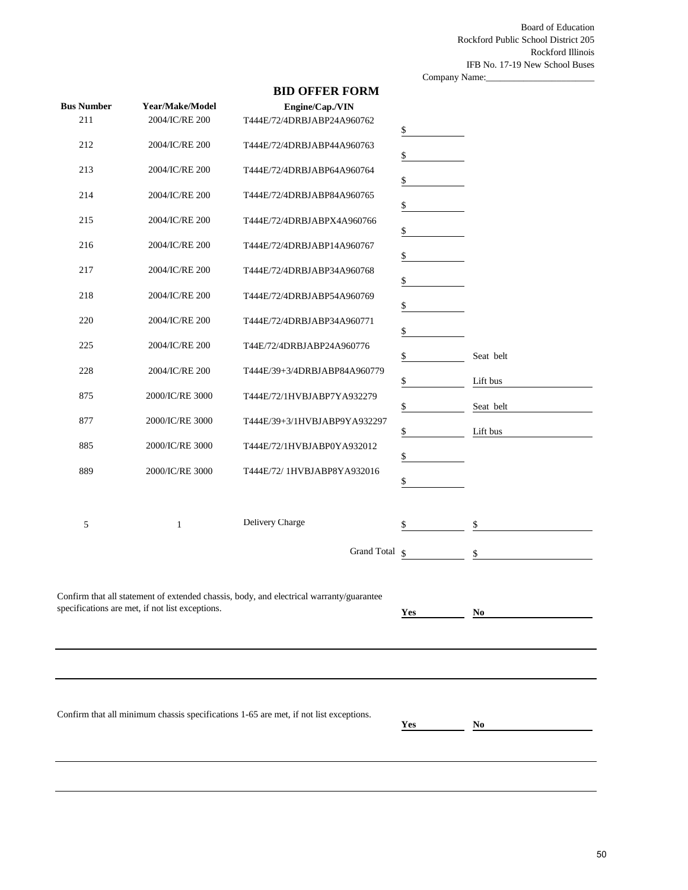Board of Education
Rockford Public School District 205
Rockford Illinois
IFB No. 17-19 New School Buses
Company Name:________________________

## BID OFFER FORM

| Bus Number | Year/Make/Model | Engine/Cap./VIN | | |
|---|---|---|---|---|
| 211 | 2004/IC/RE 200 | T444E/72/4DRBJABP24A960762 | $ | |
| 212 | 2004/IC/RE 200 | T444E/72/4DRBJABP44A960763 | $ | |
| 213 | 2004/IC/RE 200 | T444E/72/4DRBJABP64A960764 | $ | |
| 214 | 2004/IC/RE 200 | T444E/72/4DRBJABP84A960765 | $ | |
| 215 | 2004/IC/RE 200 | T444E/72/4DRBJABPX4A960766 | $ | |
| 216 | 2004/IC/RE 200 | T444E/72/4DRBJABP14A960767 | $ | |
| 217 | 2004/IC/RE 200 | T444E/72/4DRBJABP34A960768 | $ | |
| 218 | 2004/IC/RE 200 | T444E/72/4DRBJABP54A960769 | $ | |
| 220 | 2004/IC/RE 200 | T444E/72/4DRBJABP34A960771 | $ | |
| 225 | 2004/IC/RE 200 | T44E/72/4DRBJABP24A960776 | $ | Seat belt |
| 228 | 2004/IC/RE 200 | T444E/39+3/4DRBJABP84A960779 | $ | Lift bus |
| 875 | 2000/IC/RE 3000 | T444E/72/1HVBJABP7YA932279 | $ | Seat belt |
| 877 | 2000/IC/RE 3000 | T444E/39+3/1HVBJABP9YA932297 | $ | Lift bus |
| 885 | 2000/IC/RE 3000 | T444E/72/1HVBJABP0YA932012 | $ | |
| 889 | 2000/IC/RE 3000 | T444E/72/ 1HVBJABP8YA932016 | $ | |
| 5 | 1 | Delivery Charge | $ | $ |
| | | Grand Total | $ | $ |

Confirm that all statement of extended chassis, body, and electrical warranty/guarantee specifications are met, if not list exceptions. **Yes**________ **No**________

______________________________________________________________________

______________________________________________________________________

Confirm that all minimum chassis specifications 1-65 are met, if not list exceptions. **Yes**________ **No**________

______________________________________________________________________

______________________________________________________________________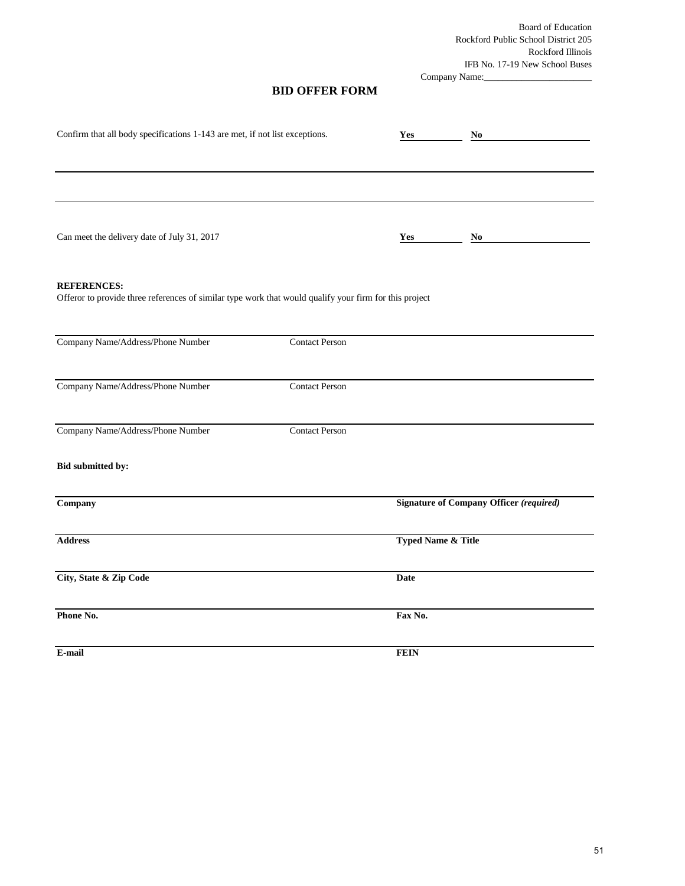Board of Education
Rockford Public School District 205
Rockford Illinois
IFB No. 17-19 New School Buses
Company Name:________________________

## BID OFFER FORM

Confirm that all body specifications 1-143 are met, if not list exceptions. **Yes** ________ **No** ____________________

______________________________________________________________________

______________________________________________________________________

Can meet the delivery date of July 31, 2017 **Yes** ________ **No** ____________________

**REFERENCES:**
Offeror to provide three references of similar type work that would qualify your firm for this project

______________________________________________________________________
Company Name/Address/Phone Number Contact Person

______________________________________________________________________
Company Name/Address/Phone Number Contact Person

______________________________________________________________________
Company Name/Address/Phone Number Contact Person

**Bid submitted by:**

| | |
|---|---|
| **Company** | **Signature of Company Officer *(required)*** |
| **Address** | **Typed Name & Title** |
| **City, State & Zip Code** | **Date** |
| **Phone No.** | **Fax No.** |
| **E-mail** | **FEIN** |